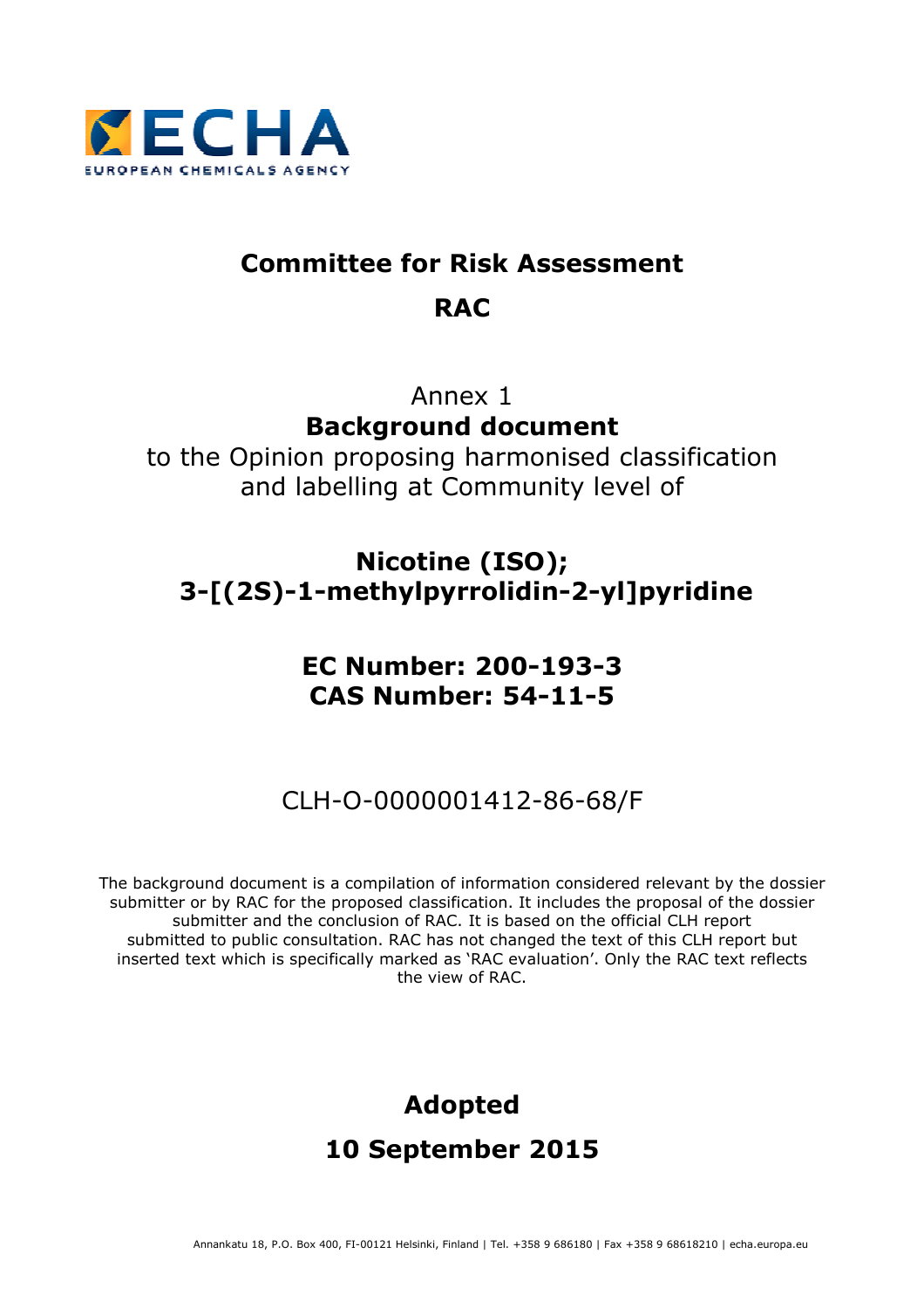# Committee for Risk Assessment

# RAC

Annex 1

**Background document**

to the Opinion proposing harmonised classification and labelling at Community level of

## Nicotine (ISO); 3-[(2S)-1-methylpyrrolidin-2-yl]pyridine

## EC Number: 200-193-3
## CAS Number: 54-11-5

CLH-O-0000001412-86-68/F

The background document is a compilation of information considered relevant by the dossier submitter or by RAC for the proposed classification. It includes the proposal of the dossier submitter and the conclusion of RAC. It is based on the official CLH report submitted to public consultation. RAC has not changed the text of this CLH report but inserted text which is specifically marked as 'RAC evaluation'. Only the RAC text reflects the view of RAC.

**Adopted**

**10 September 2015**

Annankatu 18, P.O. Box 400, FI-00121 Helsinki, Finland | Tel. +358 9 686180 | Fax +358 9 68618210 | echa.europa.eu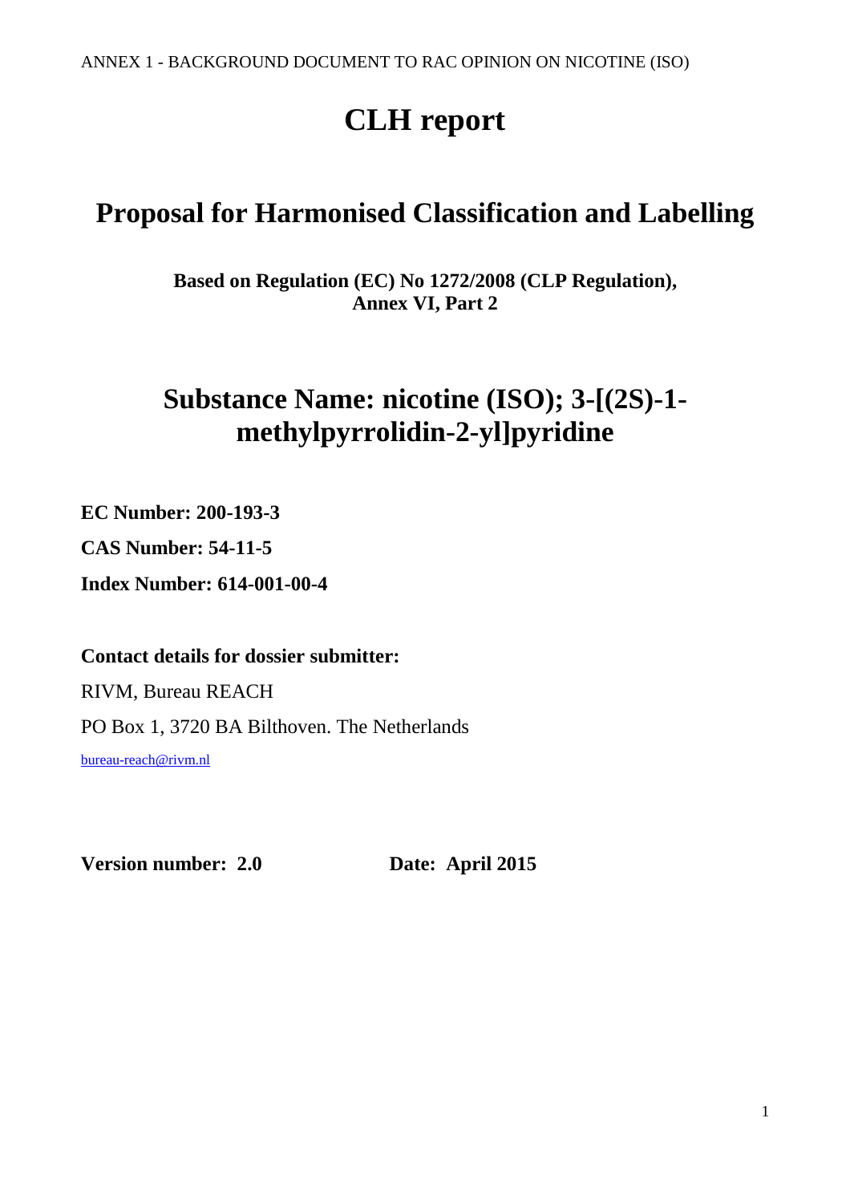# CLH report

## Proposal for Harmonised Classification and Labelling

**Based on Regulation (EC) No 1272/2008 (CLP Regulation), Annex VI, Part 2**

## Substance Name: nicotine (ISO); 3-[(2S)-1-methylpyrrolidin-2-yl]pyridine

**EC Number: 200-193-3**

**CAS Number: 54-11-5**

**Index Number: 614-001-00-4**

**Contact details for dossier submitter:**

RIVM, Bureau REACH

PO Box 1, 3720 BA Bilthoven. The Netherlands

bureau-reach@rivm.nl

**Version number: 2.0** **Date: April 2015**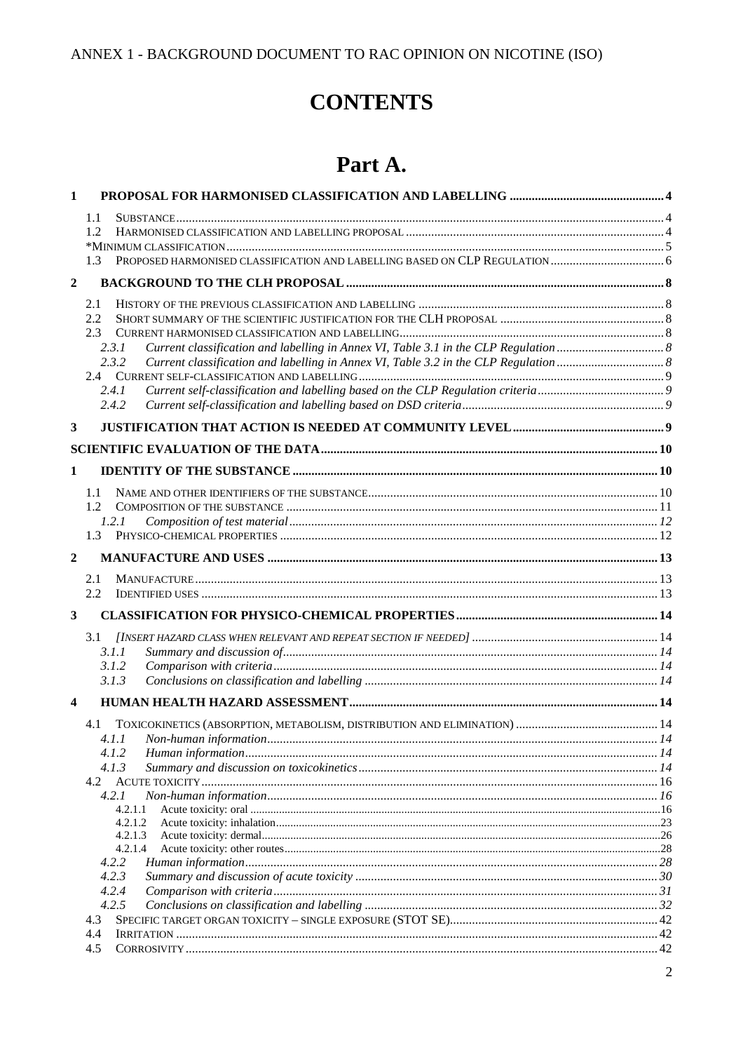ANNEX 1 - BACKGROUND DOCUMENT TO RAC OPINION ON NICOTINE (ISO)

# CONTENTS

# Part A.

**1 PROPOSAL FOR HARMONISED CLASSIFICATION AND LABELLING ... 4**

- 1.1 SUBSTANCE ... 4
- 1.2 HARMONISED CLASSIFICATION AND LABELLING PROPOSAL ... 4
- *MINIMUM CLASSIFICATION ... 5
- 1.3 PROPOSED HARMONISED CLASSIFICATION AND LABELLING BASED ON CLP REGULATION ... 6

**2 BACKGROUND TO THE CLH PROPOSAL ... 8**

- 2.1 HISTORY OF THE PREVIOUS CLASSIFICATION AND LABELLING ... 8
- 2.2 SHORT SUMMARY OF THE SCIENTIFIC JUSTIFICATION FOR THE CLH PROPOSAL ... 8
- 2.3 CURRENT HARMONISED CLASSIFICATION AND LABELLING ... 8
  - *2.3.1 Current classification and labelling in Annex VI, Table 3.1 in the CLP Regulation ... 8*
  - *2.3.2 Current classification and labelling in Annex VI, Table 3.2 in the CLP Regulation ... 8*
- 2.4 CURRENT SELF-CLASSIFICATION AND LABELLING ... 9
  - *2.4.1 Current self-classification and labelling based on the CLP Regulation criteria ... 9*
  - *2.4.2 Current self-classification and labelling based on DSD criteria ... 9*

**3 JUSTIFICATION THAT ACTION IS NEEDED AT COMMUNITY LEVEL ... 9**

**SCIENTIFIC EVALUATION OF THE DATA ... 10**

**1 IDENTITY OF THE SUBSTANCE ... 10**

- 1.1 NAME AND OTHER IDENTIFIERS OF THE SUBSTANCE ... 10
- 1.2 COMPOSITION OF THE SUBSTANCE ... 11
  - *1.2.1 Composition of test material ... 12*
- 1.3 PHYSICO-CHEMICAL PROPERTIES ... 12

**2 MANUFACTURE AND USES ... 13**

- 2.1 MANUFACTURE ... 13
- 2.2 IDENTIFIED USES ... 13

**3 CLASSIFICATION FOR PHYSICO-CHEMICAL PROPERTIES ... 14**

- 3.1 *[INSERT HAZARD CLASS WHEN RELEVANT AND REPEAT SECTION IF NEEDED]* ... 14
  - *3.1.1 Summary and discussion of ... 14*
  - *3.1.2 Comparison with criteria ... 14*
  - *3.1.3 Conclusions on classification and labelling ... 14*

**4 HUMAN HEALTH HAZARD ASSESSMENT ... 14**

- 4.1 TOXICOKINETICS (ABSORPTION, METABOLISM, DISTRIBUTION AND ELIMINATION) ... 14
  - *4.1.1 Non-human information ... 14*
  - *4.1.2 Human information ... 14*
  - *4.1.3 Summary and discussion on toxicokinetics ... 14*
- 4.2 ACUTE TOXICITY ... 16
  - *4.2.1 Non-human information ... 16*
    - 4.2.1.1 Acute toxicity: oral ... 16
    - 4.2.1.2 Acute toxicity: inhalation ... 23
    - 4.2.1.3 Acute toxicity: dermal ... 26
    - 4.2.1.4 Acute toxicity: other routes ... 28
  - *4.2.2 Human information ... 28*
  - *4.2.3 Summary and discussion of acute toxicity ... 30*
  - *4.2.4 Comparison with criteria ... 31*
  - *4.2.5 Conclusions on classification and labelling ... 32*
- 4.3 SPECIFIC TARGET ORGAN TOXICITY – SINGLE EXPOSURE (STOT SE) ... 42
- 4.4 IRRITATION ... 42
- 4.5 CORROSIVITY ... 42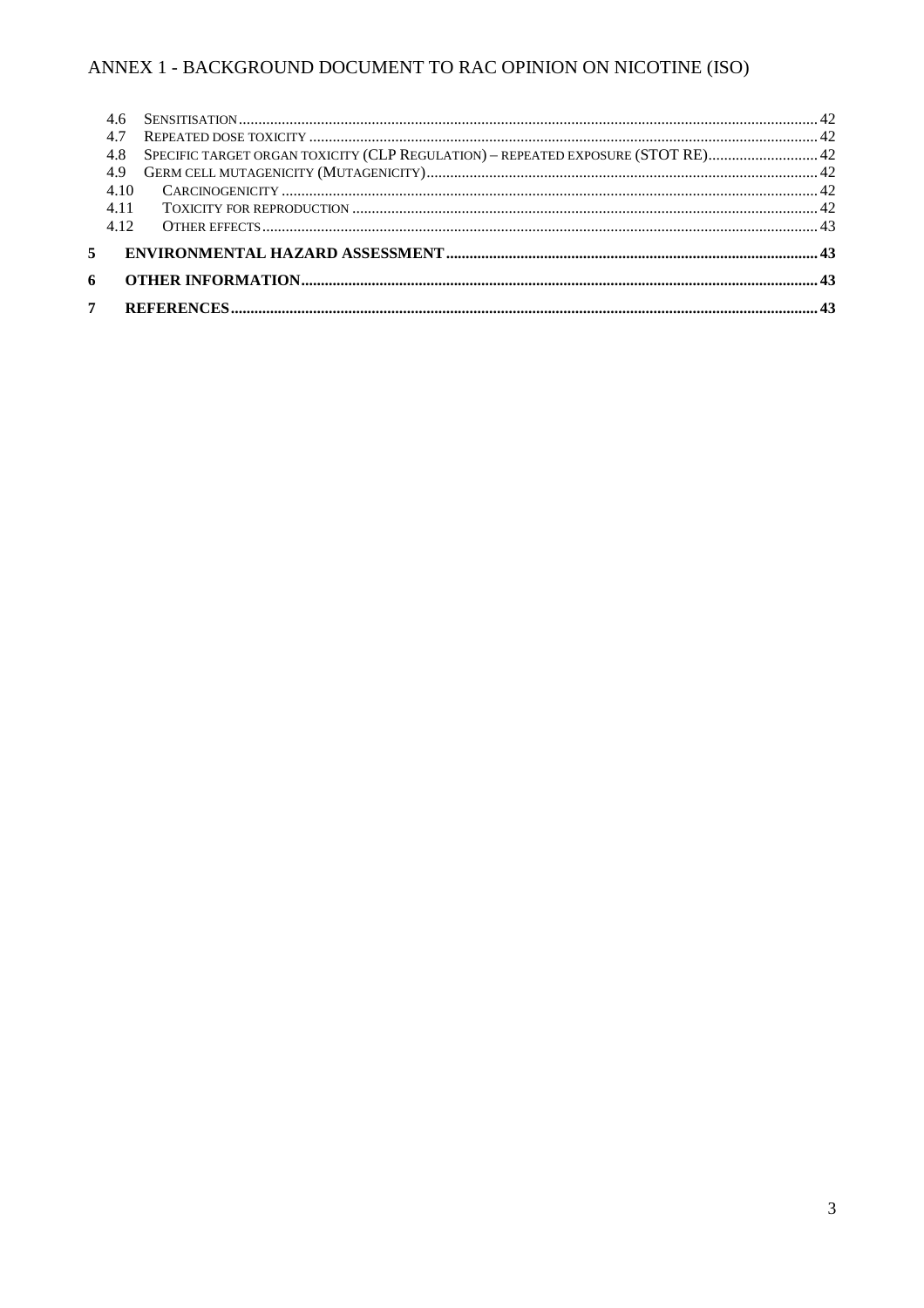4.6 SENSITISATION ..... 42
4.7 REPEATED DOSE TOXICITY ..... 42
4.8 SPECIFIC TARGET ORGAN TOXICITY (CLP REGULATION) – REPEATED EXPOSURE (STOT RE) ..... 42
4.9 GERM CELL MUTAGENICITY (MUTAGENICITY) ..... 42
4.10 CARCINOGENICITY ..... 42
4.11 TOXICITY FOR REPRODUCTION ..... 42
4.12 OTHER EFFECTS ..... 43

**5 ENVIRONMENTAL HAZARD ASSESSMENT ..... 43**

**6 OTHER INFORMATION ..... 43**

**7 REFERENCES ..... 43**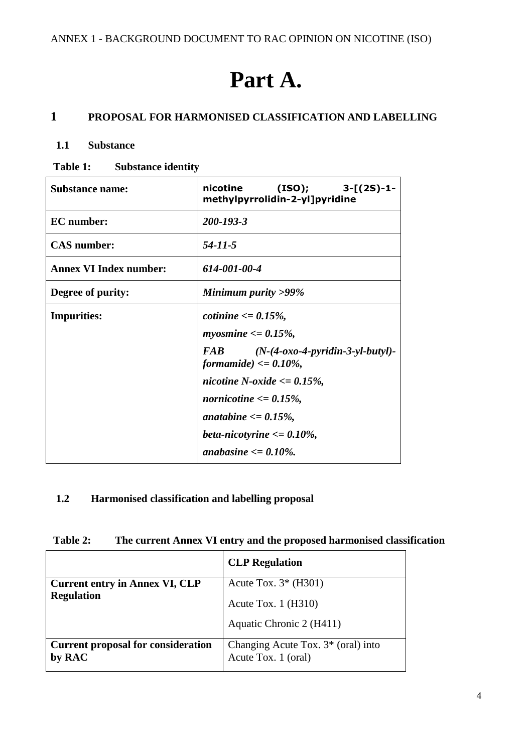# Part A.

## 1 PROPOSAL FOR HARMONISED CLASSIFICATION AND LABELLING

### 1.1 Substance

**Table 1: Substance identity**

| | |
|---|---|
| **Substance name:** | **nicotine (ISO); 3-[(2S)-1-methylpyrrolidin-2-yl]pyridine** |
| **EC number:** | ***200-193-3*** |
| **CAS number:** | ***54-11-5*** |
| **Annex VI Index number:** | ***614-001-00-4*** |
| **Degree of purity:** | ***Minimum purity >99%*** |
| **Impurities:** | ***cotinine <= 0.15%,*** <br> ***myosmine <= 0.15%,*** <br> ***FAB (N-(4-oxo-4-pyridin-3-yl-butyl)-formamide) <= 0.10%,*** <br> ***nicotine N-oxide <= 0.15%,*** <br> ***nornicotine <= 0.15%,*** <br> ***anatabine <= 0.15%,*** <br> ***beta-nicotyrine <= 0.10%,*** <br> ***anabasine <= 0.10%.*** |

### 1.2 Harmonised classification and labelling proposal

**Table 2: The current Annex VI entry and the proposed harmonised classification**

| | **CLP Regulation** |
|---|---|
| **Current entry in Annex VI, CLP Regulation** | Acute Tox. 3* (H301) <br> Acute Tox. 1 (H310) <br> Aquatic Chronic 2 (H411) |
| **Current proposal for consideration by RAC** | Changing Acute Tox. 3* (oral) into Acute Tox. 1 (oral) |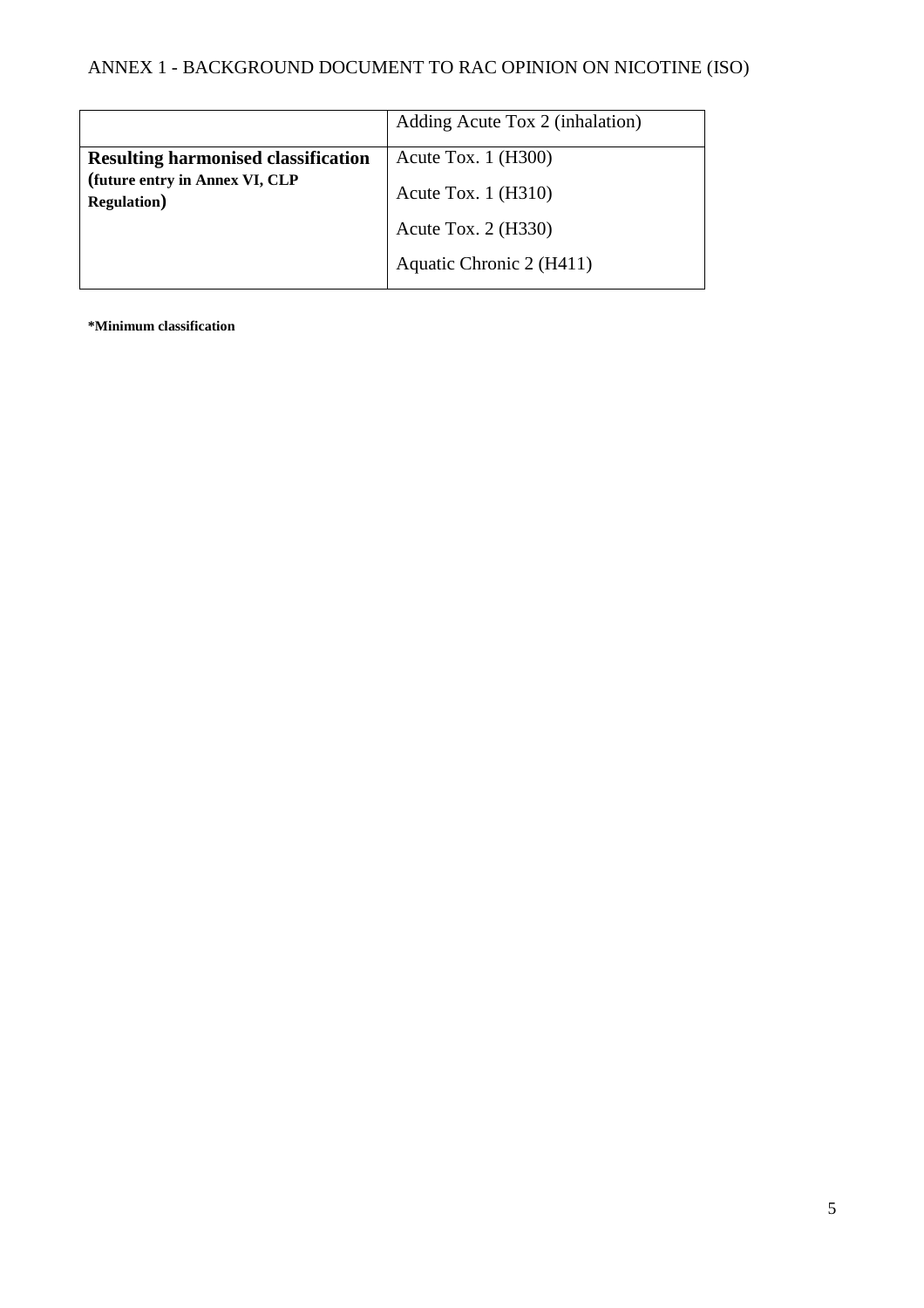|  | Adding Acute Tox 2 (inhalation) |
|---|---|
| **Resulting harmonised classification (future entry in Annex VI, CLP Regulation)** | Acute Tox. 1 (H300)<br>Acute Tox. 1 (H310)<br>Acute Tox. 2 (H330)<br>Aquatic Chronic 2 (H411) |

**\*Minimum classification**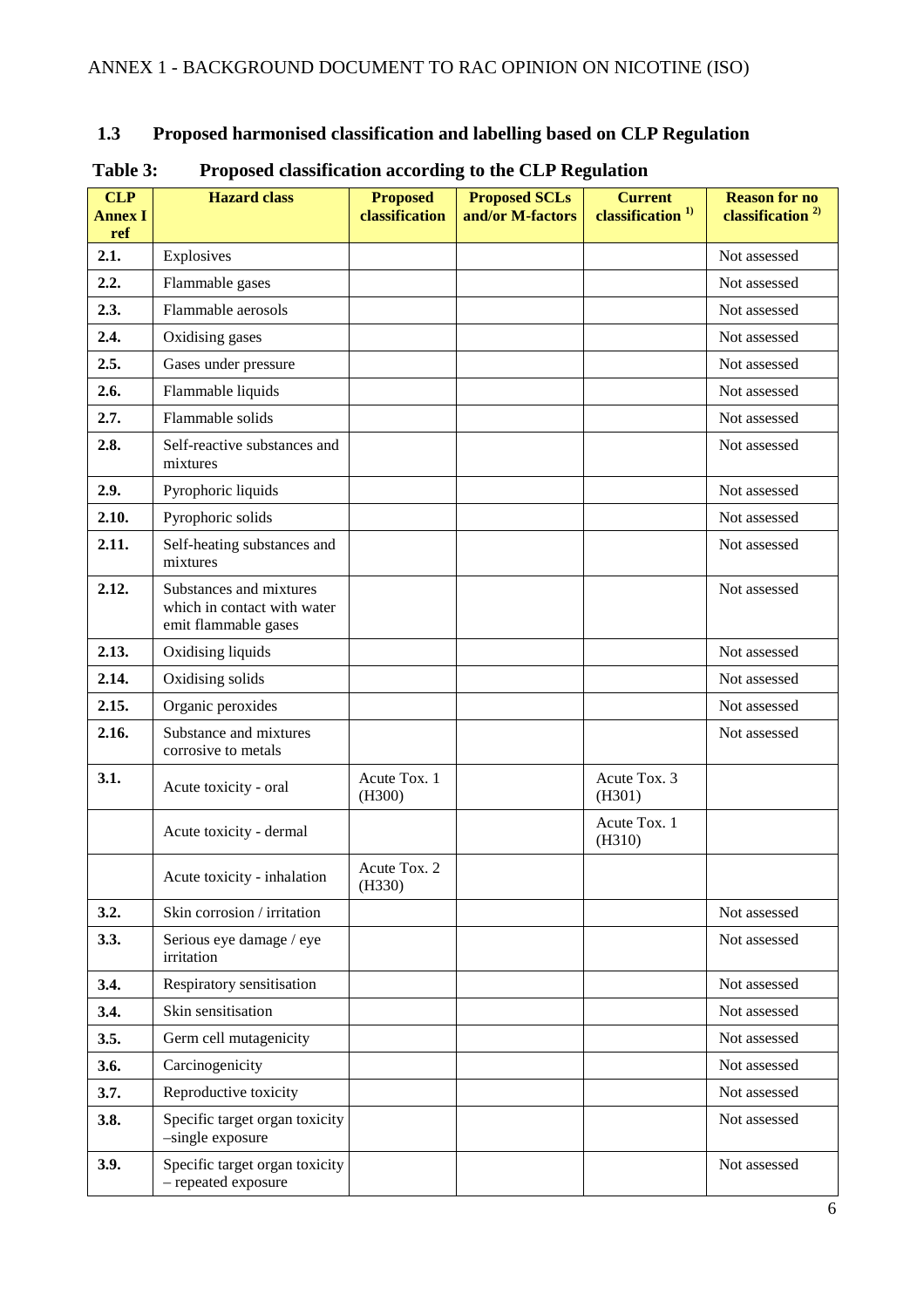### 1.3 Proposed harmonised classification and labelling based on CLP Regulation

**Table 3: Proposed classification according to the CLP Regulation**

| CLP Annex I ref | Hazard class | Proposed classification | Proposed SCLs and/or M-factors | Current classification [1)] | Reason for no classification [2)] |
|---|---|---|---|---|---|
| **2.1.** | Explosives | | | | Not assessed |
| **2.2.** | Flammable gases | | | | Not assessed |
| **2.3.** | Flammable aerosols | | | | Not assessed |
| **2.4.** | Oxidising gases | | | | Not assessed |
| **2.5.** | Gases under pressure | | | | Not assessed |
| **2.6.** | Flammable liquids | | | | Not assessed |
| **2.7.** | Flammable solids | | | | Not assessed |
| **2.8.** | Self-reactive substances and mixtures | | | | Not assessed |
| **2.9.** | Pyrophoric liquids | | | | Not assessed |
| **2.10.** | Pyrophoric solids | | | | Not assessed |
| **2.11.** | Self-heating substances and mixtures | | | | Not assessed |
| **2.12.** | Substances and mixtures which in contact with water emit flammable gases | | | | Not assessed |
| **2.13.** | Oxidising liquids | | | | Not assessed |
| **2.14.** | Oxidising solids | | | | Not assessed |
| **2.15.** | Organic peroxides | | | | Not assessed |
| **2.16.** | Substance and mixtures corrosive to metals | | | | Not assessed |
| **3.1.** | Acute toxicity - oral | Acute Tox. 1 (H300) | | Acute Tox. 3 (H301) | |
| | Acute toxicity - dermal | | | Acute Tox. 1 (H310) | |
| | Acute toxicity - inhalation | Acute Tox. 2 (H330) | | | |
| **3.2.** | Skin corrosion / irritation | | | | Not assessed |
| **3.3.** | Serious eye damage / eye irritation | | | | Not assessed |
| **3.4.** | Respiratory sensitisation | | | | Not assessed |
| **3.4.** | Skin sensitisation | | | | Not assessed |
| **3.5.** | Germ cell mutagenicity | | | | Not assessed |
| **3.6.** | Carcinogenicity | | | | Not assessed |
| **3.7.** | Reproductive toxicity | | | | Not assessed |
| **3.8.** | Specific target organ toxicity –single exposure | | | | Not assessed |
| **3.9.** | Specific target organ toxicity – repeated exposure | | | | Not assessed |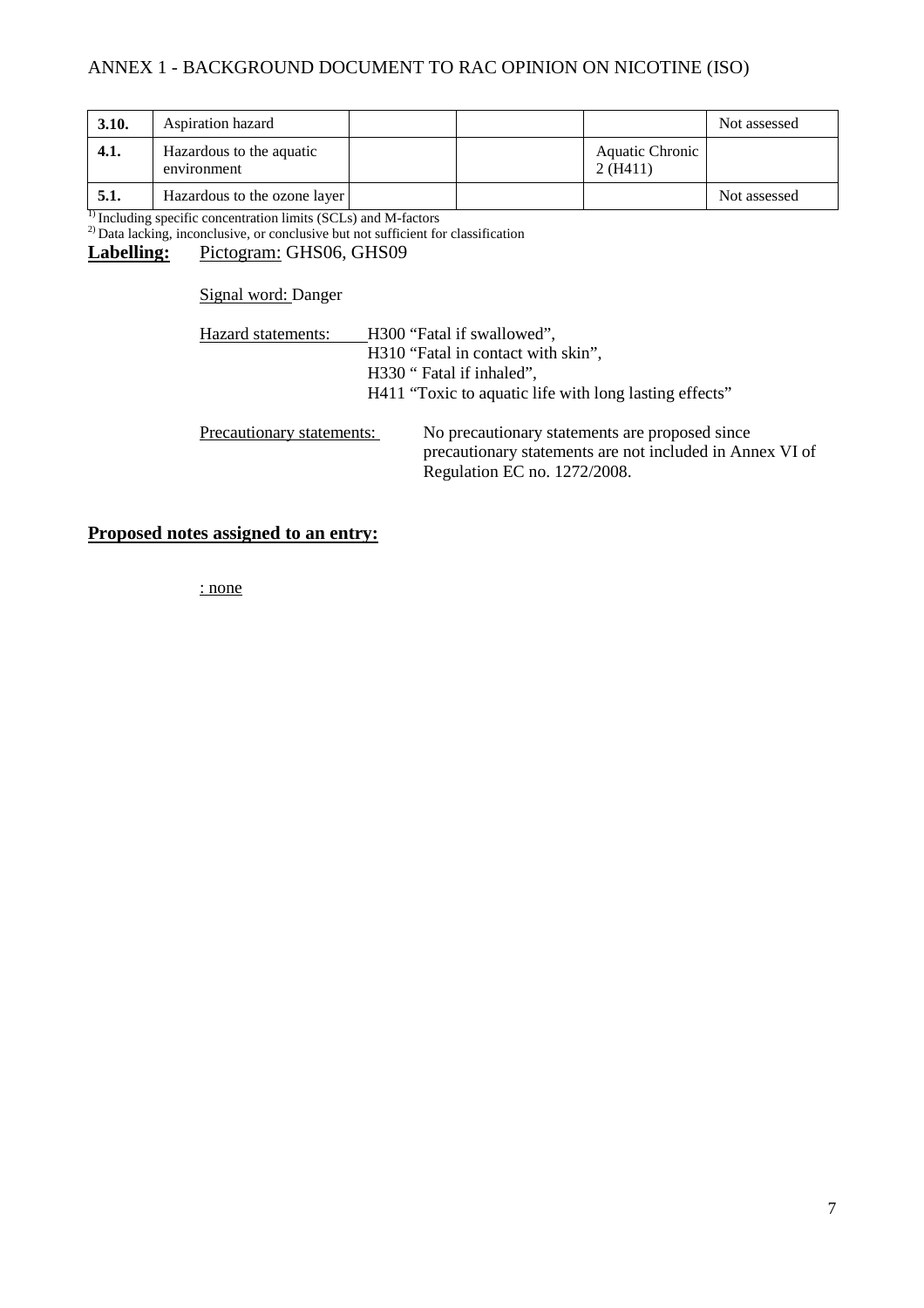| 3.10. | Aspiration hazard | | | | Not assessed |
|---|---|---|---|---|---|
| 4.1. | Hazardous to the aquatic environment | | | Aquatic Chronic 2 (H411) | |
| 5.1. | Hazardous to the ozone layer | | | | Not assessed |

[1)] Including specific concentration limits (SCLs) and M-factors
[2)] Data lacking, inconclusive, or conclusive but not sufficient for classification

**Labelling:** Pictogram: GHS06, GHS09

Signal word: Danger

Hazard statements: H300 "Fatal if swallowed",
H310 "Fatal in contact with skin",
H330 " Fatal if inhaled",
H411 "Toxic to aquatic life with long lasting effects"

Precautionary statements: No precautionary statements are proposed since precautionary statements are not included in Annex VI of Regulation EC no. 1272/2008.

**Proposed notes assigned to an entry:**

: none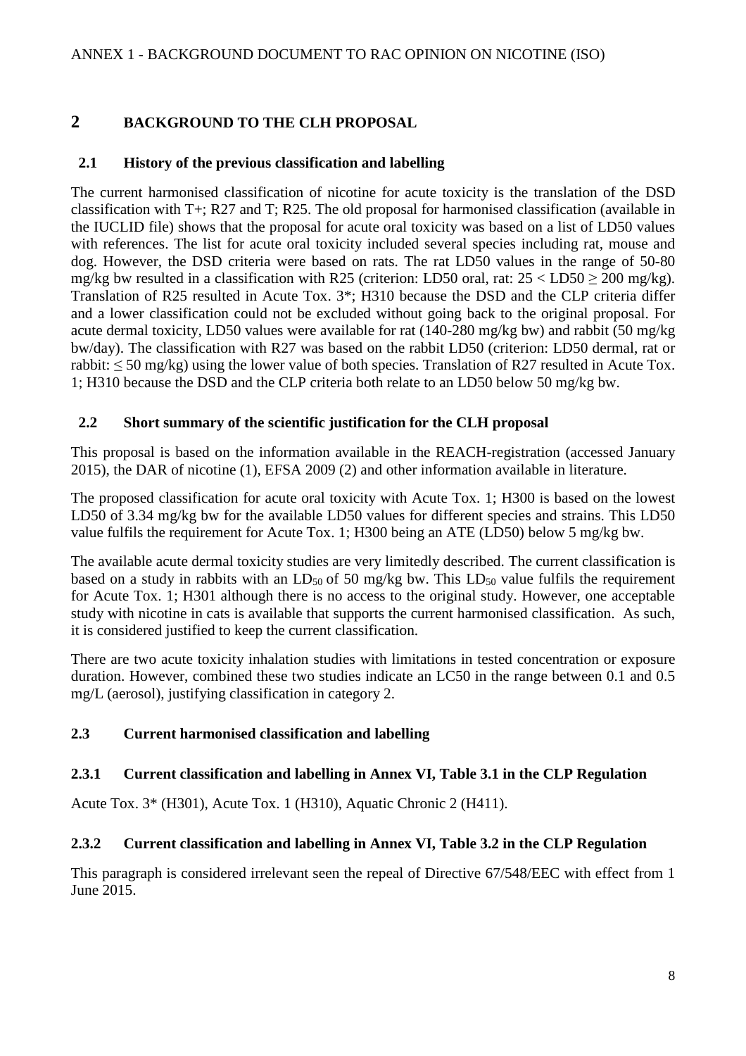## 2 BACKGROUND TO THE CLH PROPOSAL

### 2.1 History of the previous classification and labelling

The current harmonised classification of nicotine for acute toxicity is the translation of the DSD classification with T+; R27 and T; R25. The old proposal for harmonised classification (available in the IUCLID file) shows that the proposal for acute oral toxicity was based on a list of LD50 values with references. The list for acute oral toxicity included several species including rat, mouse and dog. However, the DSD criteria were based on rats. The rat LD50 values in the range of 50-80 mg/kg bw resulted in a classification with R25 (criterion: LD50 oral, rat: 25 < LD50 ≥ 200 mg/kg). Translation of R25 resulted in Acute Tox. 3*; H310 because the DSD and the CLP criteria differ and a lower classification could not be excluded without going back to the original proposal. For acute dermal toxicity, LD50 values were available for rat (140-280 mg/kg bw) and rabbit (50 mg/kg bw/day). The classification with R27 was based on the rabbit LD50 (criterion: LD50 dermal, rat or rabbit: ≤ 50 mg/kg) using the lower value of both species. Translation of R27 resulted in Acute Tox. 1; H310 because the DSD and the CLP criteria both relate to an LD50 below 50 mg/kg bw.

### 2.2 Short summary of the scientific justification for the CLH proposal

This proposal is based on the information available in the REACH-registration (accessed January 2015), the DAR of nicotine (1), EFSA 2009 (2) and other information available in literature.

The proposed classification for acute oral toxicity with Acute Tox. 1; H300 is based on the lowest LD50 of 3.34 mg/kg bw for the available LD50 values for different species and strains. This LD50 value fulfils the requirement for Acute Tox. 1; H300 being an ATE (LD50) below 5 mg/kg bw.

The available acute dermal toxicity studies are very limitedly described. The current classification is based on a study in rabbits with an $LD_{50}$ of 50 mg/kg bw. This $LD_{50}$ value fulfils the requirement for Acute Tox. 1; H301 although there is no access to the original study. However, one acceptable study with nicotine in cats is available that supports the current harmonised classification. As such, it is considered justified to keep the current classification.

There are two acute toxicity inhalation studies with limitations in tested concentration or exposure duration. However, combined these two studies indicate an LC50 in the range between 0.1 and 0.5 mg/L (aerosol), justifying classification in category 2.

### 2.3 Current harmonised classification and labelling

#### 2.3.1 Current classification and labelling in Annex VI, Table 3.1 in the CLP Regulation

Acute Tox. 3* (H301), Acute Tox. 1 (H310), Aquatic Chronic 2 (H411).

#### 2.3.2 Current classification and labelling in Annex VI, Table 3.2 in the CLP Regulation

This paragraph is considered irrelevant seen the repeal of Directive 67/548/EEC with effect from 1 June 2015.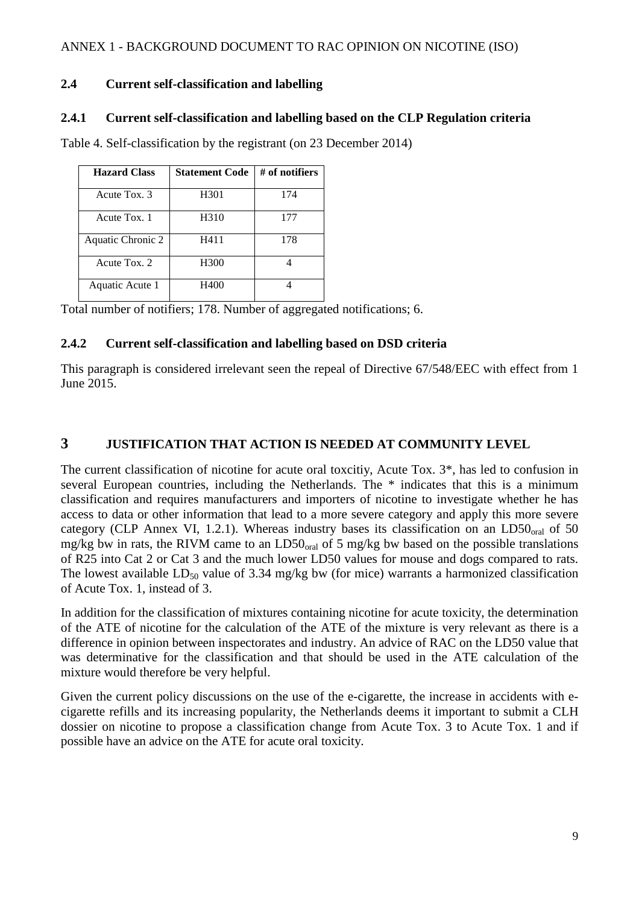## 2.4 Current self-classification and labelling

### 2.4.1 Current self-classification and labelling based on the CLP Regulation criteria

Table 4. Self-classification by the registrant (on 23 December 2014)

| Hazard Class | Statement Code | # of notifiers |
|---|---|---|
| Acute Tox. 3 | H301 | 174 |
| Acute Tox. 1 | H310 | 177 |
| Aquatic Chronic 2 | H411 | 178 |
| Acute Tox. 2 | H300 | 4 |
| Aquatic Acute 1 | H400 | 4 |

Total number of notifiers; 178. Number of aggregated notifications; 6.

### 2.4.2 Current self-classification and labelling based on DSD criteria

This paragraph is considered irrelevant seen the repeal of Directive 67/548/EEC with effect from 1 June 2015.

# 3 JUSTIFICATION THAT ACTION IS NEEDED AT COMMUNITY LEVEL

The current classification of nicotine for acute oral toxcitiy, Acute Tox. 3*, has led to confusion in several European countries, including the Netherlands. The * indicates that this is a minimum classification and requires manufacturers and importers of nicotine to investigate whether he has access to data or other information that lead to a more severe category and apply this more severe category (CLP Annex VI, 1.2.1). Whereas industry bases its classification on an $LD50_{oral}$ of 50 mg/kg bw in rats, the RIVM came to an $LD50_{oral}$ of 5 mg/kg bw based on the possible translations of R25 into Cat 2 or Cat 3 and the much lower LD50 values for mouse and dogs compared to rats. The lowest available $LD_{50}$ value of 3.34 mg/kg bw (for mice) warrants a harmonized classification of Acute Tox. 1, instead of 3.

In addition for the classification of mixtures containing nicotine for acute toxicity, the determination of the ATE of nicotine for the calculation of the ATE of the mixture is very relevant as there is a difference in opinion between inspectorates and industry. An advice of RAC on the LD50 value that was determinative for the classification and that should be used in the ATE calculation of the mixture would therefore be very helpful.

Given the current policy discussions on the use of the e-cigarette, the increase in accidents with e-cigarette refills and its increasing popularity, the Netherlands deems it important to submit a CLH dossier on nicotine to propose a classification change from Acute Tox. 3 to Acute Tox. 1 and if possible have an advice on the ATE for acute oral toxicity.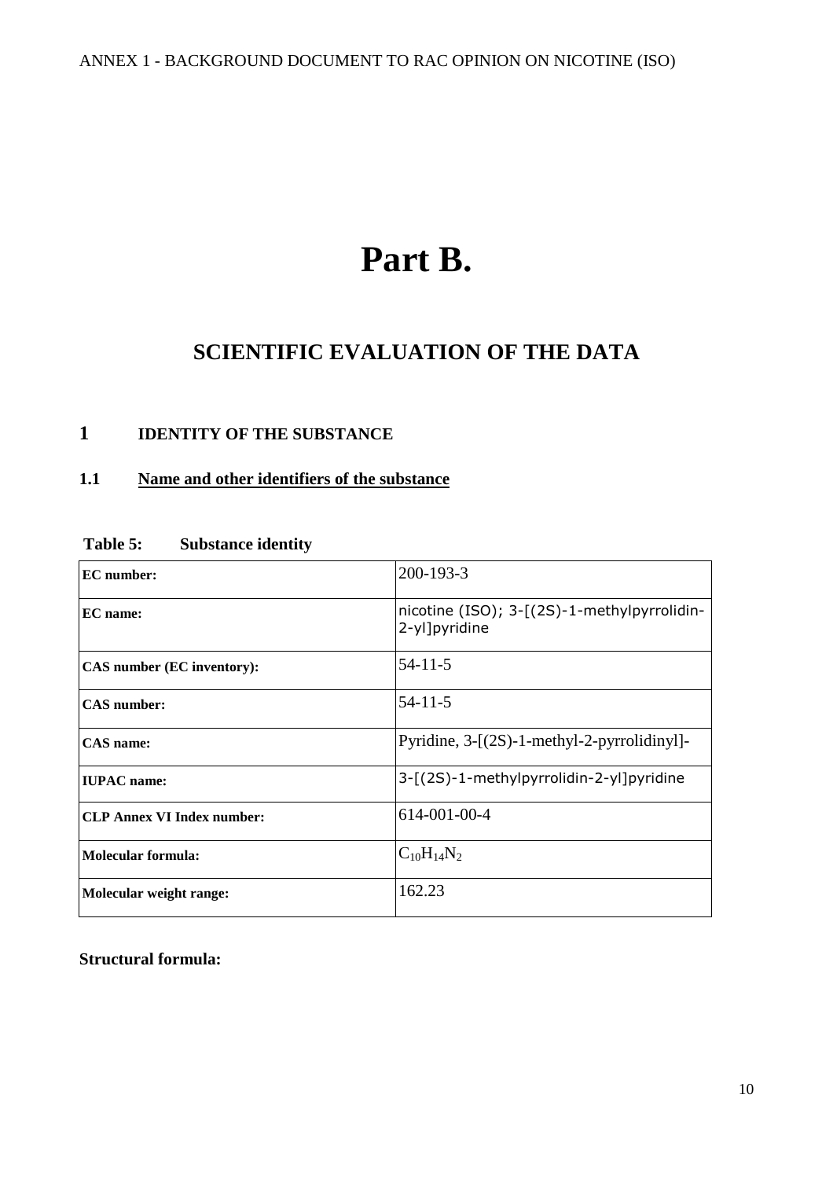# Part B.

## SCIENTIFIC EVALUATION OF THE DATA

## 1 IDENTITY OF THE SUBSTANCE

### 1.1 Name and other identifiers of the substance

**Table 5: Substance identity**

| | |
|---|---|
| **EC number:** | 200-193-3 |
| **EC name:** | nicotine (ISO); 3-[(2S)-1-methylpyrrolidin-2-yl]pyridine |
| **CAS number (EC inventory):** | 54-11-5 |
| **CAS number:** | 54-11-5 |
| **CAS name:** | Pyridine, 3-[(2S)-1-methyl-2-pyrrolidinyl]- |
| **IUPAC name:** | 3-[(2S)-1-methylpyrrolidin-2-yl]pyridine |
| **CLP Annex VI Index number:** | 614-001-00-4 |
| **Molecular formula:** | $C_{10}H_{14}N_2$ |
| **Molecular weight range:** | 162.23 |

**Structural formula:**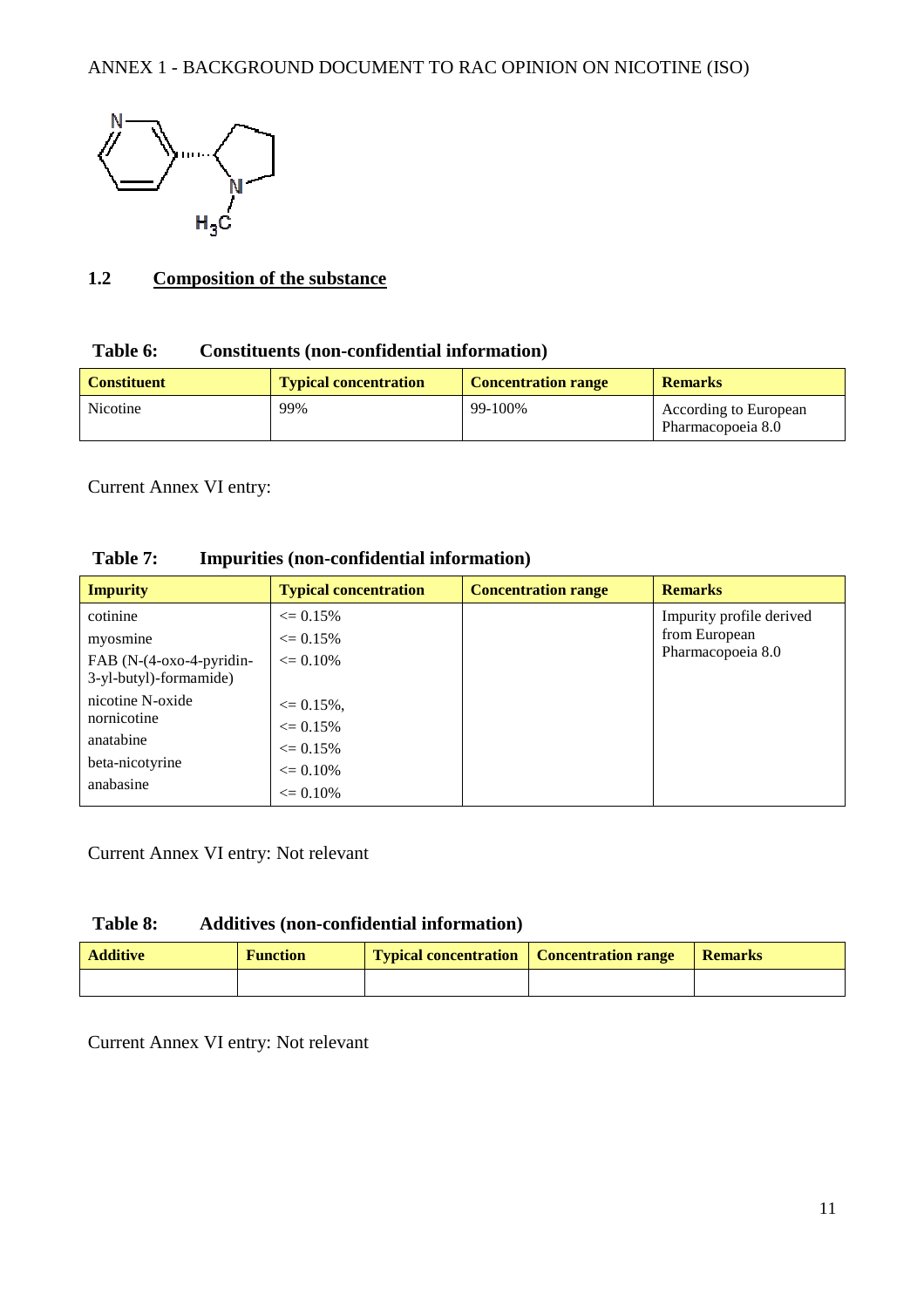## 1.2 Composition of the substance

**Table 6: Constituents (non-confidential information)**

| Constituent | Typical concentration | Concentration range | Remarks |
|---|---|---|---|
| Nicotine | 99% | 99-100% | According to European Pharmacopoeia 8.0 |

Current Annex VI entry:

**Table 7: Impurities (non-confidential information)**

| Impurity | Typical concentration | Concentration range | Remarks |
|---|---|---|---|
| cotinine | <= 0.15% | | Impurity profile derived from European Pharmacopoeia 8.0 |
| myosmine | <= 0.15% | | |
| FAB (N-(4-oxo-4-pyridin-3-yl-butyl)-formamide) | <= 0.10% | | |
| nicotine N-oxide | <= 0.15%, | | |
| nornicotine | <= 0.15% | | |
| anatabine | <= 0.15% | | |
| beta-nicotyrine | <= 0.10% | | |
| anabasine | <= 0.10% | | |

Current Annex VI entry: Not relevant

**Table 8: Additives (non-confidential information)**

| Additive | Function | Typical concentration | Concentration range | Remarks |
|---|---|---|---|---|
| | | | | |

Current Annex VI entry: Not relevant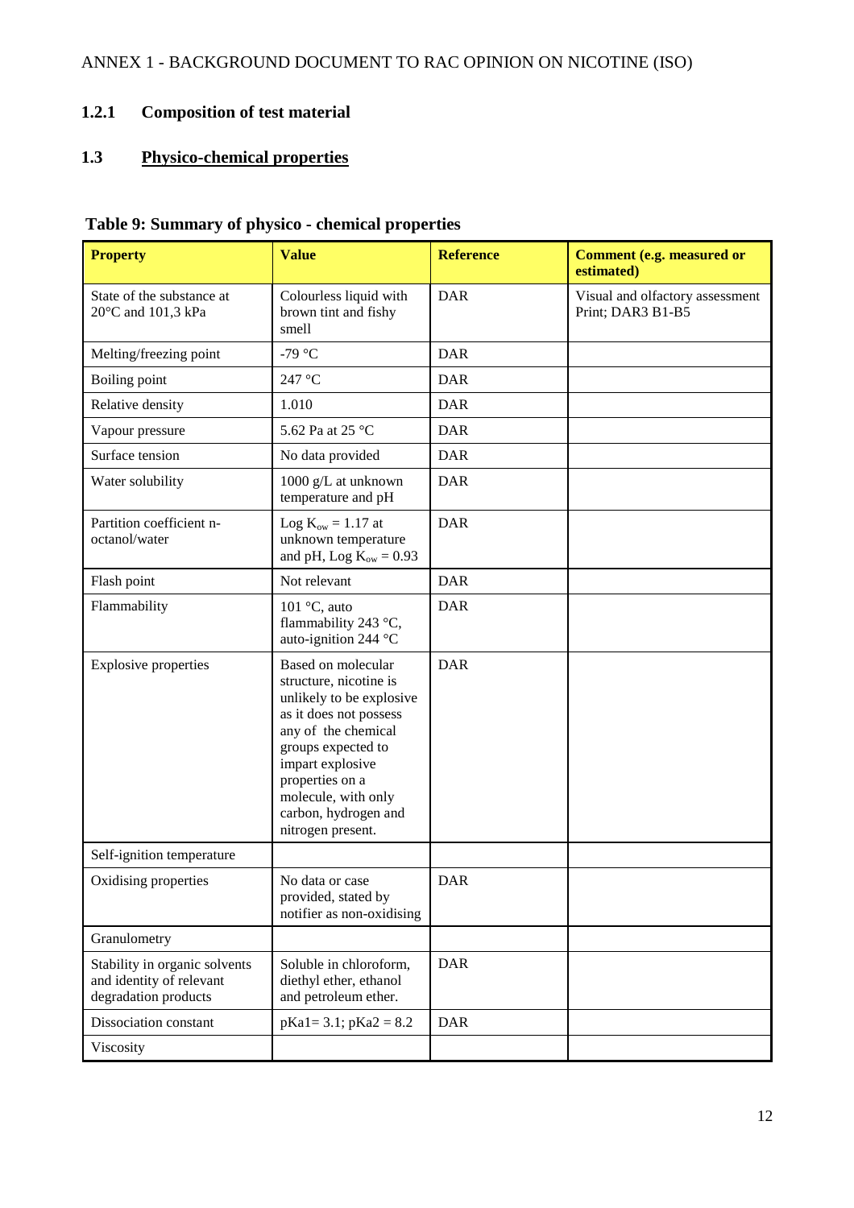### 1.2.1 Composition of test material

### 1.3 Physico-chemical properties

**Table 9: Summary of physico - chemical properties**

| Property | Value | Reference | Comment (e.g. measured or estimated) |
|---|---|---|---|
| State of the substance at 20°C and 101,3 kPa | Colourless liquid with brown tint and fishy smell | DAR | Visual and olfactory assessment Print; DAR3 B1-B5 |
| Melting/freezing point | -79 °C | DAR | |
| Boiling point | 247 °C | DAR | |
| Relative density | 1.010 | DAR | |
| Vapour pressure | 5.62 Pa at 25 °C | DAR | |
| Surface tension | No data provided | DAR | |
| Water solubility | 1000 g/L at unknown temperature and pH | DAR | |
| Partition coefficient n-octanol/water | Log $K_{ow}$ = 1.17 at unknown temperature and pH, Log $K_{ow}$ = 0.93 | DAR | |
| Flash point | Not relevant | DAR | |
| Flammability | 101 °C, auto flammability 243 °C, auto-ignition 244 °C | DAR | |
| Explosive properties | Based on molecular structure, nicotine is unlikely to be explosive as it does not possess any of the chemical groups expected to impart explosive properties on a molecule, with only carbon, hydrogen and nitrogen present. | DAR | |
| Self-ignition temperature | | | |
| Oxidising properties | No data or case provided, stated by notifier as non-oxidising | DAR | |
| Granulometry | | | |
| Stability in organic solvents and identity of relevant degradation products | Soluble in chloroform, diethyl ether, ethanol and petroleum ether. | DAR | |
| Dissociation constant | pKa1= 3.1; pKa2 = 8.2 | DAR | |
| Viscosity | | | |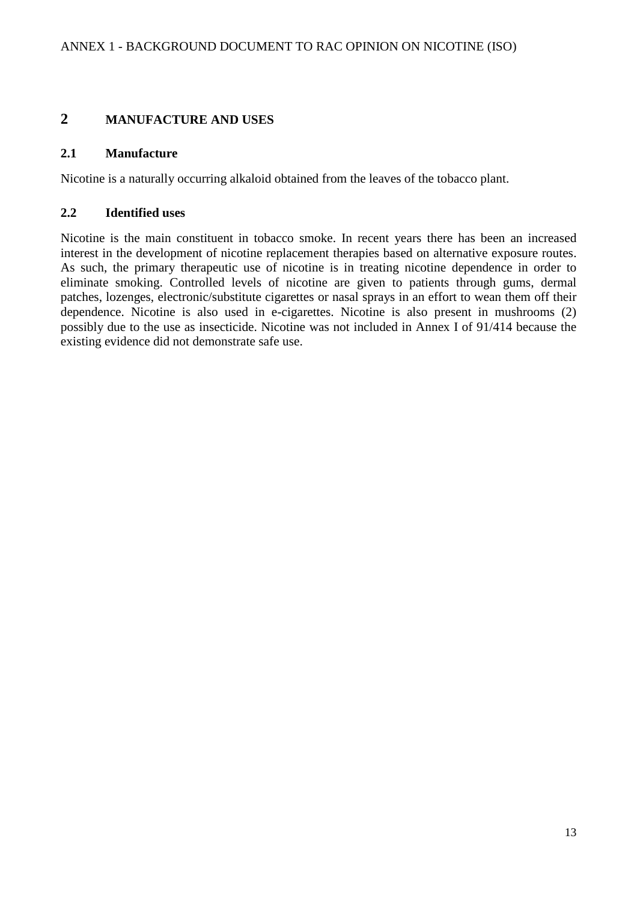## 2 MANUFACTURE AND USES

### 2.1 Manufacture

Nicotine is a naturally occurring alkaloid obtained from the leaves of the tobacco plant.

### 2.2 Identified uses

Nicotine is the main constituent in tobacco smoke. In recent years there has been an increased interest in the development of nicotine replacement therapies based on alternative exposure routes. As such, the primary therapeutic use of nicotine is in treating nicotine dependence in order to eliminate smoking. Controlled levels of nicotine are given to patients through gums, dermal patches, lozenges, electronic/substitute cigarettes or nasal sprays in an effort to wean them off their dependence. Nicotine is also used in e-cigarettes. Nicotine is also present in mushrooms (2) possibly due to the use as insecticide. Nicotine was not included in Annex I of 91/414 because the existing evidence did not demonstrate safe use.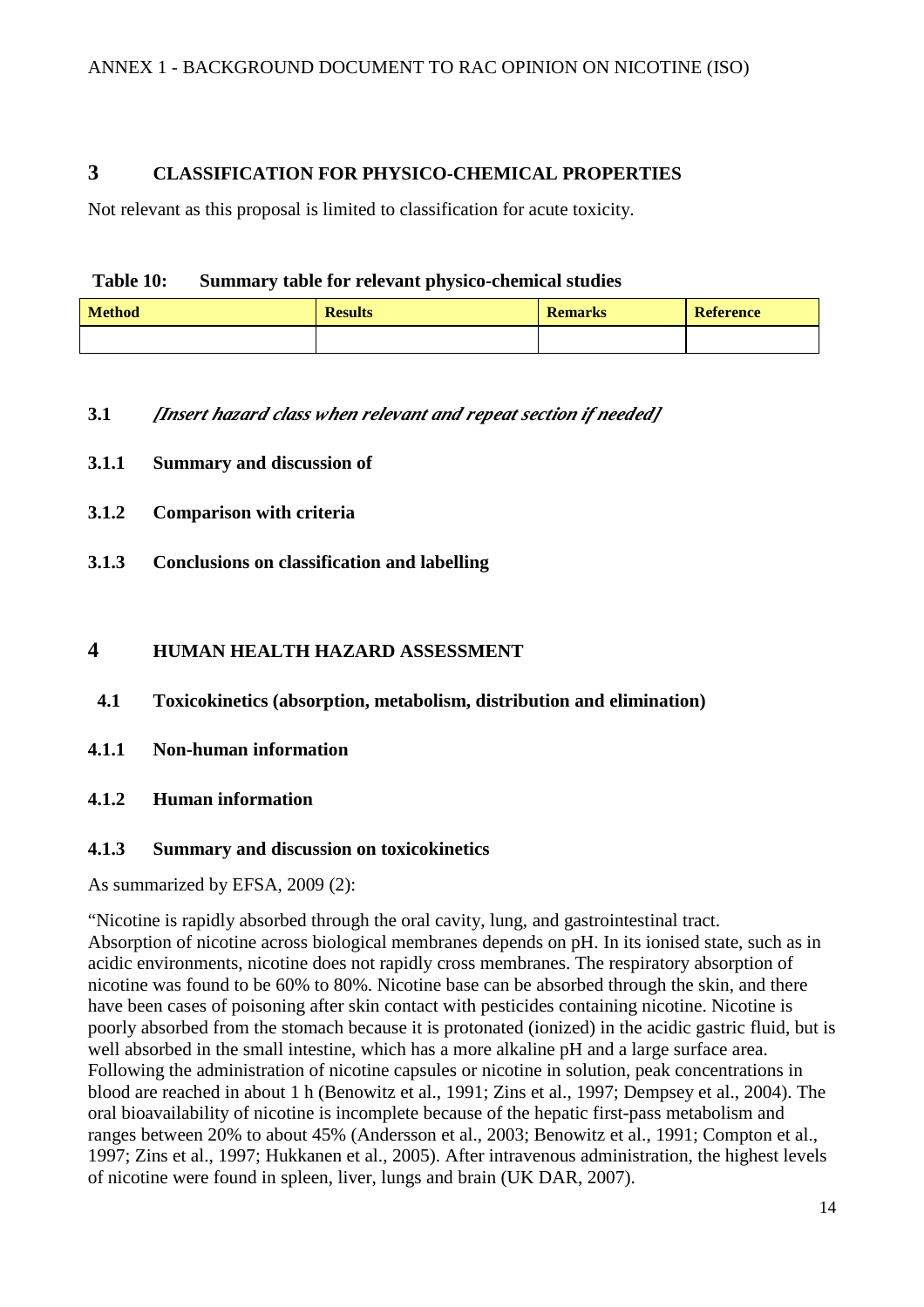# 3 CLASSIFICATION FOR PHYSICO-CHEMICAL PROPERTIES

Not relevant as this proposal is limited to classification for acute toxicity.

**Table 10: Summary table for relevant physico-chemical studies**

| Method | Results | Remarks | Reference |
|---|---|---|---|
| | | | |

### 3.1 *[Insert hazard class when relevant and repeat section if needed]*

#### 3.1.1 Summary and discussion of

#### 3.1.2 Comparison with criteria

#### 3.1.3 Conclusions on classification and labelling

# 4 HUMAN HEALTH HAZARD ASSESSMENT

## 4.1 Toxicokinetics (absorption, metabolism, distribution and elimination)

### 4.1.1 Non-human information

### 4.1.2 Human information

### 4.1.3 Summary and discussion on toxicokinetics

As summarized by EFSA, 2009 (2):

"Nicotine is rapidly absorbed through the oral cavity, lung, and gastrointestinal tract. Absorption of nicotine across biological membranes depends on pH. In its ionised state, such as in acidic environments, nicotine does not rapidly cross membranes. The respiratory absorption of nicotine was found to be 60% to 80%. Nicotine base can be absorbed through the skin, and there have been cases of poisoning after skin contact with pesticides containing nicotine. Nicotine is poorly absorbed from the stomach because it is protonated (ionized) in the acidic gastric fluid, but is well absorbed in the small intestine, which has a more alkaline pH and a large surface area. Following the administration of nicotine capsules or nicotine in solution, peak concentrations in blood are reached in about 1 h (Benowitz et al., 1991; Zins et al., 1997; Dempsey et al., 2004). The oral bioavailability of nicotine is incomplete because of the hepatic first-pass metabolism and ranges between 20% to about 45% (Andersson et al., 2003; Benowitz et al., 1991; Compton et al., 1997; Zins et al., 1997; Hukkanen et al., 2005). After intravenous administration, the highest levels of nicotine were found in spleen, liver, lungs and brain (UK DAR, 2007).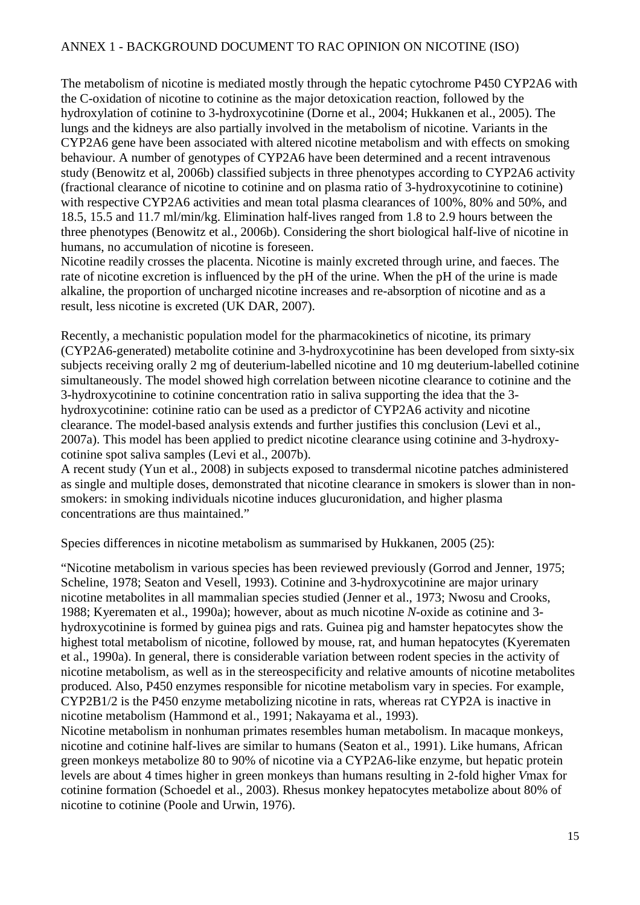The metabolism of nicotine is mediated mostly through the hepatic cytochrome P450 CYP2A6 with the C-oxidation of nicotine to cotinine as the major detoxication reaction, followed by the hydroxylation of cotinine to 3-hydroxycotinine (Dorne et al., 2004; Hukkanen et al., 2005). The lungs and the kidneys are also partially involved in the metabolism of nicotine. Variants in the CYP2A6 gene have been associated with altered nicotine metabolism and with effects on smoking behaviour. A number of genotypes of CYP2A6 have been determined and a recent intravenous study (Benowitz et al, 2006b) classified subjects in three phenotypes according to CYP2A6 activity (fractional clearance of nicotine to cotinine and on plasma ratio of 3-hydroxycotinine to cotinine) with respective CYP2A6 activities and mean total plasma clearances of 100%, 80% and 50%, and 18.5, 15.5 and 11.7 ml/min/kg. Elimination half-lives ranged from 1.8 to 2.9 hours between the three phenotypes (Benowitz et al., 2006b). Considering the short biological half-live of nicotine in humans, no accumulation of nicotine is foreseen.
Nicotine readily crosses the placenta. Nicotine is mainly excreted through urine, and faeces. The rate of nicotine excretion is influenced by the pH of the urine. When the pH of the urine is made alkaline, the proportion of uncharged nicotine increases and re-absorption of nicotine and as a result, less nicotine is excreted (UK DAR, 2007).

Recently, a mechanistic population model for the pharmacokinetics of nicotine, its primary (CYP2A6-generated) metabolite cotinine and 3-hydroxycotinine has been developed from sixty-six subjects receiving orally 2 mg of deuterium-labelled nicotine and 10 mg deuterium-labelled cotinine simultaneously. The model showed high correlation between nicotine clearance to cotinine and the 3-hydroxycotinine to cotinine concentration ratio in saliva supporting the idea that the 3-hydroxycotinine: cotinine ratio can be used as a predictor of CYP2A6 activity and nicotine clearance. The model-based analysis extends and further justifies this conclusion (Levi et al., 2007a). This model has been applied to predict nicotine clearance using cotinine and 3-hydroxy-cotinine spot saliva samples (Levi et al., 2007b).
A recent study (Yun et al., 2008) in subjects exposed to transdermal nicotine patches administered as single and multiple doses, demonstrated that nicotine clearance in smokers is slower than in non-smokers: in smoking individuals nicotine induces glucuronidation, and higher plasma concentrations are thus maintained."

Species differences in nicotine metabolism as summarised by Hukkanen, 2005 (25):

"Nicotine metabolism in various species has been reviewed previously (Gorrod and Jenner, 1975; Scheline, 1978; Seaton and Vesell, 1993). Cotinine and 3-hydroxycotinine are major urinary nicotine metabolites in all mammalian species studied (Jenner et al., 1973; Nwosu and Crooks, 1988; Kyerematen et al., 1990a); however, about as much nicotine *N*-oxide as cotinine and 3-hydroxycotinine is formed by guinea pigs and rats. Guinea pig and hamster hepatocytes show the highest total metabolism of nicotine, followed by mouse, rat, and human hepatocytes (Kyerematen et al., 1990a). In general, there is considerable variation between rodent species in the activity of nicotine metabolism, as well as in the stereospecificity and relative amounts of nicotine metabolites produced. Also, P450 enzymes responsible for nicotine metabolism vary in species. For example, CYP2B1/2 is the P450 enzyme metabolizing nicotine in rats, whereas rat CYP2A is inactive in nicotine metabolism (Hammond et al., 1991; Nakayama et al., 1993).
Nicotine metabolism in nonhuman primates resembles human metabolism. In macaque monkeys, nicotine and cotinine half-lives are similar to humans (Seaton et al., 1991). Like humans, African green monkeys metabolize 80 to 90% of nicotine via a CYP2A6-like enzyme, but hepatic protein levels are about 4 times higher in green monkeys than humans resulting in 2-fold higher *V*max for cotinine formation (Schoedel et al., 2003). Rhesus monkey hepatocytes metabolize about 80% of nicotine to cotinine (Poole and Urwin, 1976).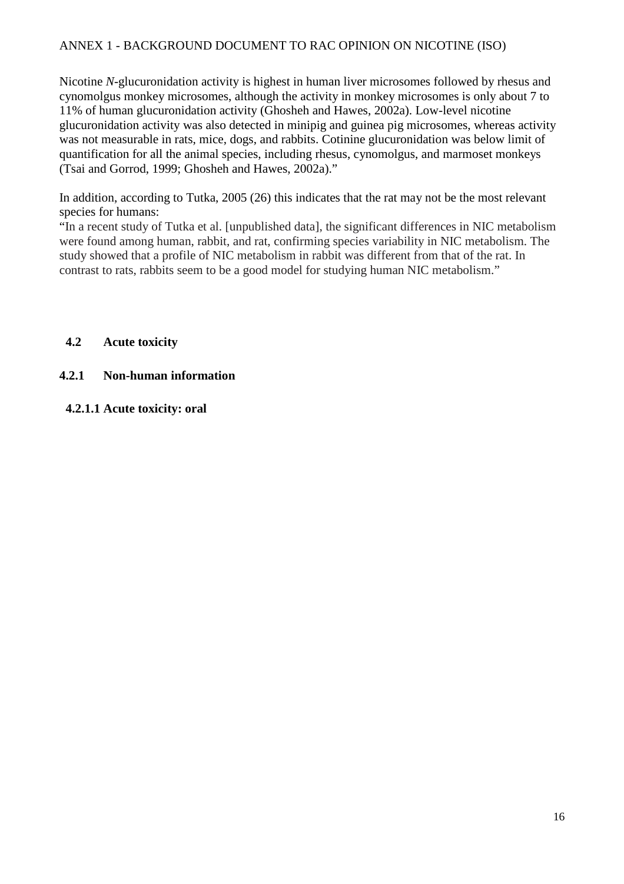Nicotine *N*-glucuronidation activity is highest in human liver microsomes followed by rhesus and cynomolgus monkey microsomes, although the activity in monkey microsomes is only about 7 to 11% of human glucuronidation activity (Ghosheh and Hawes, 2002a). Low-level nicotine glucuronidation activity was also detected in minipig and guinea pig microsomes, whereas activity was not measurable in rats, mice, dogs, and rabbits. Cotinine glucuronidation was below limit of quantification for all the animal species, including rhesus, cynomolgus, and marmoset monkeys (Tsai and Gorrod, 1999; Ghosheh and Hawes, 2002a)."

In addition, according to Tutka, 2005 (26) this indicates that the rat may not be the most relevant species for humans:

"In a recent study of Tutka et al. [unpublished data], the significant differences in NIC metabolism were found among human, rabbit, and rat, confirming species variability in NIC metabolism. The study showed that a profile of NIC metabolism in rabbit was different from that of the rat. In contrast to rats, rabbits seem to be a good model for studying human NIC metabolism."

## 4.2 Acute toxicity

### 4.2.1 Non-human information

#### 4.2.1.1 Acute toxicity: oral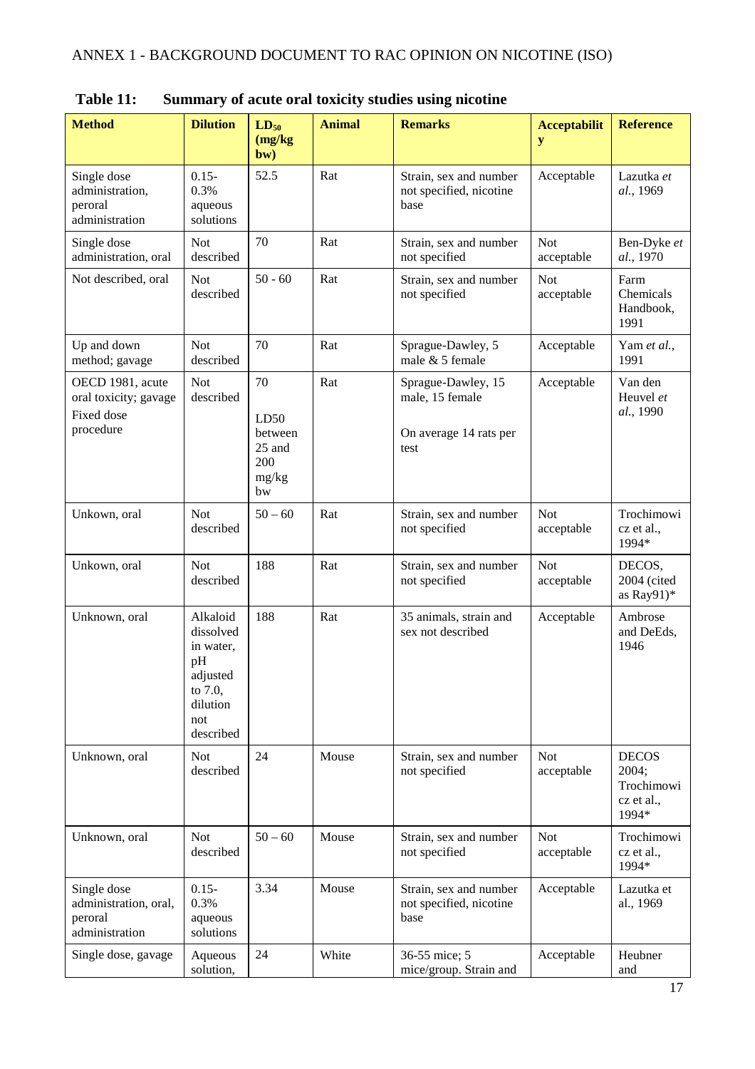**Table 11: Summary of acute oral toxicity studies using nicotine**

| Method | Dilution | $LD_{50}$ (mg/kg bw) | Animal | Remarks | Acceptability | Reference |
|---|---|---|---|---|---|---|
| Single dose administration, peroral administration | 0.15-0.3% aqueous solutions | 52.5 | Rat | Strain, sex and number not specified, nicotine base | Acceptable | Lazutka *et al.*, 1969 |
| Single dose administration, oral | Not described | 70 | Rat | Strain, sex and number not specified | Not acceptable | Ben-Dyke *et al.*, 1970 |
| Not described, oral | Not described | 50 - 60 | Rat | Strain, sex and number not specified | Not acceptable | Farm Chemicals Handbook, 1991 |
| Up and down method; gavage | Not described | 70 | Rat | Sprague-Dawley, 5 male & 5 female | Acceptable | Yam *et al.*, 1991 |
| OECD 1981, acute oral toxicity; gavage<br>Fixed dose procedure | Not described | 70<br>LD50 between 25 and 200 mg/kg bw | Rat | Sprague-Dawley, 15 male, 15 female<br>On average 14 rats per test | Acceptable | Van den Heuvel *et al.*, 1990 |
| Unkown, oral | Not described | 50 – 60 | Rat | Strain, sex and number not specified | Not acceptable | Trochimowicz et al., 1994* |
| Unkown, oral | Not described | 188 | Rat | Strain, sex and number not specified | Not acceptable | DECOS, 2004 (cited as Ray91)* |
| Unknown, oral | Alkaloid dissolved in water, pH adjusted to 7.0, dilution not described | 188 | Rat | 35 animals, strain and sex not described | Acceptable | Ambrose and DeEds, 1946 |
| Unknown, oral | Not described | 24 | Mouse | Strain, sex and number not specified | Not acceptable | DECOS 2004; Trochimowicz et al., 1994* |
| Unknown, oral | Not described | 50 – 60 | Mouse | Strain, sex and number not specified | Not acceptable | Trochimowicz et al., 1994* |
| Single dose administration, oral, peroral administration | 0.15-0.3% aqueous solutions | 3.34 | Mouse | Strain, sex and number not specified, nicotine base | Acceptable | Lazutka et al., 1969 |
| Single dose, gavage | Aqueous solution, | 24 | White | 36-55 mice; 5 mice/group. Strain and | Acceptable | Heubner and |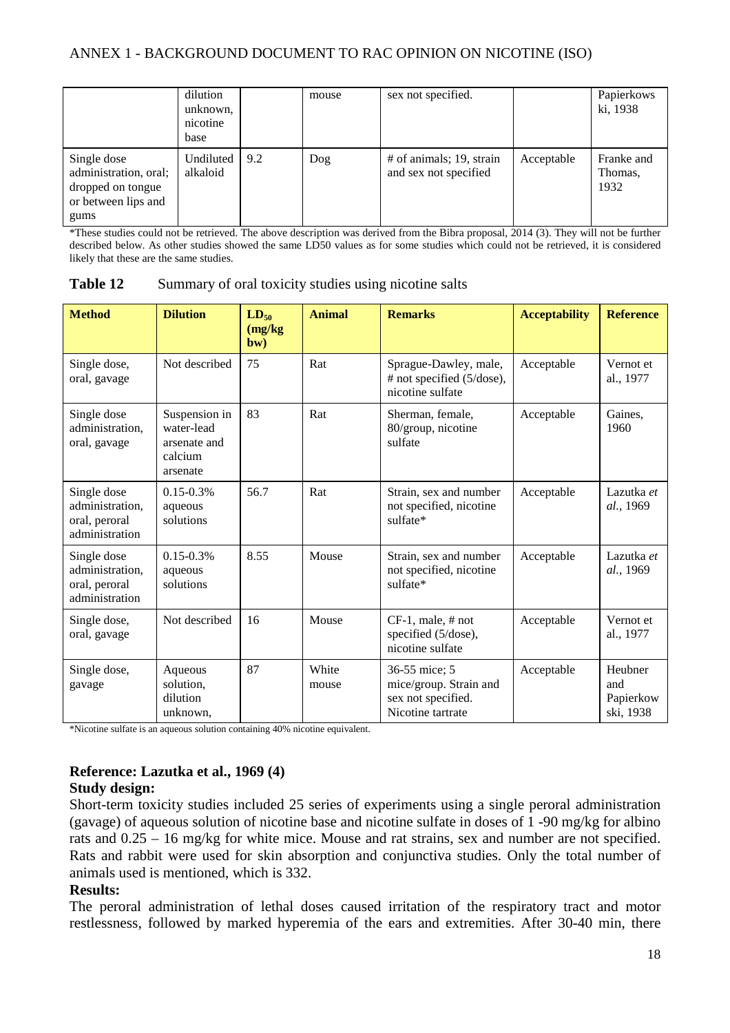|  | dilution unknown, nicotine base |  | mouse | sex not specified. |  | Papierkowski, 1938 |
|---|---|---|---|---|---|---|
| Single dose administration, oral; dropped on tongue or between lips and gums | Undiluted alkaloid | 9.2 | Dog | # of animals; 19, strain and sex not specified | Acceptable | Franke and Thomas, 1932 |

*These studies could not be retrieved. The above description was derived from the Bibra proposal, 2014 (3). They will not be further described below. As other studies showed the same LD50 values as for some studies which could not be retrieved, it is considered likely that these are the same studies.

**Table 12** Summary of oral toxicity studies using nicotine salts

| Method | Dilution | $LD_{50}$ (mg/kg bw) | Animal | Remarks | Acceptability | Reference |
|---|---|---|---|---|---|---|
| Single dose, oral, gavage | Not described | 75 | Rat | Sprague-Dawley, male, # not specified (5/dose), nicotine sulfate | Acceptable | Vernot et al., 1977 |
| Single dose administration, oral, gavage | Suspension in water-lead arsenate and calcium arsenate | 83 | Rat | Sherman, female, 80/group, nicotine sulfate | Acceptable | Gaines, 1960 |
| Single dose administration, oral, peroral administration | 0.15-0.3% aqueous solutions | 56.7 | Rat | Strain, sex and number not specified, nicotine sulfate* | Acceptable | Lazutka *et al.*, 1969 |
| Single dose administration, oral, peroral administration | 0.15-0.3% aqueous solutions | 8.55 | Mouse | Strain, sex and number not specified, nicotine sulfate* | Acceptable | Lazutka *et al.*, 1969 |
| Single dose, oral, gavage | Not described | 16 | Mouse | CF-1, male, # not specified (5/dose), nicotine sulfate | Acceptable | Vernot et al., 1977 |
| Single dose, gavage | Aqueous solution, dilution unknown, | 87 | White mouse | 36-55 mice; 5 mice/group. Strain and sex not specified. Nicotine tartrate | Acceptable | Heubner and Papierkowski, 1938 |

*Nicotine sulfate is an aqueous solution containing 40% nicotine equivalent.

**Reference: Lazutka et al., 1969 (4)**

**Study design:**

Short-term toxicity studies included 25 series of experiments using a single peroral administration (gavage) of aqueous solution of nicotine base and nicotine sulfate in doses of 1 -90 mg/kg for albino rats and 0.25 – 16 mg/kg for white mice. Mouse and rat strains, sex and number are not specified. Rats and rabbit were used for skin absorption and conjunctiva studies. Only the total number of animals used is mentioned, which is 332.

**Results:**

The peroral administration of lethal doses caused irritation of the respiratory tract and motor restlessness, followed by marked hyperemia of the ears and extremities. After 30-40 min, there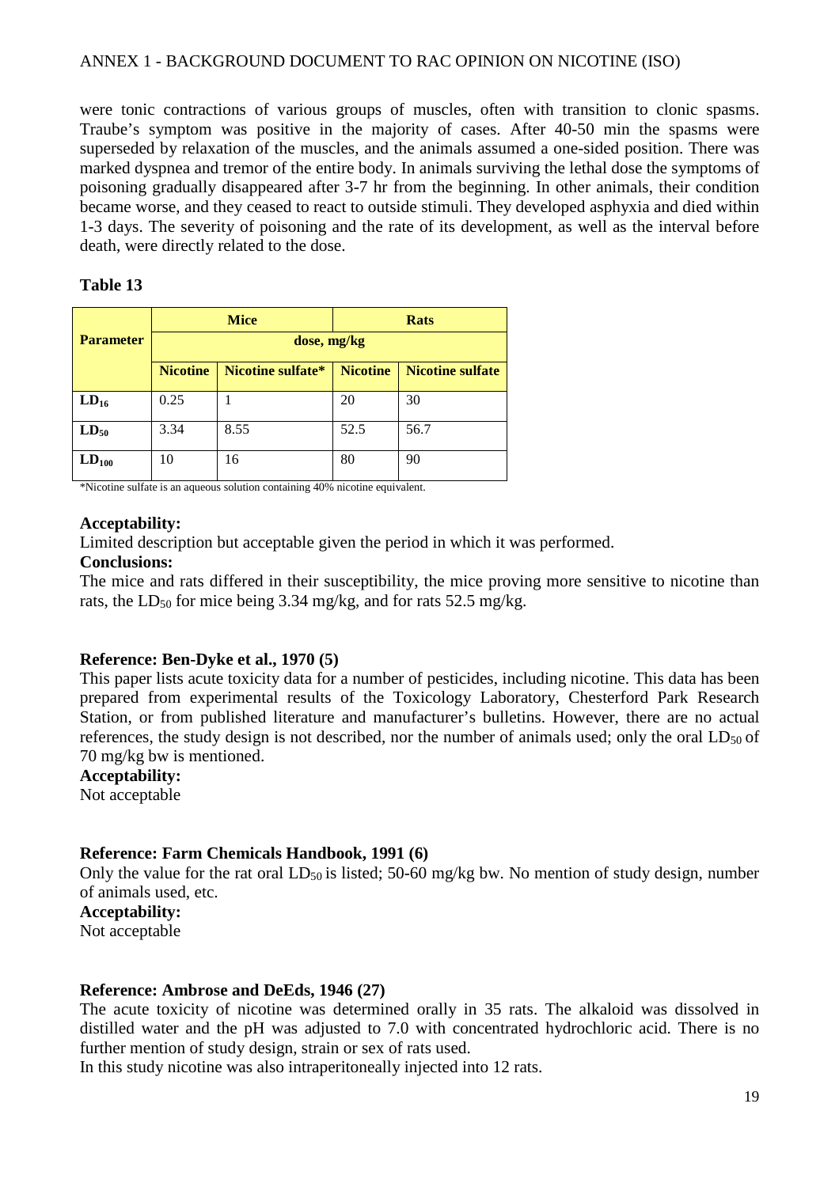were tonic contractions of various groups of muscles, often with transition to clonic spasms. Traube's symptom was positive in the majority of cases. After 40-50 min the spasms were superseded by relaxation of the muscles, and the animals assumed a one-sided position. There was marked dyspnea and tremor of the entire body. In animals surviving the lethal dose the symptoms of poisoning gradually disappeared after 3-7 hr from the beginning. In other animals, their condition became worse, and they ceased to react to outside stimuli. They developed asphyxia and died within 1-3 days. The severity of poisoning and the rate of its development, as well as the interval before death, were directly related to the dose.

**Table 13**

| Parameter | Mice | | Rats | |
|---|---|---|---|---|
| | dose, mg/kg | | | |
| | Nicotine | Nicotine sulfate* | Nicotine | Nicotine sulfate |
| $LD_{16}$ | 0.25 | 1 | 20 | 30 |
| $LD_{50}$ | 3.34 | 8.55 | 52.5 | 56.7 |
| $LD_{100}$ | 10 | 16 | 80 | 90 |

*Nicotine sulfate is an aqueous solution containing 40% nicotine equivalent.

**Acceptability:**
Limited description but acceptable given the period in which it was performed.
**Conclusions:**
The mice and rats differed in their susceptibility, the mice proving more sensitive to nicotine than rats, the $LD_{50}$ for mice being 3.34 mg/kg, and for rats 52.5 mg/kg.

**Reference: Ben-Dyke et al., 1970 (5)**
This paper lists acute toxicity data for a number of pesticides, including nicotine. This data has been prepared from experimental results of the Toxicology Laboratory, Chesterford Park Research Station, or from published literature and manufacturer's bulletins. However, there are no actual references, the study design is not described, nor the number of animals used; only the oral $LD_{50}$ of 70 mg/kg bw is mentioned.
**Acceptability:**
Not acceptable

**Reference: Farm Chemicals Handbook, 1991 (6)**
Only the value for the rat oral $LD_{50}$ is listed; 50-60 mg/kg bw. No mention of study design, number of animals used, etc.
**Acceptability:**
Not acceptable

**Reference: Ambrose and DeEds, 1946 (27)**
The acute toxicity of nicotine was determined orally in 35 rats. The alkaloid was dissolved in distilled water and the pH was adjusted to 7.0 with concentrated hydrochloric acid. There is no further mention of study design, strain or sex of rats used.
In this study nicotine was also intraperitoneally injected into 12 rats.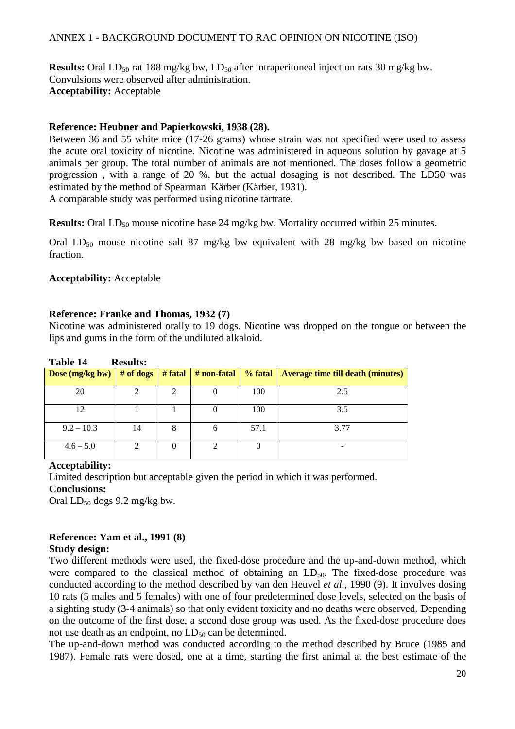**Results:** Oral $LD_{50}$ rat 188 mg/kg bw, $LD_{50}$ after intraperitoneal injection rats 30 mg/kg bw. Convulsions were observed after administration.
**Acceptability:** Acceptable

**Reference: Heubner and Papierkowski, 1938 (28).**

Between 36 and 55 white mice (17-26 grams) whose strain was not specified were used to assess the acute oral toxicity of nicotine. Nicotine was administered in aqueous solution by gavage at 5 animals per group. The total number of animals are not mentioned. The doses follow a geometric progression , with a range of 20 %, but the actual dosaging is not described. The LD50 was estimated by the method of Spearman_Kärber (Kärber, 1931).
A comparable study was performed using nicotine tartrate.

**Results:** Oral $LD_{50}$ mouse nicotine base 24 mg/kg bw. Mortality occurred within 25 minutes.

Oral $LD_{50}$ mouse nicotine salt 87 mg/kg bw equivalent with 28 mg/kg bw based on nicotine fraction.

**Acceptability:** Acceptable

**Reference: Franke and Thomas, 1932 (7)**

Nicotine was administered orally to 19 dogs. Nicotine was dropped on the tongue or between the lips and gums in the form of the undiluted alkaloid.

**Table 14 Results:**

| Dose (mg/kg bw) | # of dogs | # fatal | # non-fatal | % fatal | Average time till death (minutes) |
|---|---|---|---|---|---|
| 20 | 2 | 2 | 0 | 100 | 2.5 |
| 12 | 1 | 1 | 0 | 100 | 3.5 |
| 9.2 – 10.3 | 14 | 8 | 6 | 57.1 | 3.77 |
| 4.6 – 5.0 | 2 | 0 | 2 | 0 | - |

**Acceptability:**
Limited description but acceptable given the period in which it was performed.
**Conclusions:**
Oral $LD_{50}$ dogs 9.2 mg/kg bw.

**Reference: Yam et al., 1991 (8)**
**Study design:**

Two different methods were used, the fixed-dose procedure and the up-and-down method, which were compared to the classical method of obtaining an $LD_{50}$. The fixed-dose procedure was conducted according to the method described by van den Heuvel *et al.*, 1990 (9). It involves dosing 10 rats (5 males and 5 females) with one of four predetermined dose levels, selected on the basis of a sighting study (3-4 animals) so that only evident toxicity and no deaths were observed. Depending on the outcome of the first dose, a second dose group was used. As the fixed-dose procedure does not use death as an endpoint, no $LD_{50}$ can be determined.
The up-and-down method was conducted according to the method described by Bruce (1985 and 1987). Female rats were dosed, one at a time, starting the first animal at the best estimate of the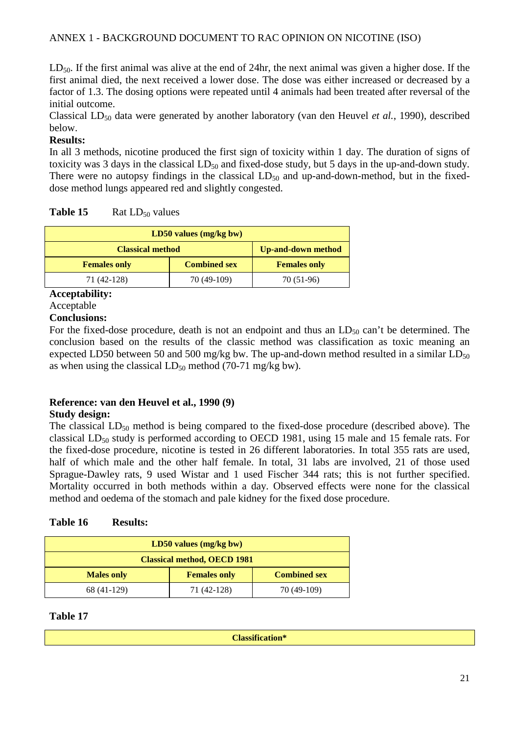$LD_{50}$. If the first animal was alive at the end of 24hr, the next animal was given a higher dose. If the first animal died, the next received a lower dose. The dose was either increased or decreased by a factor of 1.3. The dosing options were repeated until 4 animals had been treated after reversal of the initial outcome.

Classical $LD_{50}$ data were generated by another laboratory (van den Heuvel *et al.*, 1990), described below.

**Results:**

In all 3 methods, nicotine produced the first sign of toxicity within 1 day. The duration of signs of toxicity was 3 days in the classical $LD_{50}$ and fixed-dose study, but 5 days in the up-and-down study. There were no autopsy findings in the classical $LD_{50}$ and up-and-down-method, but in the fixed-dose method lungs appeared red and slightly congested.

**Table 15** Rat $LD_{50}$ values

| LD50 values (mg/kg bw) | | |
|---|---|---|
| **Classical method** | | **Up-and-down method** |
| **Females only** | **Combined sex** | **Females only** |
| 71 (42-128) | 70 (49-109) | 70 (51-96) |

**Acceptability:**

Acceptable

**Conclusions:**

For the fixed-dose procedure, death is not an endpoint and thus an $LD_{50}$ can't be determined. The conclusion based on the results of the classic method was classification as toxic meaning an expected LD50 between 50 and 500 mg/kg bw. The up-and-down method resulted in a similar $LD_{50}$ as when using the classical $LD_{50}$ method (70-71 mg/kg bw).

**Reference: van den Heuvel et al., 1990 (9)**

**Study design:**

The classical $LD_{50}$ method is being compared to the fixed-dose procedure (described above). The classical $LD_{50}$ study is performed according to OECD 1981, using 15 male and 15 female rats. For the fixed-dose procedure, nicotine is tested in 26 different laboratories. In total 355 rats are used, half of which male and the other half female. In total, 31 labs are involved, 21 of those used Sprague-Dawley rats, 9 used Wistar and 1 used Fischer 344 rats; this is not further specified. Mortality occurred in both methods within a day. Observed effects were none for the classical method and oedema of the stomach and pale kidney for the fixed dose procedure.

**Table 16 Results:**

| LD50 values (mg/kg bw) | | |
|---|---|---|
| **Classical method, OECD 1981** | | |
| **Males only** | **Females only** | **Combined sex** |
| 68 (41-129) | 71 (42-128) | 70 (49-109) |

**Table 17**

| Classification* |
|---|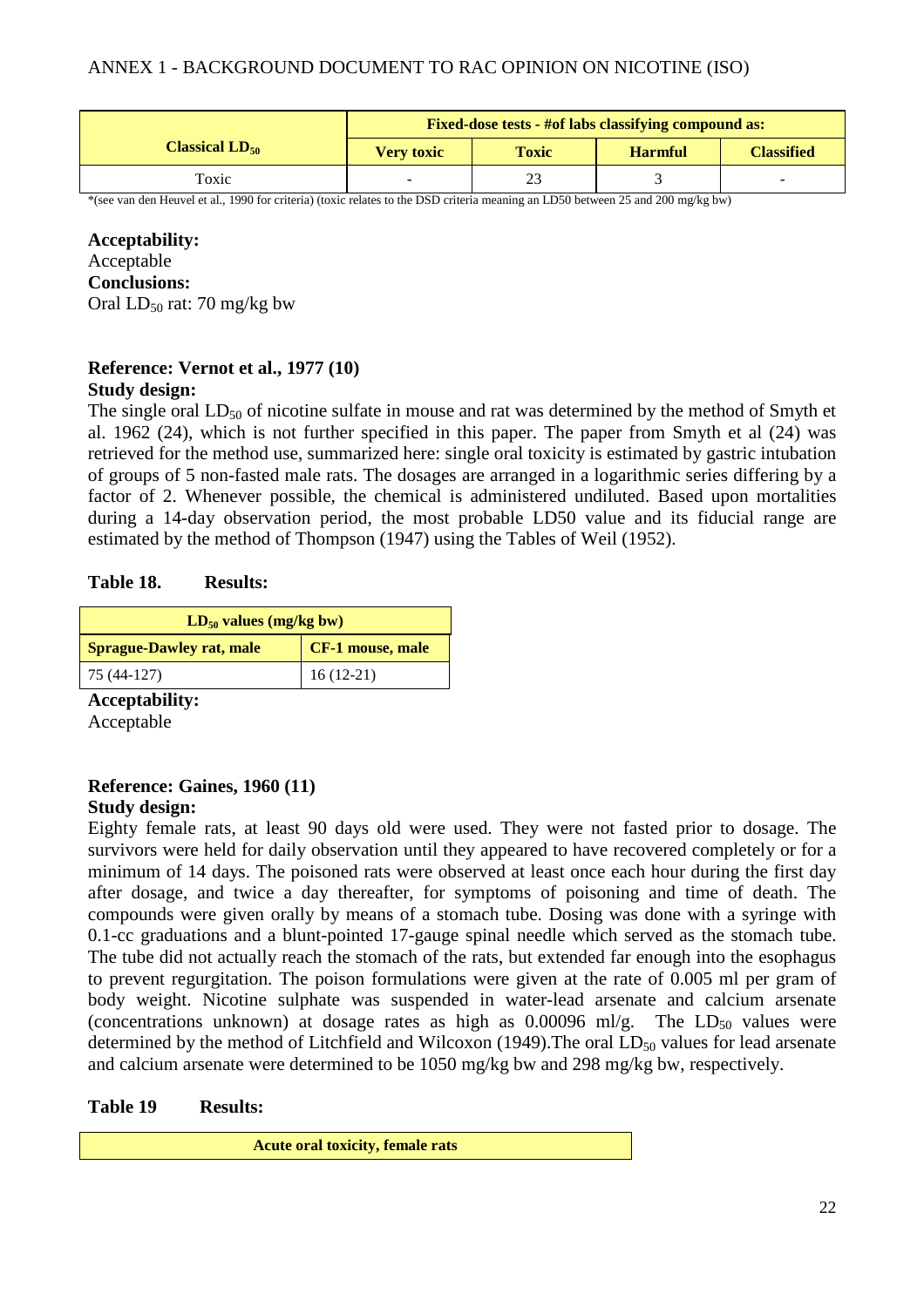| Classical $LD_{50}$ | Fixed-dose tests - #of labs classifying compound as: | | | |
|---|---|---|---|---|
| | Very toxic | Toxic | Harmful | Classified |
| Toxic | - | 23 | 3 | - |

*(see van den Heuvel et al., 1990 for criteria) (toxic relates to the DSD criteria meaning an LD50 between 25 and 200 mg/kg bw)

**Acceptability:**
Acceptable
**Conclusions:**
Oral $LD_{50}$ rat: 70 mg/kg bw

**Reference: Vernot et al., 1977 (10)**
**Study design:**
The single oral $LD_{50}$ of nicotine sulfate in mouse and rat was determined by the method of Smyth et al. 1962 (24), which is not further specified in this paper. The paper from Smyth et al (24) was retrieved for the method use, summarized here: single oral toxicity is estimated by gastric intubation of groups of 5 non-fasted male rats. The dosages are arranged in a logarithmic series differing by a factor of 2. Whenever possible, the chemical is administered undiluted. Based upon mortalities during a 14-day observation period, the most probable LD50 value and its fiducial range are estimated by the method of Thompson (1947) using the Tables of Weil (1952).

**Table 18. Results:**

| $LD_{50}$ values (mg/kg bw) | |
|---|---|
| Sprague-Dawley rat, male | CF-1 mouse, male |
| 75 (44-127) | 16 (12-21) |

**Acceptability:**
Acceptable

**Reference: Gaines, 1960 (11)**
**Study design:**
Eighty female rats, at least 90 days old were used. They were not fasted prior to dosage. The survivors were held for daily observation until they appeared to have recovered completely or for a minimum of 14 days. The poisoned rats were observed at least once each hour during the first day after dosage, and twice a day thereafter, for symptoms of poisoning and time of death. The compounds were given orally by means of a stomach tube. Dosing was done with a syringe with 0.1-cc graduations and a blunt-pointed 17-gauge spinal needle which served as the stomach tube. The tube did not actually reach the stomach of the rats, but extended far enough into the esophagus to prevent regurgitation. The poison formulations were given at the rate of 0.005 ml per gram of body weight. Nicotine sulphate was suspended in water-lead arsenate and calcium arsenate (concentrations unknown) at dosage rates as high as 0.00096 ml/g. The $LD_{50}$ values were determined by the method of Litchfield and Wilcoxon (1949).The oral $LD_{50}$ values for lead arsenate and calcium arsenate were determined to be 1050 mg/kg bw and 298 mg/kg bw, respectively.

**Table 19 Results:**

| Acute oral toxicity, female rats |
|---|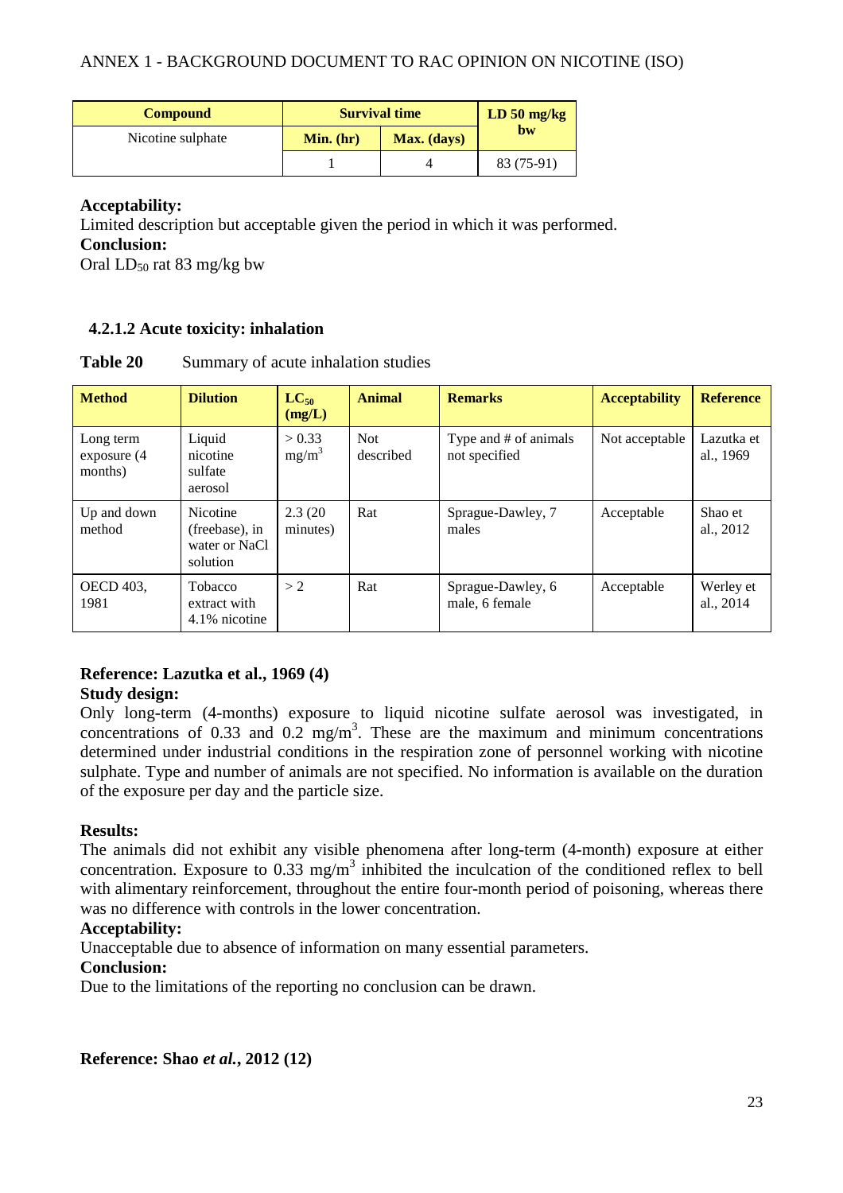| Compound | Survival time | | LD 50 mg/kg bw |
|---|---|---|---|
| Nicotine sulphate | Min. (hr) | Max. (days) | |
| | 1 | 4 | 83 (75-91) |

**Acceptability:**
Limited description but acceptable given the period in which it was performed.
**Conclusion:**
Oral $LD_{50}$ rat 83 mg/kg bw

### 4.2.1.2 Acute toxicity: inhalation

**Table 20** Summary of acute inhalation studies

| Method | Dilution | $LC_{50}$ (mg/L) | Animal | Remarks | Acceptability | Reference |
|---|---|---|---|---|---|---|
| Long term exposure (4 months) | Liquid nicotine sulfate aerosol | > 0.33 $mg/m^3$ | Not described | Type and # of animals not specified | Not acceptable | Lazutka et al., 1969 |
| Up and down method | Nicotine (freebase), in water or NaCl solution | 2.3 (20 minutes) | Rat | Sprague-Dawley, 7 males | Acceptable | Shao et al., 2012 |
| OECD 403, 1981 | Tobacco extract with 4.1% nicotine | > 2 | Rat | Sprague-Dawley, 6 male, 6 female | Acceptable | Werley et al., 2014 |

**Reference: Lazutka et al., 1969 (4)**
**Study design:**
Only long-term (4-months) exposure to liquid nicotine sulfate aerosol was investigated, in concentrations of 0.33 and 0.2 $mg/m^3$. These are the maximum and minimum concentrations determined under industrial conditions in the respiration zone of personnel working with nicotine sulphate. Type and number of animals are not specified. No information is available on the duration of the exposure per day and the particle size.

**Results:**
The animals did not exhibit any visible phenomena after long-term (4-month) exposure at either concentration. Exposure to 0.33 $mg/m^3$ inhibited the inculcation of the conditioned reflex to bell with alimentary reinforcement, throughout the entire four-month period of poisoning, whereas there was no difference with controls in the lower concentration.
**Acceptability:**
Unacceptable due to absence of information on many essential parameters.
**Conclusion:**
Due to the limitations of the reporting no conclusion can be drawn.

**Reference: Shao *et al.*, 2012 (12)**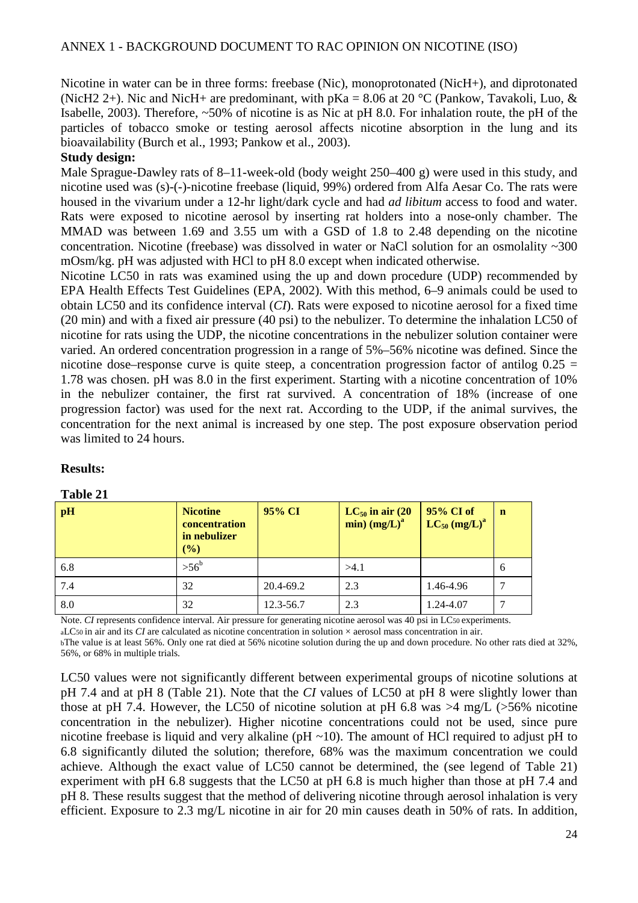Nicotine in water can be in three forms: freebase (Nic), monoprotonated (NicH+), and diprotonated (NicH2 2+). Nic and NicH+ are predominant, with pKa = 8.06 at 20 °C (Pankow, Tavakoli, Luo, & Isabelle, 2003). Therefore, ~50% of nicotine is as Nic at pH 8.0. For inhalation route, the pH of the particles of tobacco smoke or testing aerosol affects nicotine absorption in the lung and its bioavailability (Burch et al., 1993; Pankow et al., 2003).

**Study design:**

Male Sprague-Dawley rats of 8–11-week-old (body weight 250–400 g) were used in this study, and nicotine used was (s)-(-)-nicotine freebase (liquid, 99%) ordered from Alfa Aesar Co. The rats were housed in the vivarium under a 12-hr light/dark cycle and had *ad libitum* access to food and water. Rats were exposed to nicotine aerosol by inserting rat holders into a nose-only chamber. The MMAD was between 1.69 and 3.55 um with a GSD of 1.8 to 2.48 depending on the nicotine concentration. Nicotine (freebase) was dissolved in water or NaCl solution for an osmolality ~300 mOsm/kg. pH was adjusted with HCl to pH 8.0 except when indicated otherwise.

Nicotine LC50 in rats was examined using the up and down procedure (UDP) recommended by EPA Health Effects Test Guidelines (EPA, 2002). With this method, 6–9 animals could be used to obtain LC50 and its confidence interval (*CI*). Rats were exposed to nicotine aerosol for a fixed time (20 min) and with a fixed air pressure (40 psi) to the nebulizer. To determine the inhalation LC50 of nicotine for rats using the UDP, the nicotine concentrations in the nebulizer solution container were varied. An ordered concentration progression in a range of 5%–56% nicotine was defined. Since the nicotine dose–response curve is quite steep, a concentration progression factor of antilog 0.25 = 1.78 was chosen. pH was 8.0 in the first experiment. Starting with a nicotine concentration of 10% in the nebulizer container, the first rat survived. A concentration of 18% (increase of one progression factor) was used for the next rat. According to the UDP, if the animal survives, the concentration for the next animal is increased by one step. The post exposure observation period was limited to 24 hours.

**Results:**

**Table 21**

| pH | Nicotine concentration in nebulizer (%) | 95% CI | $LC_{50}$ in air (20 min) (mg/L)[a] | 95% CI of $LC_{50}$ (mg/L)[a] | n |
|---|---|---|---|---|---|
| 6.8 | >56[b] | | >4.1 | | 6 |
| 7.4 | 32 | 20.4-69.2 | 2.3 | 1.46-4.96 | 7 |
| 8.0 | 32 | 12.3-56.7 | 2.3 | 1.24-4.07 | 7 |

Note. *CI* represents confidence interval. Air pressure for generating nicotine aerosol was 40 psi in LC50 experiments.

[a]LC50 in air and its *CI* are calculated as nicotine concentration in solution × aerosol mass concentration in air.

[b]The value is at least 56%. Only one rat died at 56% nicotine solution during the up and down procedure. No other rats died at 32%, 56%, or 68% in multiple trials.

LC50 values were not significantly different between experimental groups of nicotine solutions at pH 7.4 and at pH 8 (Table 21). Note that the *CI* values of LC50 at pH 8 were slightly lower than those at pH 7.4. However, the LC50 of nicotine solution at pH 6.8 was >4 mg/L (>56% nicotine concentration in the nebulizer). Higher nicotine concentrations could not be used, since pure nicotine freebase is liquid and very alkaline (pH ~10). The amount of HCl required to adjust pH to 6.8 significantly diluted the solution; therefore, 68% was the maximum concentration we could achieve. Although the exact value of LC50 cannot be determined, the (see legend of Table 21) experiment with pH 6.8 suggests that the LC50 at pH 6.8 is much higher than those at pH 7.4 and pH 8. These results suggest that the method of delivering nicotine through aerosol inhalation is very efficient. Exposure to 2.3 mg/L nicotine in air for 20 min causes death in 50% of rats. In addition,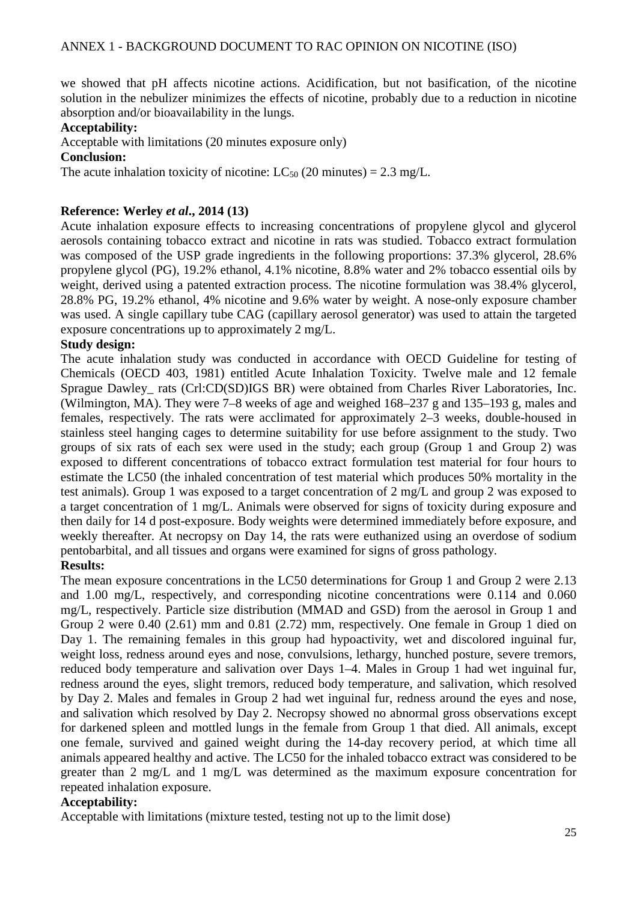we showed that pH affects nicotine actions. Acidification, but not basification, of the nicotine solution in the nebulizer minimizes the effects of nicotine, probably due to a reduction in nicotine absorption and/or bioavailability in the lungs.

**Acceptability:**

Acceptable with limitations (20 minutes exposure only)

**Conclusion:**

The acute inhalation toxicity of nicotine: $LC_{50}$ (20 minutes) = 2.3 mg/L.

**Reference: Werley *et al*., 2014 (13)**

Acute inhalation exposure effects to increasing concentrations of propylene glycol and glycerol aerosols containing tobacco extract and nicotine in rats was studied. Tobacco extract formulation was composed of the USP grade ingredients in the following proportions: 37.3% glycerol, 28.6% propylene glycol (PG), 19.2% ethanol, 4.1% nicotine, 8.8% water and 2% tobacco essential oils by weight, derived using a patented extraction process. The nicotine formulation was 38.4% glycerol, 28.8% PG, 19.2% ethanol, 4% nicotine and 9.6% water by weight. A nose-only exposure chamber was used. A single capillary tube CAG (capillary aerosol generator) was used to attain the targeted exposure concentrations up to approximately 2 mg/L.

**Study design:**

The acute inhalation study was conducted in accordance with OECD Guideline for testing of Chemicals (OECD 403, 1981) entitled Acute Inhalation Toxicity. Twelve male and 12 female Sprague Dawley_ rats (Crl:CD(SD)IGS BR) were obtained from Charles River Laboratories, Inc. (Wilmington, MA). They were 7–8 weeks of age and weighed 168–237 g and 135–193 g, males and females, respectively. The rats were acclimated for approximately 2–3 weeks, double-housed in stainless steel hanging cages to determine suitability for use before assignment to the study. Two groups of six rats of each sex were used in the study; each group (Group 1 and Group 2) was exposed to different concentrations of tobacco extract formulation test material for four hours to estimate the LC50 (the inhaled concentration of test material which produces 50% mortality in the test animals). Group 1 was exposed to a target concentration of 2 mg/L and group 2 was exposed to a target concentration of 1 mg/L. Animals were observed for signs of toxicity during exposure and then daily for 14 d post-exposure. Body weights were determined immediately before exposure, and weekly thereafter. At necropsy on Day 14, the rats were euthanized using an overdose of sodium pentobarbital, and all tissues and organs were examined for signs of gross pathology.

**Results:**

The mean exposure concentrations in the LC50 determinations for Group 1 and Group 2 were 2.13 and 1.00 mg/L, respectively, and corresponding nicotine concentrations were 0.114 and 0.060 mg/L, respectively. Particle size distribution (MMAD and GSD) from the aerosol in Group 1 and Group 2 were 0.40 (2.61) mm and 0.81 (2.72) mm, respectively. One female in Group 1 died on Day 1. The remaining females in this group had hypoactivity, wet and discolored inguinal fur, weight loss, redness around eyes and nose, convulsions, lethargy, hunched posture, severe tremors, reduced body temperature and salivation over Days 1–4. Males in Group 1 had wet inguinal fur, redness around the eyes, slight tremors, reduced body temperature, and salivation, which resolved by Day 2. Males and females in Group 2 had wet inguinal fur, redness around the eyes and nose, and salivation which resolved by Day 2. Necropsy showed no abnormal gross observations except for darkened spleen and mottled lungs in the female from Group 1 that died. All animals, except one female, survived and gained weight during the 14-day recovery period, at which time all animals appeared healthy and active. The LC50 for the inhaled tobacco extract was considered to be greater than 2 mg/L and 1 mg/L was determined as the maximum exposure concentration for repeated inhalation exposure.

**Acceptability:**

Acceptable with limitations (mixture tested, testing not up to the limit dose)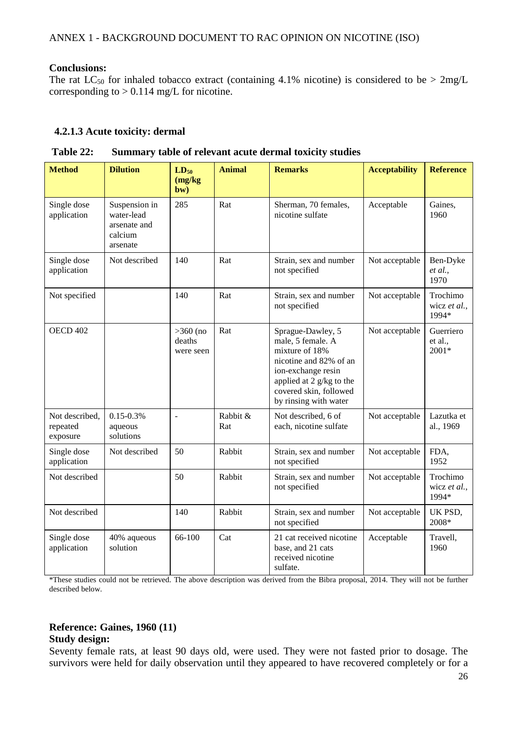**Conclusions:**

The rat $LC_{50}$ for inhaled tobacco extract (containing 4.1% nicotine) is considered to be > 2mg/L corresponding to > 0.114 mg/L for nicotine.

### 4.2.1.3 Acute toxicity: dermal

**Table 22: Summary table of relevant acute dermal toxicity studies**

| Method | Dilution | $LD_{50}$ (mg/kg bw) | Animal | Remarks | Acceptability | Reference |
|---|---|---|---|---|---|---|
| Single dose application | Suspension in water-lead arsenate and calcium arsenate | 285 | Rat | Sherman, 70 females, nicotine sulfate | Acceptable | Gaines, 1960 |
| Single dose application | Not described | 140 | Rat | Strain, sex and number not specified | Not acceptable | Ben-Dyke *et al.*, 1970 |
| Not specified | | 140 | Rat | Strain, sex and number not specified | Not acceptable | Trochimowicz *et al.*, 1994* |
| OECD 402 | | >360 (no deaths were seen | Rat | Sprague-Dawley, 5 male, 5 female. A mixture of 18% nicotine and 82% of an ion-exchange resin applied at 2 g/kg to the covered skin, followed by rinsing with water | Not acceptable | Guerriero et al., 2001* |
| Not described, repeated exposure | 0.15-0.3% aqueous solutions | - | Rabbit & Rat | Not described, 6 of each, nicotine sulfate | Not acceptable | Lazutka et al., 1969 |
| Single dose application | Not described | 50 | Rabbit | Strain, sex and number not specified | Not acceptable | FDA, 1952 |
| Not described | | 50 | Rabbit | Strain, sex and number not specified | Not acceptable | Trochimowicz *et al.*, 1994* |
| Not described | | 140 | Rabbit | Strain, sex and number not specified | Not acceptable | UK PSD, 2008* |
| Single dose application | 40% aqueous solution | 66-100 | Cat | 21 cat received nicotine base, and 21 cats received nicotine sulfate. | Acceptable | Travell, 1960 |

*These studies could not be retrieved. The above description was derived from the Bibra proposal, 2014. They will not be further described below.

**Reference: Gaines, 1960 (11)**

**Study design:**

Seventy female rats, at least 90 days old, were used. They were not fasted prior to dosage. The survivors were held for daily observation until they appeared to have recovered completely or for a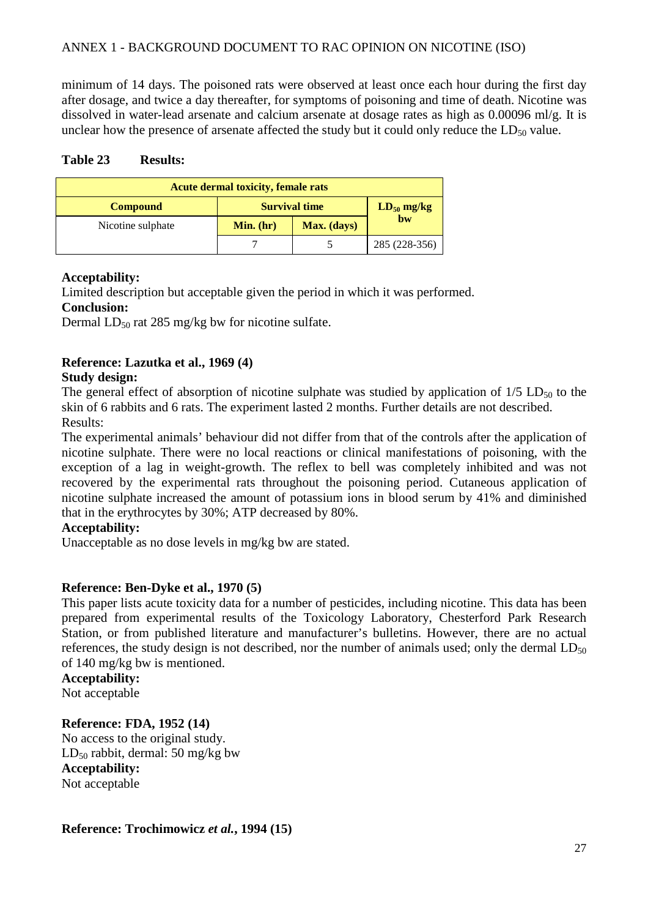minimum of 14 days. The poisoned rats were observed at least once each hour during the first day after dosage, and twice a day thereafter, for symptoms of poisoning and time of death. Nicotine was dissolved in water-lead arsenate and calcium arsenate at dosage rates as high as 0.00096 ml/g. It is unclear how the presence of arsenate affected the study but it could only reduce the $LD_{50}$ value.

**Table 23 Results:**

| Acute dermal toxicity, female rats | | | |
|---|---|---|---|
| **Compound** | **Survival time** | | **$LD_{50}$ mg/kg bw** |
| Nicotine sulphate | **Min. (hr)** | **Max. (days)** | |
| | 7 | 5 | 285 (228-356) |

**Acceptability:**

Limited description but acceptable given the period in which it was performed.

**Conclusion:**

Dermal $LD_{50}$ rat 285 mg/kg bw for nicotine sulfate.

**Reference: Lazutka et al., 1969 (4)**

**Study design:**

The general effect of absorption of nicotine sulphate was studied by application of 1/5 $LD_{50}$ to the skin of 6 rabbits and 6 rats. The experiment lasted 2 months. Further details are not described.

Results:

The experimental animals' behaviour did not differ from that of the controls after the application of nicotine sulphate. There were no local reactions or clinical manifestations of poisoning, with the exception of a lag in weight-growth. The reflex to bell was completely inhibited and was not recovered by the experimental rats throughout the poisoning period. Cutaneous application of nicotine sulphate increased the amount of potassium ions in blood serum by 41% and diminished that in the erythrocytes by 30%; ATP decreased by 80%.

**Acceptability:**

Unacceptable as no dose levels in mg/kg bw are stated.

**Reference: Ben-Dyke et al., 1970 (5)**

This paper lists acute toxicity data for a number of pesticides, including nicotine. This data has been prepared from experimental results of the Toxicology Laboratory, Chesterford Park Research Station, or from published literature and manufacturer's bulletins. However, there are no actual references, the study design is not described, nor the number of animals used; only the dermal $LD_{50}$ of 140 mg/kg bw is mentioned.

**Acceptability:**

Not acceptable

**Reference: FDA, 1952 (14)**

No access to the original study.

$LD_{50}$ rabbit, dermal: 50 mg/kg bw

**Acceptability:**

Not acceptable

**Reference: Trochimowicz *et al.*, 1994 (15)**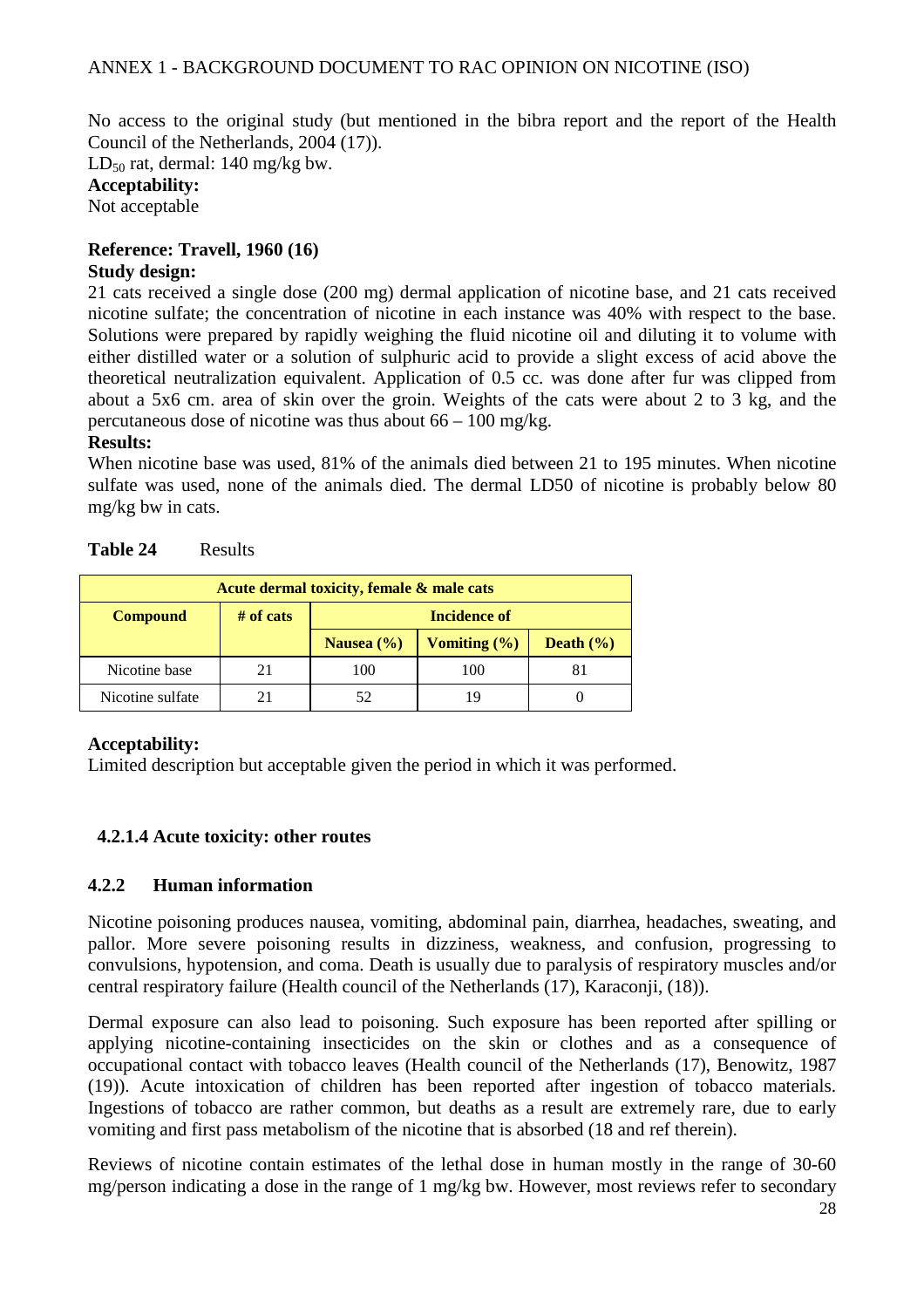No access to the original study (but mentioned in the bibra report and the report of the Health Council of the Netherlands, 2004 (17)).

$LD_{50}$ rat, dermal: 140 mg/kg bw.

**Acceptability:**

Not acceptable

**Reference: Travell, 1960 (16)**

**Study design:**

21 cats received a single dose (200 mg) dermal application of nicotine base, and 21 cats received nicotine sulfate; the concentration of nicotine in each instance was 40% with respect to the base. Solutions were prepared by rapidly weighing the fluid nicotine oil and diluting it to volume with either distilled water or a solution of sulphuric acid to provide a slight excess of acid above the theoretical neutralization equivalent. Application of 0.5 cc. was done after fur was clipped from about a 5x6 cm. area of skin over the groin. Weights of the cats were about 2 to 3 kg, and the percutaneous dose of nicotine was thus about 66 – 100 mg/kg.

**Results:**

When nicotine base was used, 81% of the animals died between 21 to 195 minutes. When nicotine sulfate was used, none of the animals died. The dermal LD50 of nicotine is probably below 80 mg/kg bw in cats.

**Table 24** Results

| Acute dermal toxicity, female & male cats | | | | |
|---|---|---|---|---|
| **Compound** | **# of cats** | **Incidence of** | | |
| | | **Nausea (%)** | **Vomiting (%)** | **Death (%)** |
| Nicotine base | 21 | 100 | 100 | 81 |
| Nicotine sulfate | 21 | 52 | 19 | 0 |

**Acceptability:**

Limited description but acceptable given the period in which it was performed.

### 4.2.1.4 Acute toxicity: other routes

## 4.2.2 Human information

Nicotine poisoning produces nausea, vomiting, abdominal pain, diarrhea, headaches, sweating, and pallor. More severe poisoning results in dizziness, weakness, and confusion, progressing to convulsions, hypotension, and coma. Death is usually due to paralysis of respiratory muscles and/or central respiratory failure (Health council of the Netherlands (17), Karaconji, (18)).

Dermal exposure can also lead to poisoning. Such exposure has been reported after spilling or applying nicotine-containing insecticides on the skin or clothes and as a consequence of occupational contact with tobacco leaves (Health council of the Netherlands (17), Benowitz, 1987 (19)). Acute intoxication of children has been reported after ingestion of tobacco materials. Ingestions of tobacco are rather common, but deaths as a result are extremely rare, due to early vomiting and first pass metabolism of the nicotine that is absorbed (18 and ref therein).

Reviews of nicotine contain estimates of the lethal dose in human mostly in the range of 30-60 mg/person indicating a dose in the range of 1 mg/kg bw. However, most reviews refer to secondary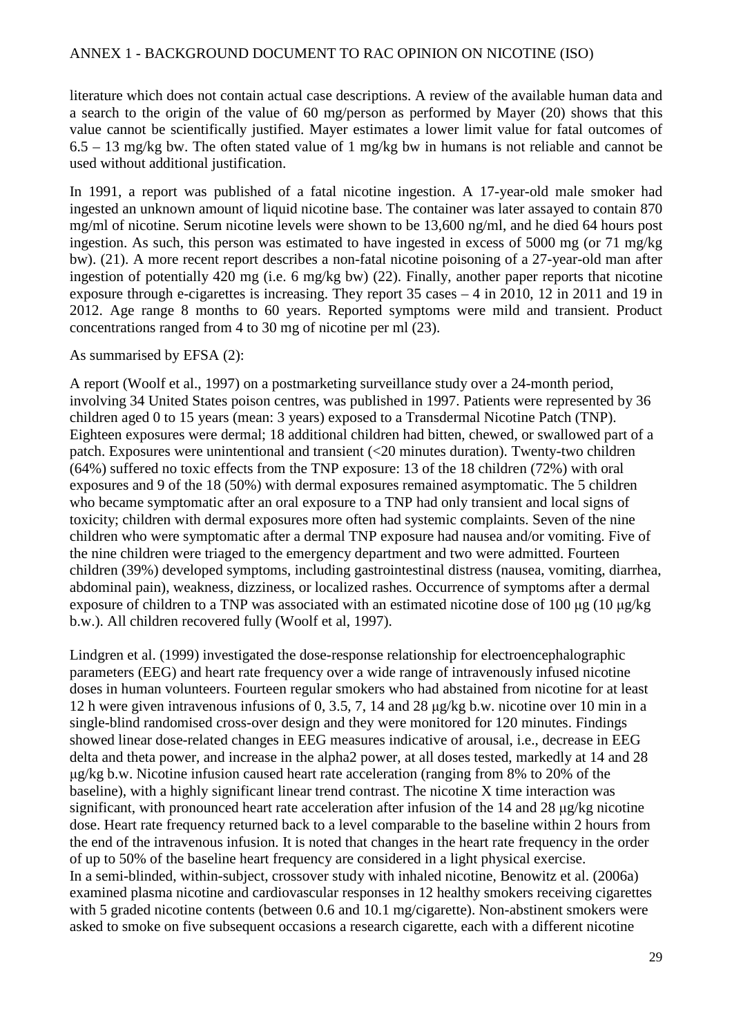literature which does not contain actual case descriptions. A review of the available human data and a search to the origin of the value of 60 mg/person as performed by Mayer (20) shows that this value cannot be scientifically justified. Mayer estimates a lower limit value for fatal outcomes of 6.5 – 13 mg/kg bw. The often stated value of 1 mg/kg bw in humans is not reliable and cannot be used without additional justification.

In 1991, a report was published of a fatal nicotine ingestion. A 17-year-old male smoker had ingested an unknown amount of liquid nicotine base. The container was later assayed to contain 870 mg/ml of nicotine. Serum nicotine levels were shown to be 13,600 ng/ml, and he died 64 hours post ingestion. As such, this person was estimated to have ingested in excess of 5000 mg (or 71 mg/kg bw). (21). A more recent report describes a non-fatal nicotine poisoning of a 27-year-old man after ingestion of potentially 420 mg (i.e. 6 mg/kg bw) (22). Finally, another paper reports that nicotine exposure through e-cigarettes is increasing. They report 35 cases – 4 in 2010, 12 in 2011 and 19 in 2012. Age range 8 months to 60 years. Reported symptoms were mild and transient. Product concentrations ranged from 4 to 30 mg of nicotine per ml (23).

As summarised by EFSA (2):

A report (Woolf et al., 1997) on a postmarketing surveillance study over a 24-month period, involving 34 United States poison centres, was published in 1997. Patients were represented by 36 children aged 0 to 15 years (mean: 3 years) exposed to a Transdermal Nicotine Patch (TNP). Eighteen exposures were dermal; 18 additional children had bitten, chewed, or swallowed part of a patch. Exposures were unintentional and transient (<20 minutes duration). Twenty-two children (64%) suffered no toxic effects from the TNP exposure: 13 of the 18 children (72%) with oral exposures and 9 of the 18 (50%) with dermal exposures remained asymptomatic. The 5 children who became symptomatic after an oral exposure to a TNP had only transient and local signs of toxicity; children with dermal exposures more often had systemic complaints. Seven of the nine children who were symptomatic after a dermal TNP exposure had nausea and/or vomiting. Five of the nine children were triaged to the emergency department and two were admitted. Fourteen children (39%) developed symptoms, including gastrointestinal distress (nausea, vomiting, diarrhea, abdominal pain), weakness, dizziness, or localized rashes. Occurrence of symptoms after a dermal exposure of children to a TNP was associated with an estimated nicotine dose of 100 μg (10 μg/kg b.w.). All children recovered fully (Woolf et al, 1997).

Lindgren et al. (1999) investigated the dose-response relationship for electroencephalographic parameters (EEG) and heart rate frequency over a wide range of intravenously infused nicotine doses in human volunteers. Fourteen regular smokers who had abstained from nicotine for at least 12 h were given intravenous infusions of 0, 3.5, 7, 14 and 28 μg/kg b.w. nicotine over 10 min in a single-blind randomised cross-over design and they were monitored for 120 minutes. Findings showed linear dose-related changes in EEG measures indicative of arousal, i.e., decrease in EEG delta and theta power, and increase in the alpha2 power, at all doses tested, markedly at 14 and 28 μg/kg b.w. Nicotine infusion caused heart rate acceleration (ranging from 8% to 20% of the baseline), with a highly significant linear trend contrast. The nicotine X time interaction was significant, with pronounced heart rate acceleration after infusion of the 14 and 28 μg/kg nicotine dose. Heart rate frequency returned back to a level comparable to the baseline within 2 hours from the end of the intravenous infusion. It is noted that changes in the heart rate frequency in the order of up to 50% of the baseline heart frequency are considered in a light physical exercise.
In a semi-blinded, within-subject, crossover study with inhaled nicotine, Benowitz et al. (2006a) examined plasma nicotine and cardiovascular responses in 12 healthy smokers receiving cigarettes with 5 graded nicotine contents (between 0.6 and 10.1 mg/cigarette). Non-abstinent smokers were asked to smoke on five subsequent occasions a research cigarette, each with a different nicotine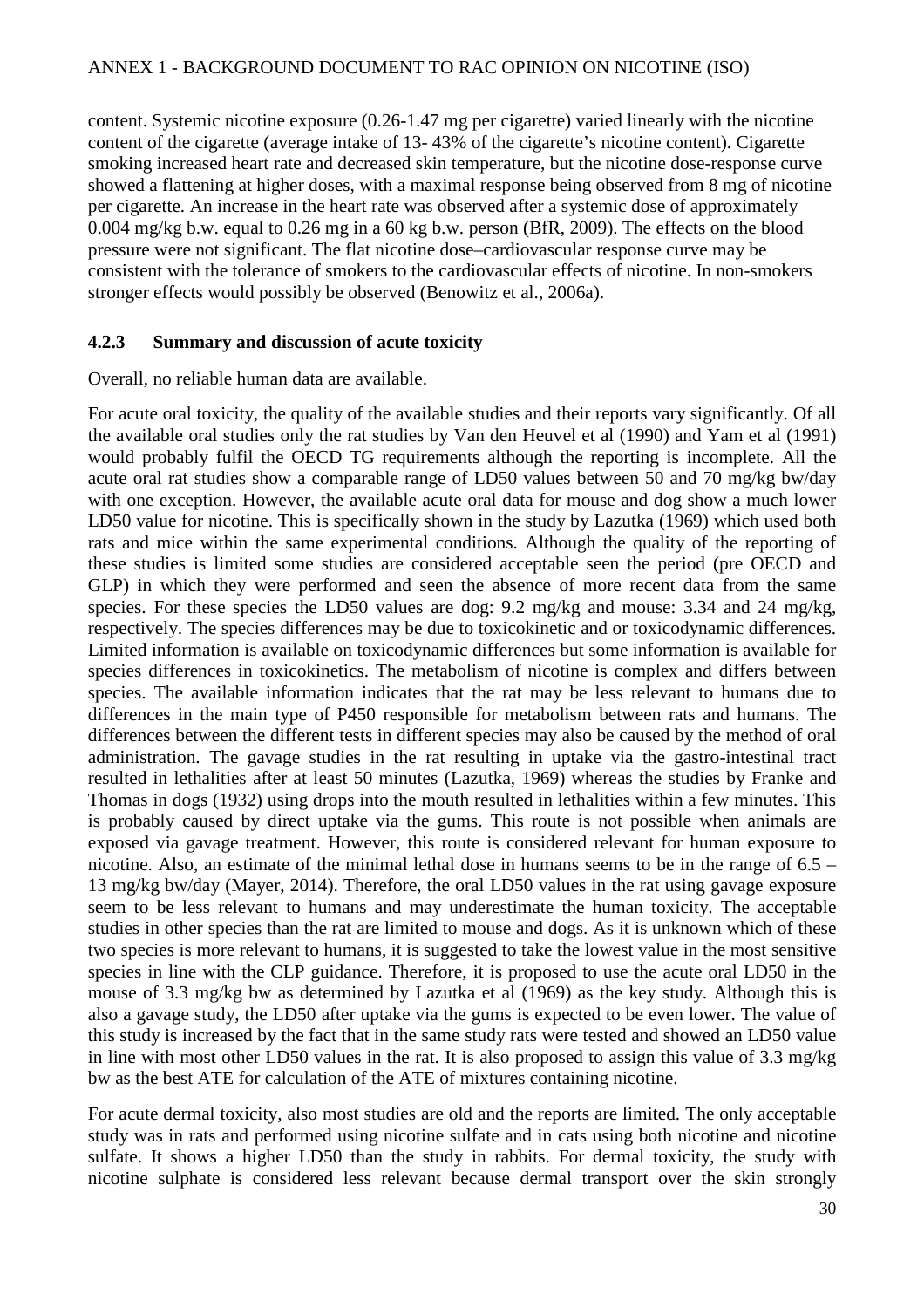content. Systemic nicotine exposure (0.26-1.47 mg per cigarette) varied linearly with the nicotine content of the cigarette (average intake of 13- 43% of the cigarette's nicotine content). Cigarette smoking increased heart rate and decreased skin temperature, but the nicotine dose-response curve showed a flattening at higher doses, with a maximal response being observed from 8 mg of nicotine per cigarette. An increase in the heart rate was observed after a systemic dose of approximately 0.004 mg/kg b.w. equal to 0.26 mg in a 60 kg b.w. person (BfR, 2009). The effects on the blood pressure were not significant. The flat nicotine dose–cardiovascular response curve may be consistent with the tolerance of smokers to the cardiovascular effects of nicotine. In non-smokers stronger effects would possibly be observed (Benowitz et al., 2006a).

### 4.2.3 Summary and discussion of acute toxicity

Overall, no reliable human data are available.

For acute oral toxicity, the quality of the available studies and their reports vary significantly. Of all the available oral studies only the rat studies by Van den Heuvel et al (1990) and Yam et al (1991) would probably fulfil the OECD TG requirements although the reporting is incomplete. All the acute oral rat studies show a comparable range of LD50 values between 50 and 70 mg/kg bw/day with one exception. However, the available acute oral data for mouse and dog show a much lower LD50 value for nicotine. This is specifically shown in the study by Lazutka (1969) which used both rats and mice within the same experimental conditions. Although the quality of the reporting of these studies is limited some studies are considered acceptable seen the period (pre OECD and GLP) in which they were performed and seen the absence of more recent data from the same species. For these species the LD50 values are dog: 9.2 mg/kg and mouse: 3.34 and 24 mg/kg, respectively. The species differences may be due to toxicokinetic and or toxicodynamic differences. Limited information is available on toxicodynamic differences but some information is available for species differences in toxicokinetics. The metabolism of nicotine is complex and differs between species. The available information indicates that the rat may be less relevant to humans due to differences in the main type of P450 responsible for metabolism between rats and humans. The differences between the different tests in different species may also be caused by the method of oral administration. The gavage studies in the rat resulting in uptake via the gastro-intestinal tract resulted in lethalities after at least 50 minutes (Lazutka, 1969) whereas the studies by Franke and Thomas in dogs (1932) using drops into the mouth resulted in lethalities within a few minutes. This is probably caused by direct uptake via the gums. This route is not possible when animals are exposed via gavage treatment. However, this route is considered relevant for human exposure to nicotine. Also, an estimate of the minimal lethal dose in humans seems to be in the range of 6.5 – 13 mg/kg bw/day (Mayer, 2014). Therefore, the oral LD50 values in the rat using gavage exposure seem to be less relevant to humans and may underestimate the human toxicity. The acceptable studies in other species than the rat are limited to mouse and dogs. As it is unknown which of these two species is more relevant to humans, it is suggested to take the lowest value in the most sensitive species in line with the CLP guidance. Therefore, it is proposed to use the acute oral LD50 in the mouse of 3.3 mg/kg bw as determined by Lazutka et al (1969) as the key study. Although this is also a gavage study, the LD50 after uptake via the gums is expected to be even lower. The value of this study is increased by the fact that in the same study rats were tested and showed an LD50 value in line with most other LD50 values in the rat. It is also proposed to assign this value of 3.3 mg/kg bw as the best ATE for calculation of the ATE of mixtures containing nicotine.

For acute dermal toxicity, also most studies are old and the reports are limited. The only acceptable study was in rats and performed using nicotine sulfate and in cats using both nicotine and nicotine sulfate. It shows a higher LD50 than the study in rabbits. For dermal toxicity, the study with nicotine sulphate is considered less relevant because dermal transport over the skin strongly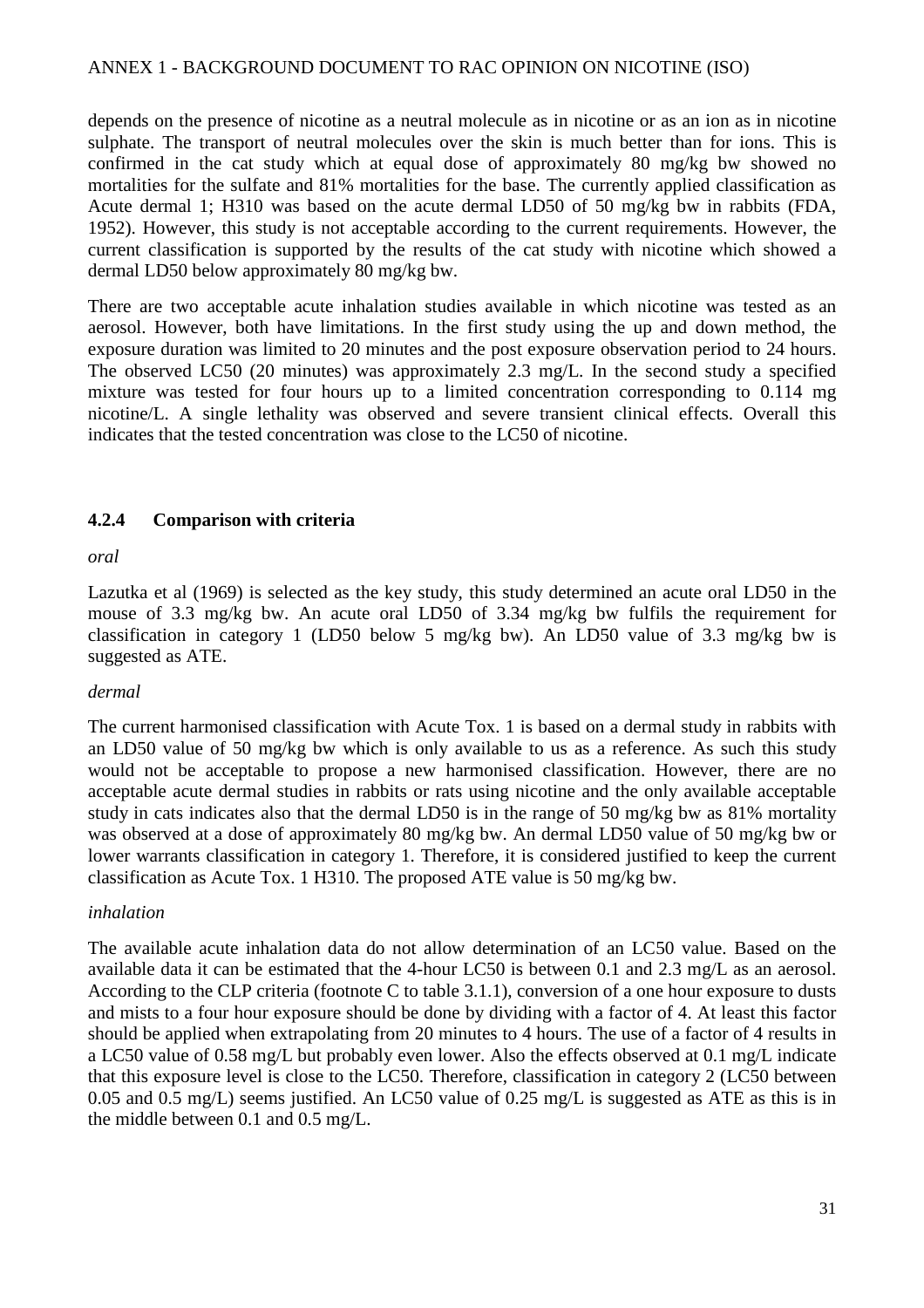depends on the presence of nicotine as a neutral molecule as in nicotine or as an ion as in nicotine sulphate. The transport of neutral molecules over the skin is much better than for ions. This is confirmed in the cat study which at equal dose of approximately 80 mg/kg bw showed no mortalities for the sulfate and 81% mortalities for the base. The currently applied classification as Acute dermal 1; H310 was based on the acute dermal LD50 of 50 mg/kg bw in rabbits (FDA, 1952). However, this study is not acceptable according to the current requirements. However, the current classification is supported by the results of the cat study with nicotine which showed a dermal LD50 below approximately 80 mg/kg bw.

There are two acceptable acute inhalation studies available in which nicotine was tested as an aerosol. However, both have limitations. In the first study using the up and down method, the exposure duration was limited to 20 minutes and the post exposure observation period to 24 hours. The observed LC50 (20 minutes) was approximately 2.3 mg/L. In the second study a specified mixture was tested for four hours up to a limited concentration corresponding to 0.114 mg nicotine/L. A single lethality was observed and severe transient clinical effects. Overall this indicates that the tested concentration was close to the LC50 of nicotine.

### 4.2.4 Comparison with criteria

*oral*

Lazutka et al (1969) is selected as the key study, this study determined an acute oral LD50 in the mouse of 3.3 mg/kg bw. An acute oral LD50 of 3.34 mg/kg bw fulfils the requirement for classification in category 1 (LD50 below 5 mg/kg bw). An LD50 value of 3.3 mg/kg bw is suggested as ATE.

*dermal*

The current harmonised classification with Acute Tox. 1 is based on a dermal study in rabbits with an LD50 value of 50 mg/kg bw which is only available to us as a reference. As such this study would not be acceptable to propose a new harmonised classification. However, there are no acceptable acute dermal studies in rabbits or rats using nicotine and the only available acceptable study in cats indicates also that the dermal LD50 is in the range of 50 mg/kg bw as 81% mortality was observed at a dose of approximately 80 mg/kg bw. An dermal LD50 value of 50 mg/kg bw or lower warrants classification in category 1. Therefore, it is considered justified to keep the current classification as Acute Tox. 1 H310. The proposed ATE value is 50 mg/kg bw.

*inhalation*

The available acute inhalation data do not allow determination of an LC50 value. Based on the available data it can be estimated that the 4-hour LC50 is between 0.1 and 2.3 mg/L as an aerosol. According to the CLP criteria (footnote C to table 3.1.1), conversion of a one hour exposure to dusts and mists to a four hour exposure should be done by dividing with a factor of 4. At least this factor should be applied when extrapolating from 20 minutes to 4 hours. The use of a factor of 4 results in a LC50 value of 0.58 mg/L but probably even lower. Also the effects observed at 0.1 mg/L indicate that this exposure level is close to the LC50. Therefore, classification in category 2 (LC50 between 0.05 and 0.5 mg/L) seems justified. An LC50 value of 0.25 mg/L is suggested as ATE as this is in the middle between 0.1 and 0.5 mg/L.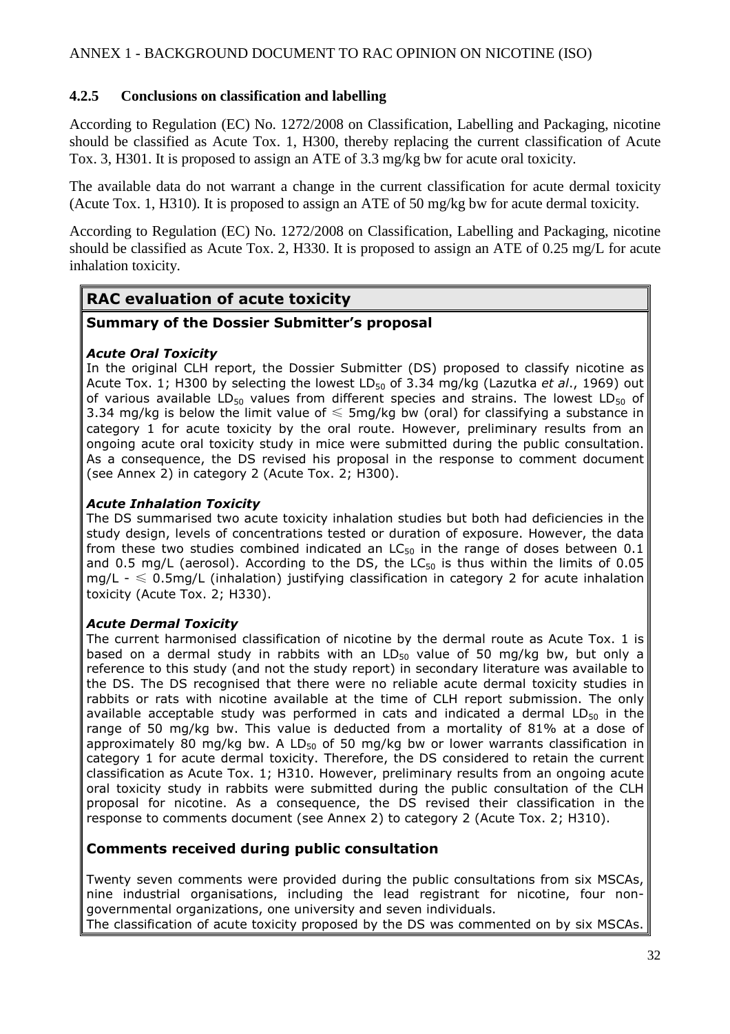### 4.2.5 Conclusions on classification and labelling

According to Regulation (EC) No. 1272/2008 on Classification, Labelling and Packaging, nicotine should be classified as Acute Tox. 1, H300, thereby replacing the current classification of Acute Tox. 3, H301. It is proposed to assign an ATE of 3.3 mg/kg bw for acute oral toxicity.

The available data do not warrant a change in the current classification for acute dermal toxicity (Acute Tox. 1, H310). It is proposed to assign an ATE of 50 mg/kg bw for acute dermal toxicity.

According to Regulation (EC) No. 1272/2008 on Classification, Labelling and Packaging, nicotine should be classified as Acute Tox. 2, H330. It is proposed to assign an ATE of 0.25 mg/L for acute inhalation toxicity.

## RAC evaluation of acute toxicity

### Summary of the Dossier Submitter's proposal

***Acute Oral Toxicity***

In the original CLH report, the Dossier Submitter (DS) proposed to classify nicotine as Acute Tox. 1; H300 by selecting the lowest $LD_{50}$ of 3.34 mg/kg (Lazutka *et al*., 1969) out of various available $LD_{50}$ values from different species and strains. The lowest $LD_{50}$ of 3.34 mg/kg is below the limit value of $\leqslant$ 5mg/kg bw (oral) for classifying a substance in category 1 for acute toxicity by the oral route. However, preliminary results from an ongoing acute oral toxicity study in mice were submitted during the public consultation. As a consequence, the DS revised his proposal in the response to comment document (see Annex 2) in category 2 (Acute Tox. 2; H300).

***Acute Inhalation Toxicity***

The DS summarised two acute toxicity inhalation studies but both had deficiencies in the study design, levels of concentrations tested or duration of exposure. However, the data from these two studies combined indicated an $LC_{50}$ in the range of doses between 0.1 and 0.5 mg/L (aerosol). According to the DS, the $LC_{50}$ is thus within the limits of 0.05 mg/L - $\leqslant$ 0.5mg/L (inhalation) justifying classification in category 2 for acute inhalation toxicity (Acute Tox. 2; H330).

***Acute Dermal Toxicity***

The current harmonised classification of nicotine by the dermal route as Acute Tox. 1 is based on a dermal study in rabbits with an $LD_{50}$ value of 50 mg/kg bw, but only a reference to this study (and not the study report) in secondary literature was available to the DS. The DS recognised that there were no reliable acute dermal toxicity studies in rabbits or rats with nicotine available at the time of CLH report submission. The only available acceptable study was performed in cats and indicated a dermal $LD_{50}$ in the range of 50 mg/kg bw. This value is deducted from a mortality of 81% at a dose of approximately 80 mg/kg bw. A $LD_{50}$ of 50 mg/kg bw or lower warrants classification in category 1 for acute dermal toxicity. Therefore, the DS considered to retain the current classification as Acute Tox. 1; H310. However, preliminary results from an ongoing acute oral toxicity study in rabbits were submitted during the public consultation of the CLH proposal for nicotine. As a consequence, the DS revised their classification in the response to comments document (see Annex 2) to category 2 (Acute Tox. 2; H310).

### Comments received during public consultation

Twenty seven comments were provided during the public consultations from six MSCAs, nine industrial organisations, including the lead registrant for nicotine, four non-governmental organizations, one university and seven individuals.
The classification of acute toxicity proposed by the DS was commented on by six MSCAs.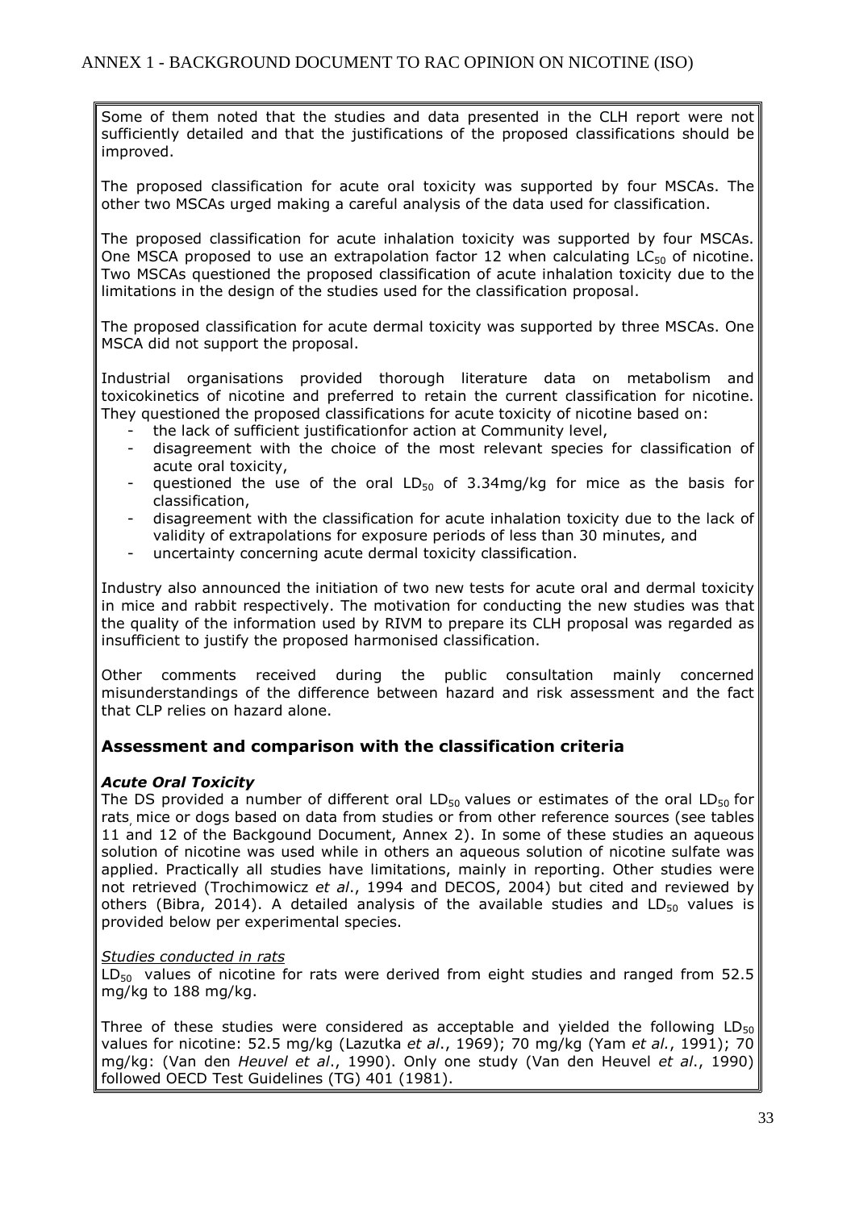Some of them noted that the studies and data presented in the CLH report were not sufficiently detailed and that the justifications of the proposed classifications should be improved.

The proposed classification for acute oral toxicity was supported by four MSCAs. The other two MSCAs urged making a careful analysis of the data used for classification.

The proposed classification for acute inhalation toxicity was supported by four MSCAs. One MSCA proposed to use an extrapolation factor 12 when calculating $LC_{50}$ of nicotine. Two MSCAs questioned the proposed classification of acute inhalation toxicity due to the limitations in the design of the studies used for the classification proposal.

The proposed classification for acute dermal toxicity was supported by three MSCAs. One MSCA did not support the proposal.

Industrial organisations provided thorough literature data on metabolism and toxicokinetics of nicotine and preferred to retain the current classification for nicotine. They questioned the proposed classifications for acute toxicity of nicotine based on:

- the lack of sufficient justificationfor action at Community level,
- disagreement with the choice of the most relevant species for classification of acute oral toxicity,
- questioned the use of the oral $LD_{50}$ of 3.34mg/kg for mice as the basis for classification,
- disagreement with the classification for acute inhalation toxicity due to the lack of validity of extrapolations for exposure periods of less than 30 minutes, and
- uncertainty concerning acute dermal toxicity classification.

Industry also announced the initiation of two new tests for acute oral and dermal toxicity in mice and rabbit respectively. The motivation for conducting the new studies was that the quality of the information used by RIVM to prepare its CLH proposal was regarded as insufficient to justify the proposed harmonised classification.

Other comments received during the public consultation mainly concerned misunderstandings of the difference between hazard and risk assessment and the fact that CLP relies on hazard alone.

## Assessment and comparison with the classification criteria

### *Acute Oral Toxicity*

The DS provided a number of different oral $LD_{50}$ values or estimates of the oral $LD_{50}$ for rats, mice or dogs based on data from studies or from other reference sources (see tables 11 and 12 of the Backgound Document, Annex 2). In some of these studies an aqueous solution of nicotine was used while in others an aqueous solution of nicotine sulfate was applied. Practically all studies have limitations, mainly in reporting. Other studies were not retrieved (Trochimowicz *et al*., 1994 and DECOS, 2004) but cited and reviewed by others (Bibra, 2014). A detailed analysis of the available studies and $LD_{50}$ values is provided below per experimental species.

*Studies conducted in rats*

$LD_{50}$ values of nicotine for rats were derived from eight studies and ranged from 52.5 mg/kg to 188 mg/kg.

Three of these studies were considered as acceptable and yielded the following $LD_{50}$ values for nicotine: 52.5 mg/kg (Lazutka *et al*., 1969); 70 mg/kg (Yam *et al.*, 1991); 70 mg/kg: (Van den *Heuvel et al*., 1990). Only one study (Van den Heuvel *et al*., 1990) followed OECD Test Guidelines (TG) 401 (1981).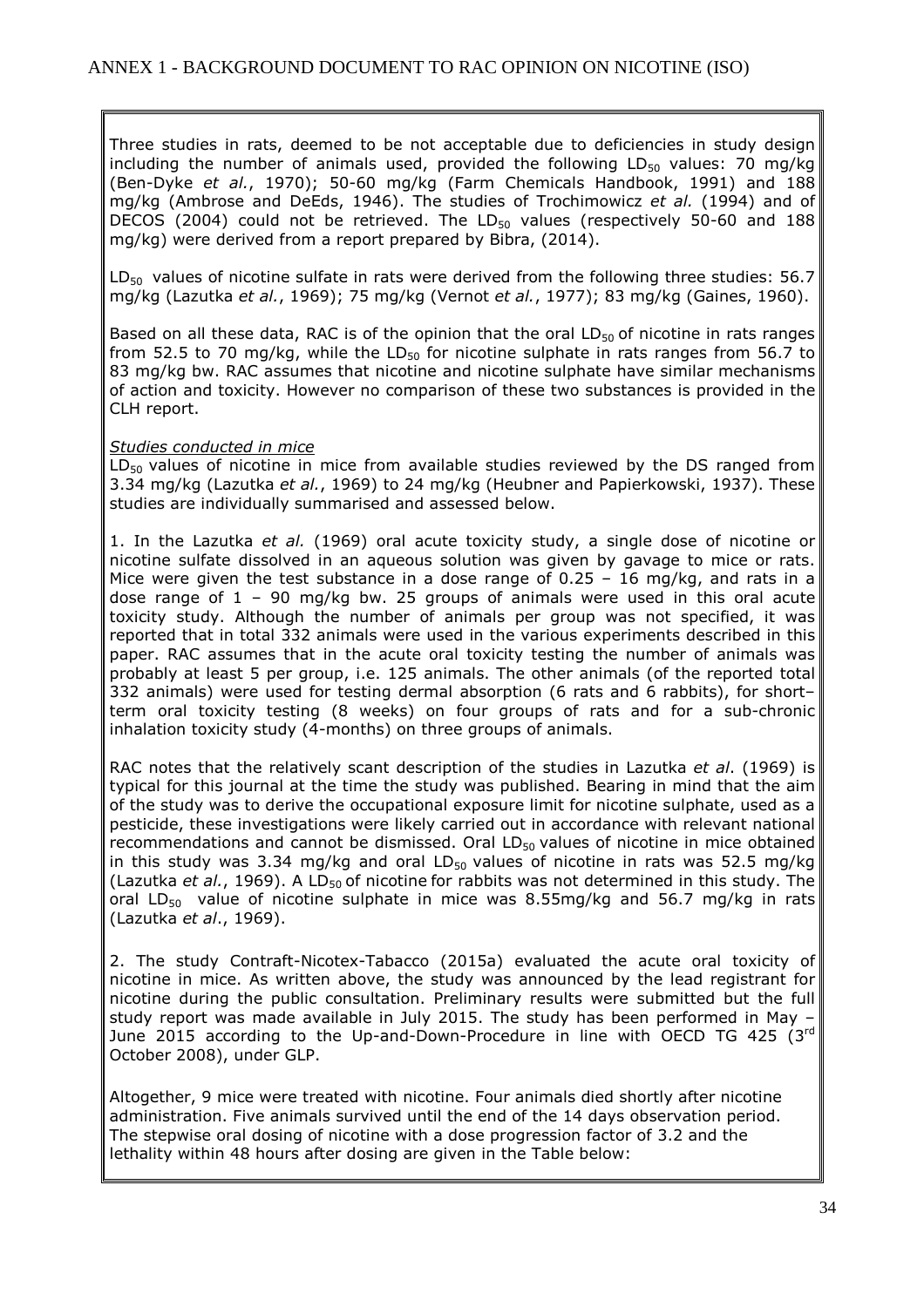Three studies in rats, deemed to be not acceptable due to deficiencies in study design including the number of animals used, provided the following $LD_{50}$ values: 70 mg/kg (Ben-Dyke *et al.*, 1970); 50-60 mg/kg (Farm Chemicals Handbook, 1991) and 188 mg/kg (Ambrose and DeEds, 1946). The studies of Trochimowicz *et al.* (1994) and of DECOS (2004) could not be retrieved. The $LD_{50}$ values (respectively 50-60 and 188 mg/kg) were derived from a report prepared by Bibra, (2014).

$LD_{50}$ values of nicotine sulfate in rats were derived from the following three studies: 56.7 mg/kg (Lazutka *et al.*, 1969); 75 mg/kg (Vernot *et al.*, 1977); 83 mg/kg (Gaines, 1960).

Based on all these data, RAC is of the opinion that the oral $LD_{50}$ of nicotine in rats ranges from 52.5 to 70 mg/kg, while the $LD_{50}$ for nicotine sulphate in rats ranges from 56.7 to 83 mg/kg bw. RAC assumes that nicotine and nicotine sulphate have similar mechanisms of action and toxicity. However no comparison of these two substances is provided in the CLH report.

*Studies conducted in mice*

$LD_{50}$ values of nicotine in mice from available studies reviewed by the DS ranged from 3.34 mg/kg (Lazutka *et al.*, 1969) to 24 mg/kg (Heubner and Papierkowski, 1937). These studies are individually summarised and assessed below.

1. In the Lazutka *et al.* (1969) oral acute toxicity study, a single dose of nicotine or nicotine sulfate dissolved in an aqueous solution was given by gavage to mice or rats. Mice were given the test substance in a dose range of 0.25 – 16 mg/kg, and rats in a dose range of 1 – 90 mg/kg bw. 25 groups of animals were used in this oral acute toxicity study. Although the number of animals per group was not specified, it was reported that in total 332 animals were used in the various experiments described in this paper. RAC assumes that in the acute oral toxicity testing the number of animals was probably at least 5 per group, i.e. 125 animals. The other animals (of the reported total 332 animals) were used for testing dermal absorption (6 rats and 6 rabbits), for short–term oral toxicity testing (8 weeks) on four groups of rats and for a sub-chronic inhalation toxicity study (4-months) on three groups of animals.

RAC notes that the relatively scant description of the studies in Lazutka *et al*. (1969) is typical for this journal at the time the study was published. Bearing in mind that the aim of the study was to derive the occupational exposure limit for nicotine sulphate, used as a pesticide, these investigations were likely carried out in accordance with relevant national recommendations and cannot be dismissed. Oral $LD_{50}$ values of nicotine in mice obtained in this study was 3.34 mg/kg and oral $LD_{50}$ values of nicotine in rats was 52.5 mg/kg (Lazutka *et al.*, 1969). A $LD_{50}$ of nicotine for rabbits was not determined in this study. The oral $LD_{50}$ value of nicotine sulphate in mice was 8.55mg/kg and 56.7 mg/kg in rats (Lazutka *et al*., 1969).

2. The study Contraft-Nicotex-Tabacco (2015a) evaluated the acute oral toxicity of nicotine in mice. As written above, the study was announced by the lead registrant for nicotine during the public consultation. Preliminary results were submitted but the full study report was made available in July 2015. The study has been performed in May – June 2015 according to the Up-and-Down-Procedure in line with OECD TG 425 (3rd October 2008), under GLP.

Altogether, 9 mice were treated with nicotine. Four animals died shortly after nicotine administration. Five animals survived until the end of the 14 days observation period. The stepwise oral dosing of nicotine with a dose progression factor of 3.2 and the lethality within 48 hours after dosing are given in the Table below: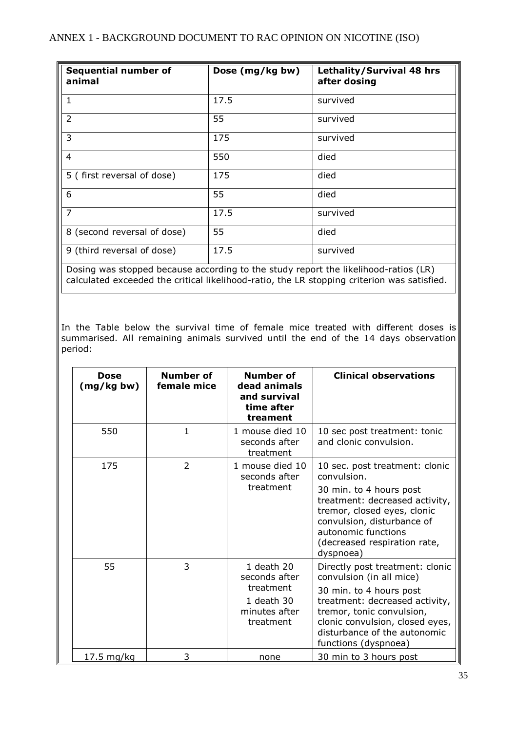| Sequential number of animal | Dose (mg/kg bw) | Lethality/Survival 48 hrs after dosing |
|---|---|---|
| 1 | 17.5 | survived |
| 2 | 55 | survived |
| 3 | 175 | survived |
| 4 | 550 | died |
| 5 ( first reversal of dose) | 175 | died |
| 6 | 55 | died |
| 7 | 17.5 | survived |
| 8 (second reversal of dose) | 55 | died |
| 9 (third reversal of dose) | 17.5 | survived |
| Dosing was stopped because according to the study report the likelihood-ratios (LR) calculated exceeded the critical likelihood-ratio, the LR stopping criterion was satisfied. | | |

In the Table below the survival time of female mice treated with different doses is summarised. All remaining animals survived until the end of the 14 days observation period:

| Dose (mg/kg bw) | Number of female mice | Number of dead animals and survival time after treament | Clinical observations |
|---|---|---|---|
| 550 | 1 | 1 mouse died 10 seconds after treatment | 10 sec post treatment: tonic and clonic convulsion. |
| 175 | 2 | 1 mouse died 10 seconds after treatment | 10 sec. post treatment: clonic convulsion.<br>30 min. to 4 hours post treatment: decreased activity, tremor, closed eyes, clonic convulsion, disturbance of autonomic functions (decreased respiration rate, dyspnoea) |
| 55 | 3 | 1 death 20 seconds after treatment<br>1 death 30 minutes after treatment | Directly post treatment: clonic convulsion (in all mice)<br>30 min. to 4 hours post treatment: decreased activity, tremor, tonic convulsion, clonic convulsion, closed eyes, disturbance of the autonomic functions (dyspnoea) |
| 17.5 mg/kg | 3 | none | 30 min to 3 hours post |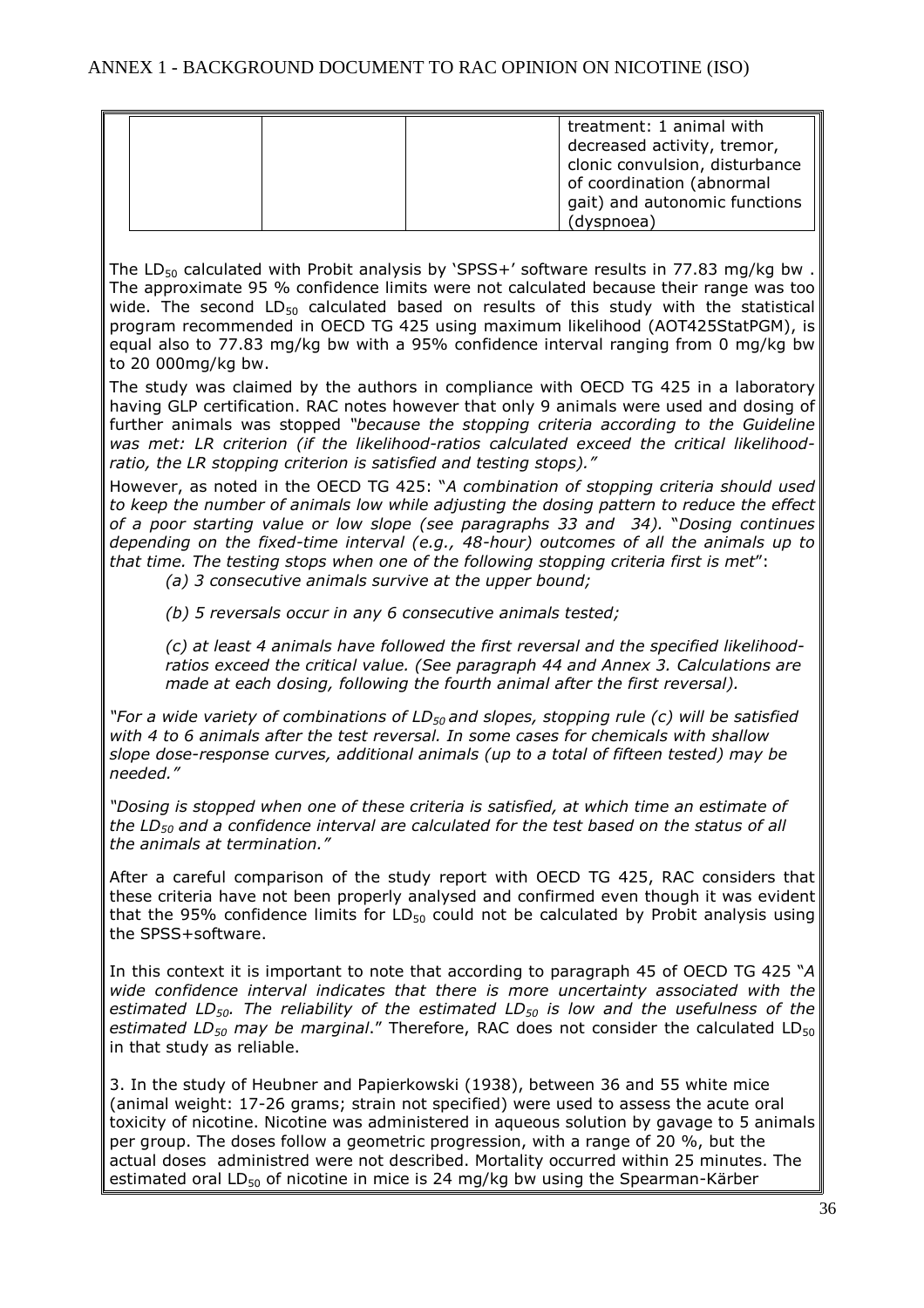| | | | treatment: 1 animal with decreased activity, tremor, clonic convulsion, disturbance of coordination (abnormal gait) and autonomic functions (dyspnoea) |
|---|---|---|---|

The $LD_{50}$ calculated with Probit analysis by 'SPSS+' software results in 77.83 mg/kg bw . The approximate 95 % confidence limits were not calculated because their range was too wide. The second $LD_{50}$ calculated based on results of this study with the statistical program recommended in OECD TG 425 using maximum likelihood (AOT425StatPGM), is equal also to 77.83 mg/kg bw with a 95% confidence interval ranging from 0 mg/kg bw to 20 000mg/kg bw.

The study was claimed by the authors in compliance with OECD TG 425 in a laboratory having GLP certification. RAC notes however that only 9 animals were used and dosing of further animals was stopped *"because the stopping criteria according to the Guideline was met: LR criterion (if the likelihood-ratios calculated exceed the critical likelihood-ratio, the LR stopping criterion is satisfied and testing stops)."*

However, as noted in the OECD TG 425: "*A combination of stopping criteria should used to keep the number of animals low while adjusting the dosing pattern to reduce the effect of a poor starting value or low slope (see paragraphs 33 and 34).* "*Dosing continues depending on the fixed-time interval (e.g., 48-hour) outcomes of all the animals up to that time. The testing stops when one of the following stopping criteria first is met*":

*(a) 3 consecutive animals survive at the upper bound;*

*(b) 5 reversals occur in any 6 consecutive animals tested;*

*(c) at least 4 animals have followed the first reversal and the specified likelihood-ratios exceed the critical value. (See paragraph 44 and Annex 3. Calculations are made at each dosing, following the fourth animal after the first reversal).*

*"For a wide variety of combinations of $LD_{50}$ and slopes, stopping rule (c) will be satisfied with 4 to 6 animals after the test reversal. In some cases for chemicals with shallow slope dose-response curves, additional animals (up to a total of fifteen tested) may be needed."*

*"Dosing is stopped when one of these criteria is satisfied, at which time an estimate of the $LD_{50}$ and a confidence interval are calculated for the test based on the status of all the animals at termination."*

After a careful comparison of the study report with OECD TG 425, RAC considers that these criteria have not been properly analysed and confirmed even though it was evident that the 95% confidence limits for $LD_{50}$ could not be calculated by Probit analysis using the SPSS+software.

In this context it is important to note that according to paragraph 45 of OECD TG 425 "*A wide confidence interval indicates that there is more uncertainty associated with the estimated $LD_{50}$. The reliability of the estimated $LD_{50}$ is low and the usefulness of the estimated $LD_{50}$ may be marginal*." Therefore, RAC does not consider the calculated $LD_{50}$ in that study as reliable.

3. In the study of Heubner and Papierkowski (1938), between 36 and 55 white mice (animal weight: 17-26 grams; strain not specified) were used to assess the acute oral toxicity of nicotine. Nicotine was administered in aqueous solution by gavage to 5 animals per group. The doses follow a geometric progression, with a range of 20 %, but the actual doses administred were not described. Mortality occurred within 25 minutes. The estimated oral $LD_{50}$ of nicotine in mice is 24 mg/kg bw using the Spearman-Kärber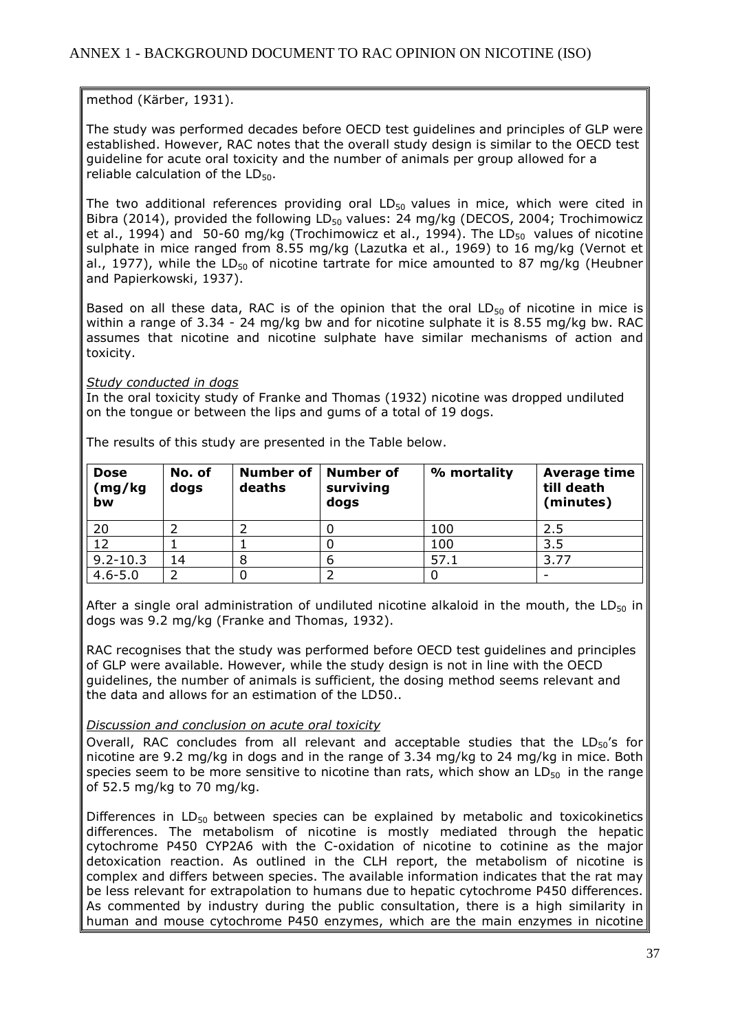method (Kärber, 1931).

The study was performed decades before OECD test guidelines and principles of GLP were established. However, RAC notes that the overall study design is similar to the OECD test guideline for acute oral toxicity and the number of animals per group allowed for a reliable calculation of the $LD_{50}$.

The two additional references providing oral $LD_{50}$ values in mice, which were cited in Bibra (2014), provided the following $LD_{50}$ values: 24 mg/kg (DECOS, 2004; Trochimowicz et al., 1994) and 50-60 mg/kg (Trochimowicz et al., 1994). The $LD_{50}$ values of nicotine sulphate in mice ranged from 8.55 mg/kg (Lazutka et al., 1969) to 16 mg/kg (Vernot et al., 1977), while the $LD_{50}$ of nicotine tartrate for mice amounted to 87 mg/kg (Heubner and Papierkowski, 1937).

Based on all these data, RAC is of the opinion that the oral $LD_{50}$ of nicotine in mice is within a range of 3.34 - 24 mg/kg bw and for nicotine sulphate it is 8.55 mg/kg bw. RAC assumes that nicotine and nicotine sulphate have similar mechanisms of action and toxicity.

*Study conducted in dogs*

In the oral toxicity study of Franke and Thomas (1932) nicotine was dropped undiluted on the tongue or between the lips and gums of a total of 19 dogs.

The results of this study are presented in the Table below.

| Dose (mg/kg bw | No. of dogs | Number of deaths | Number of surviving dogs | % mortality | Average time till death (minutes) |
|---|---|---|---|---|---|
| 20 | 2 | 2 | 0 | 100 | 2.5 |
| 12 | 1 | 1 | 0 | 100 | 3.5 |
| 9.2-10.3 | 14 | 8 | 6 | 57.1 | 3.77 |
| 4.6-5.0 | 2 | 0 | 2 | 0 | - |

After a single oral administration of undiluted nicotine alkaloid in the mouth, the $LD_{50}$ in dogs was 9.2 mg/kg (Franke and Thomas, 1932).

RAC recognises that the study was performed before OECD test guidelines and principles of GLP were available. However, while the study design is not in line with the OECD guidelines, the number of animals is sufficient, the dosing method seems relevant and the data and allows for an estimation of the LD50..

*Discussion and conclusion on acute oral toxicity*

Overall, RAC concludes from all relevant and acceptable studies that the $LD_{50}$'s for nicotine are 9.2 mg/kg in dogs and in the range of 3.34 mg/kg to 24 mg/kg in mice. Both species seem to be more sensitive to nicotine than rats, which show an $LD_{50}$ in the range of 52.5 mg/kg to 70 mg/kg.

Differences in $LD_{50}$ between species can be explained by metabolic and toxicokinetics differences. The metabolism of nicotine is mostly mediated through the hepatic cytochrome P450 CYP2A6 with the C-oxidation of nicotine to cotinine as the major detoxication reaction. As outlined in the CLH report, the metabolism of nicotine is complex and differs between species. The available information indicates that the rat may be less relevant for extrapolation to humans due to hepatic cytochrome P450 differences. As commented by industry during the public consultation, there is a high similarity in human and mouse cytochrome P450 enzymes, which are the main enzymes in nicotine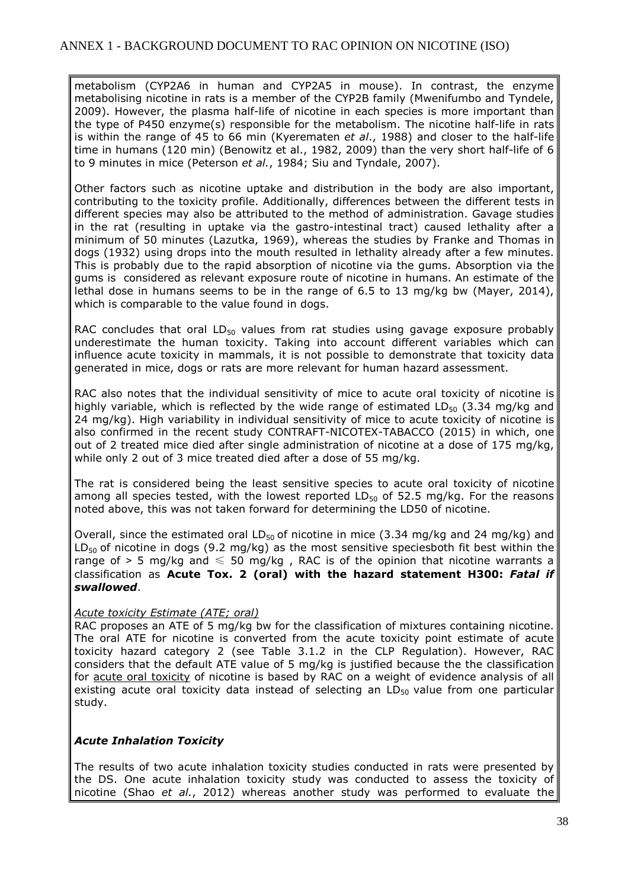metabolism (CYP2A6 in human and CYP2A5 in mouse). In contrast, the enzyme metabolising nicotine in rats is a member of the CYP2B family (Mwenifumbo and Tyndele, 2009). However, the plasma half-life of nicotine in each species is more important than the type of P450 enzyme(s) responsible for the metabolism. The nicotine half-life in rats is within the range of 45 to 66 min (Kyerematen *et al*., 1988) and closer to the half-life time in humans (120 min) (Benowitz et al., 1982, 2009) than the very short half-life of 6 to 9 minutes in mice (Peterson *et al.*, 1984; Siu and Tyndale, 2007).

Other factors such as nicotine uptake and distribution in the body are also important, contributing to the toxicity profile. Additionally, differences between the different tests in different species may also be attributed to the method of administration. Gavage studies in the rat (resulting in uptake via the gastro-intestinal tract) caused lethality after a minimum of 50 minutes (Lazutka, 1969), whereas the studies by Franke and Thomas in dogs (1932) using drops into the mouth resulted in lethality already after a few minutes. This is probably due to the rapid absorption of nicotine via the gums. Absorption via the gums is considered as relevant exposure route of nicotine in humans. An estimate of the lethal dose in humans seems to be in the range of 6.5 to 13 mg/kg bw (Mayer, 2014), which is comparable to the value found in dogs.

RAC concludes that oral $LD_{50}$ values from rat studies using gavage exposure probably underestimate the human toxicity. Taking into account different variables which can influence acute toxicity in mammals, it is not possible to demonstrate that toxicity data generated in mice, dogs or rats are more relevant for human hazard assessment.

RAC also notes that the individual sensitivity of mice to acute oral toxicity of nicotine is highly variable, which is reflected by the wide range of estimated $LD_{50}$ (3.34 mg/kg and 24 mg/kg). High variability in individual sensitivity of mice to acute toxicity of nicotine is also confirmed in the recent study CONTRAFT-NICOTEX-TABACCO (2015) in which, one out of 2 treated mice died after single administration of nicotine at a dose of 175 mg/kg, while only 2 out of 3 mice treated died after a dose of 55 mg/kg.

The rat is considered being the least sensitive species to acute oral toxicity of nicotine among all species tested, with the lowest reported $LD_{50}$ of 52.5 mg/kg. For the reasons noted above, this was not taken forward for determining the LD50 of nicotine.

Overall, since the estimated oral $LD_{50}$ of nicotine in mice (3.34 mg/kg and 24 mg/kg) and $LD_{50}$ of nicotine in dogs (9.2 mg/kg) as the most sensitive speciesboth fit best within the range of > 5 mg/kg and ≤ 50 mg/kg , RAC is of the opinion that nicotine warrants a classification as **Acute Tox. 2 (oral) with the hazard statement H300:** ***Fatal if swallowed***.

*Acute toxicity Estimate (ATE; oral)*

RAC proposes an ATE of 5 mg/kg bw for the classification of mixtures containing nicotine. The oral ATE for nicotine is converted from the acute toxicity point estimate of acute toxicity hazard category 2 (see Table 3.1.2 in the CLP Regulation). However, RAC considers that the default ATE value of 5 mg/kg is justified because the the classification for acute oral toxicity of nicotine is based by RAC on a weight of evidence analysis of all existing acute oral toxicity data instead of selecting an $LD_{50}$ value from one particular study.

***Acute Inhalation Toxicity***

The results of two acute inhalation toxicity studies conducted in rats were presented by the DS. One acute inhalation toxicity study was conducted to assess the toxicity of nicotine (Shao *et al.*, 2012) whereas another study was performed to evaluate the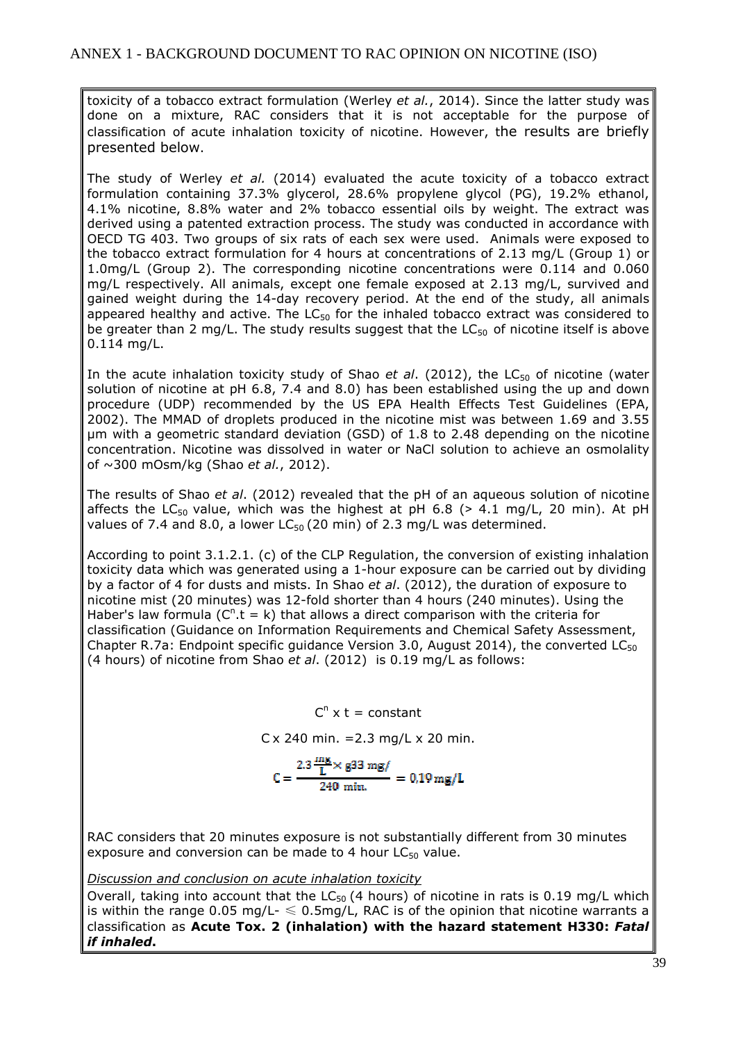toxicity of a tobacco extract formulation (Werley *et al.*, 2014). Since the latter study was done on a mixture, RAC considers that it is not acceptable for the purpose of classification of acute inhalation toxicity of nicotine. However, the results are briefly presented below.

The study of Werley *et al.* (2014) evaluated the acute toxicity of a tobacco extract formulation containing 37.3% glycerol, 28.6% propylene glycol (PG), 19.2% ethanol, 4.1% nicotine, 8.8% water and 2% tobacco essential oils by weight. The extract was derived using a patented extraction process. The study was conducted in accordance with OECD TG 403. Two groups of six rats of each sex were used. Animals were exposed to the tobacco extract formulation for 4 hours at concentrations of 2.13 mg/L (Group 1) or 1.0mg/L (Group 2). The corresponding nicotine concentrations were 0.114 and 0.060 mg/L respectively. All animals, except one female exposed at 2.13 mg/L, survived and gained weight during the 14-day recovery period. At the end of the study, all animals appeared healthy and active. The $LC_{50}$ for the inhaled tobacco extract was considered to be greater than 2 mg/L. The study results suggest that the $LC_{50}$ of nicotine itself is above 0.114 mg/L.

In the acute inhalation toxicity study of Shao *et al*. (2012), the $LC_{50}$ of nicotine (water solution of nicotine at pH 6.8, 7.4 and 8.0) has been established using the up and down procedure (UDP) recommended by the US EPA Health Effects Test Guidelines (EPA, 2002). The MMAD of droplets produced in the nicotine mist was between 1.69 and 3.55 µm with a geometric standard deviation (GSD) of 1.8 to 2.48 depending on the nicotine concentration. Nicotine was dissolved in water or NaCl solution to achieve an osmolality of ~300 mOsm/kg (Shao *et al.*, 2012).

The results of Shao *et al*. (2012) revealed that the pH of an aqueous solution of nicotine affects the $LC_{50}$ value, which was the highest at pH 6.8 (> 4.1 mg/L, 20 min). At pH values of 7.4 and 8.0, a lower $LC_{50}$ (20 min) of 2.3 mg/L was determined.

According to point 3.1.2.1. (c) of the CLP Regulation, the conversion of existing inhalation toxicity data which was generated using a 1-hour exposure can be carried out by dividing by a factor of 4 for dusts and mists. In Shao *et al*. (2012), the duration of exposure to nicotine mist (20 minutes) was 12-fold shorter than 4 hours (240 minutes). Using the Haber's law formula ($C^n.t = k$) that allows a direct comparison with the criteria for classification (Guidance on Information Requirements and Chemical Safety Assessment, Chapter R.7a: Endpoint specific guidance Version 3.0, August 2014), the converted $LC_{50}$ (4 hours) of nicotine from Shao *et al*. (2012) is 0.19 mg/L as follows:

$$C^n \times t = \text{constant}$$

$$C \times 240 \text{ min.} = 2.3 \text{ mg/L} \times 20 \text{ min.}$$

$$C = \frac{2.3 \frac{mg}{L} \times g33 \text{ mg/}}{240 \text{ min.}} = 0.19 \text{ mg/L}$$

RAC considers that 20 minutes exposure is not substantially different from 30 minutes exposure and conversion can be made to 4 hour $LC_{50}$ value.

*Discussion and conclusion on acute inhalation toxicity*

Overall, taking into account that the $LC_{50}$ (4 hours) of nicotine in rats is 0.19 mg/L which is within the range 0.05 mg/L- ≤ 0.5mg/L, RAC is of the opinion that nicotine warrants a classification as **Acute Tox. 2 (inhalation) with the hazard statement H330:** ***Fatal if inhaled*****.**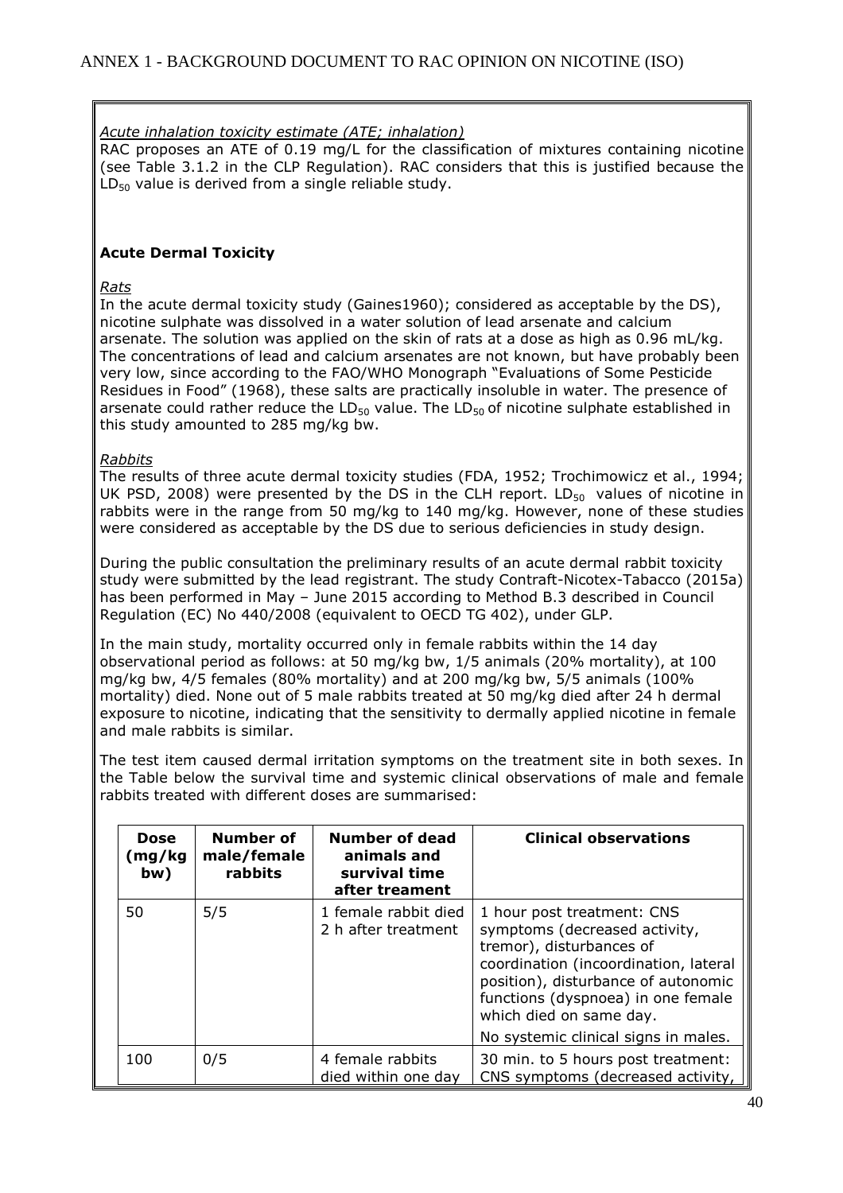*Acute inhalation toxicity estimate (ATE; inhalation)*

RAC proposes an ATE of 0.19 mg/L for the classification of mixtures containing nicotine (see Table 3.1.2 in the CLP Regulation). RAC considers that this is justified because the $LD_{50}$ value is derived from a single reliable study.

**Acute Dermal Toxicity**

*Rats*

In the acute dermal toxicity study (Gaines1960); considered as acceptable by the DS), nicotine sulphate was dissolved in a water solution of lead arsenate and calcium arsenate. The solution was applied on the skin of rats at a dose as high as 0.96 mL/kg. The concentrations of lead and calcium arsenates are not known, but have probably been very low, since according to the FAO/WHO Monograph "Evaluations of Some Pesticide Residues in Food" (1968), these salts are practically insoluble in water. The presence of arsenate could rather reduce the $LD_{50}$ value. The $LD_{50}$ of nicotine sulphate established in this study amounted to 285 mg/kg bw.

*Rabbits*

The results of three acute dermal toxicity studies (FDA, 1952; Trochimowicz et al., 1994; UK PSD, 2008) were presented by the DS in the CLH report. $LD_{50}$ values of nicotine in rabbits were in the range from 50 mg/kg to 140 mg/kg. However, none of these studies were considered as acceptable by the DS due to serious deficiencies in study design.

During the public consultation the preliminary results of an acute dermal rabbit toxicity study were submitted by the lead registrant. The study Contraft-Nicotex-Tabacco (2015a) has been performed in May – June 2015 according to Method B.3 described in Council Regulation (EC) No 440/2008 (equivalent to OECD TG 402), under GLP.

In the main study, mortality occurred only in female rabbits within the 14 day observational period as follows: at 50 mg/kg bw, 1/5 animals (20% mortality), at 100 mg/kg bw, 4/5 females (80% mortality) and at 200 mg/kg bw, 5/5 animals (100% mortality) died. None out of 5 male rabbits treated at 50 mg/kg died after 24 h dermal exposure to nicotine, indicating that the sensitivity to dermally applied nicotine in female and male rabbits is similar.

The test item caused dermal irritation symptoms on the treatment site in both sexes. In the Table below the survival time and systemic clinical observations of male and female rabbits treated with different doses are summarised:

| Dose (mg/kg bw) | Number of male/female rabbits | Number of dead animals and survival time after treament | Clinical observations |
|---|---|---|---|
| 50 | 5/5 | 1 female rabbit died 2 h after treatment | 1 hour post treatment: CNS symptoms (decreased activity, tremor), disturbances of coordination (incoordination, lateral position), disturbance of autonomic functions (dyspnoea) in one female which died on same day.<br><br>No systemic clinical signs in males. |
| 100 | 0/5 | 4 female rabbits died within one day | 30 min. to 5 hours post treatment: CNS symptoms (decreased activity, |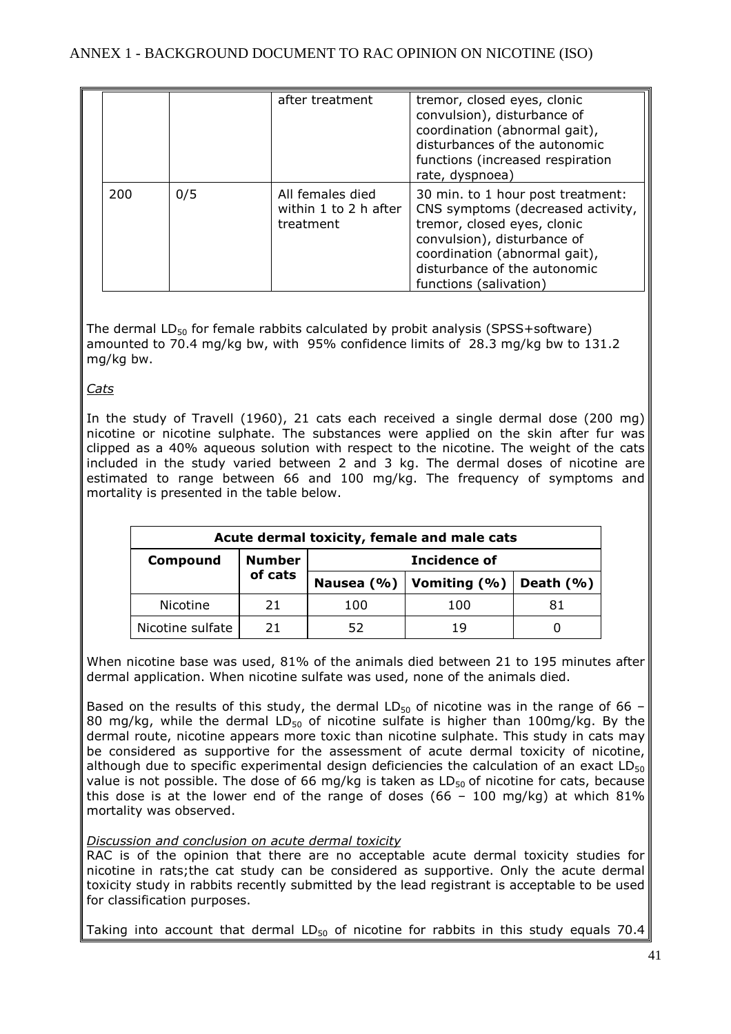|  |  | after treatment | tremor, closed eyes, clonic convulsion), disturbance of coordination (abnormal gait), disturbances of the autonomic functions (increased respiration rate, dyspnoea) |
| --- | --- | --- | --- |
| 200 | 0/5 | All females died within 1 to 2 h after treatment | 30 min. to 1 hour post treatment: CNS symptoms (decreased activity, tremor, closed eyes, clonic convulsion), disturbance of coordination (abnormal gait), disturbance of the autonomic functions (salivation) |

The dermal $LD_{50}$ for female rabbits calculated by probit analysis (SPSS+software) amounted to 70.4 mg/kg bw, with 95% confidence limits of 28.3 mg/kg bw to 131.2 mg/kg bw.

*Cats*

In the study of Travell (1960), 21 cats each received a single dermal dose (200 mg) nicotine or nicotine sulphate. The substances were applied on the skin after fur was clipped as a 40% aqueous solution with respect to the nicotine. The weight of the cats included in the study varied between 2 and 3 kg. The dermal doses of nicotine are estimated to range between 66 and 100 mg/kg. The frequency of symptoms and mortality is presented in the table below.

| **Acute dermal toxicity, female and male cats** | | | | |
| --- | --- | --- | --- | --- |
| **Compound** | **Number of cats** | **Incidence of** | | |
| | | **Nausea (%)** | **Vomiting (%)** | **Death (%)** |
| Nicotine | 21 | 100 | 100 | 81 |
| Nicotine sulfate | 21 | 52 | 19 | 0 |

When nicotine base was used, 81% of the animals died between 21 to 195 minutes after dermal application. When nicotine sulfate was used, none of the animals died.

Based on the results of this study, the dermal $LD_{50}$ of nicotine was in the range of 66 – 80 mg/kg, while the dermal $LD_{50}$ of nicotine sulfate is higher than 100mg/kg. By the dermal route, nicotine appears more toxic than nicotine sulphate. This study in cats may be considered as supportive for the assessment of acute dermal toxicity of nicotine, although due to specific experimental design deficiencies the calculation of an exact $LD_{50}$ value is not possible. The dose of 66 mg/kg is taken as $LD_{50}$ of nicotine for cats, because this dose is at the lower end of the range of doses (66 – 100 mg/kg) at which 81% mortality was observed.

*Discussion and conclusion on acute dermal toxicity*

RAC is of the opinion that there are no acceptable acute dermal toxicity studies for nicotine in rats;the cat study can be considered as supportive. Only the acute dermal toxicity study in rabbits recently submitted by the lead registrant is acceptable to be used for classification purposes.

Taking into account that dermal $LD_{50}$ of nicotine for rabbits in this study equals 70.4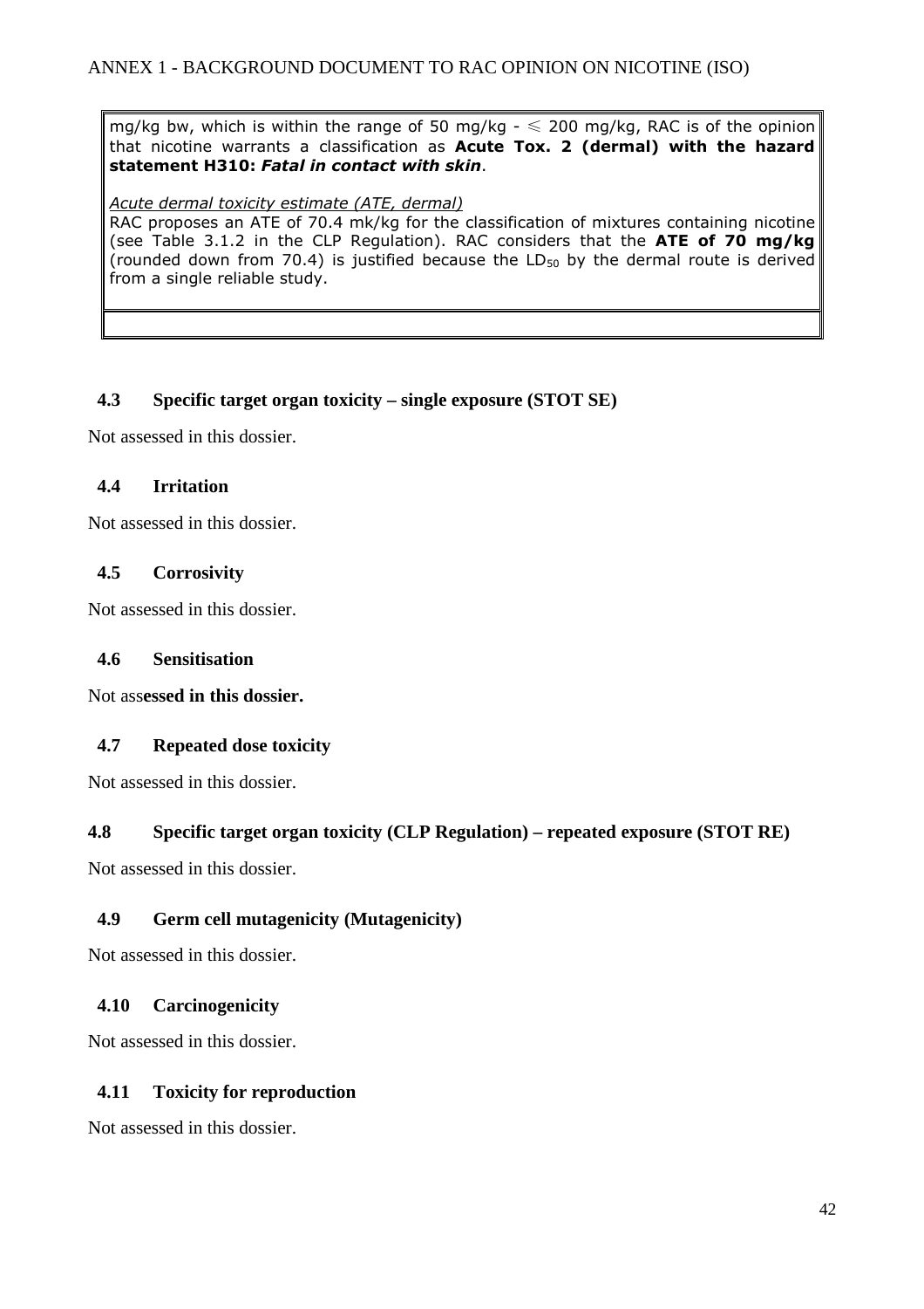mg/kg bw, which is within the range of 50 mg/kg - ≤ 200 mg/kg, RAC is of the opinion that nicotine warrants a classification as **Acute Tox. 2 (dermal) with the hazard statement H310:** ***Fatal in contact with skin***.

*Acute dermal toxicity estimate (ATE, dermal)*

RAC proposes an ATE of 70.4 mk/kg for the classification of mixtures containing nicotine (see Table 3.1.2 in the CLP Regulation). RAC considers that the **ATE of 70 mg/kg** (rounded down from 70.4) is justified because the $LD_{50}$ by the dermal route is derived from a single reliable study.

### 4.3 Specific target organ toxicity – single exposure (STOT SE)

Not assessed in this dossier.

### 4.4 Irritation

Not assessed in this dossier.

### 4.5 Corrosivity

Not assessed in this dossier.

### 4.6 Sensitisation

Not ass**essed in this dossier.**

### 4.7 Repeated dose toxicity

Not assessed in this dossier.

### 4.8 Specific target organ toxicity (CLP Regulation) – repeated exposure (STOT RE)

Not assessed in this dossier.

### 4.9 Germ cell mutagenicity (Mutagenicity)

Not assessed in this dossier.

### 4.10 Carcinogenicity

Not assessed in this dossier.

### 4.11 Toxicity for reproduction

Not assessed in this dossier.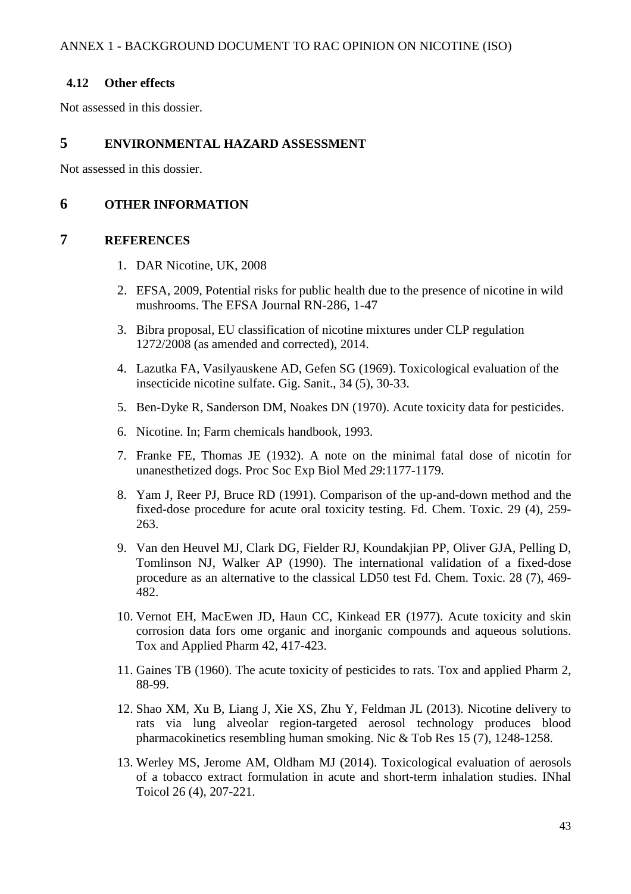### 4.12 Other effects

Not assessed in this dossier.

## 5 ENVIRONMENTAL HAZARD ASSESSMENT

Not assessed in this dossier.

## 6 OTHER INFORMATION

## 7 REFERENCES

1. DAR Nicotine, UK, 2008
2. EFSA, 2009, Potential risks for public health due to the presence of nicotine in wild mushrooms. The EFSA Journal RN-286, 1-47
3. Bibra proposal, EU classification of nicotine mixtures under CLP regulation 1272/2008 (as amended and corrected), 2014.
4. Lazutka FA, Vasilyauskene AD, Gefen SG (1969). Toxicological evaluation of the insecticide nicotine sulfate. Gig. Sanit., 34 (5), 30-33.
5. Ben-Dyke R, Sanderson DM, Noakes DN (1970). Acute toxicity data for pesticides.
6. Nicotine. In; Farm chemicals handbook, 1993.
7. Franke FE, Thomas JE (1932). A note on the minimal fatal dose of nicotin for unanesthetized dogs. Proc Soc Exp Biol Med *29*:1177-1179.
8. Yam J, Reer PJ, Bruce RD (1991). Comparison of the up-and-down method and the fixed-dose procedure for acute oral toxicity testing. Fd. Chem. Toxic. 29 (4), 259-263.
9. Van den Heuvel MJ, Clark DG, Fielder RJ, Koundakjian PP, Oliver GJA, Pelling D, Tomlinson NJ, Walker AP (1990). The international validation of a fixed-dose procedure as an alternative to the classical LD50 test Fd. Chem. Toxic. 28 (7), 469-482.
10. Vernot EH, MacEwen JD, Haun CC, Kinkead ER (1977). Acute toxicity and skin corrosion data fors ome organic and inorganic compounds and aqueous solutions. Tox and Applied Pharm 42, 417-423.
11. Gaines TB (1960). The acute toxicity of pesticides to rats. Tox and applied Pharm 2, 88-99.
12. Shao XM, Xu B, Liang J, Xie XS, Zhu Y, Feldman JL (2013). Nicotine delivery to rats via lung alveolar region-targeted aerosol technology produces blood pharmacokinetics resembling human smoking. Nic & Tob Res 15 (7), 1248-1258.
13. Werley MS, Jerome AM, Oldham MJ (2014). Toxicological evaluation of aerosols of a tobacco extract formulation in acute and short-term inhalation studies. INhal Toicol 26 (4), 207-221.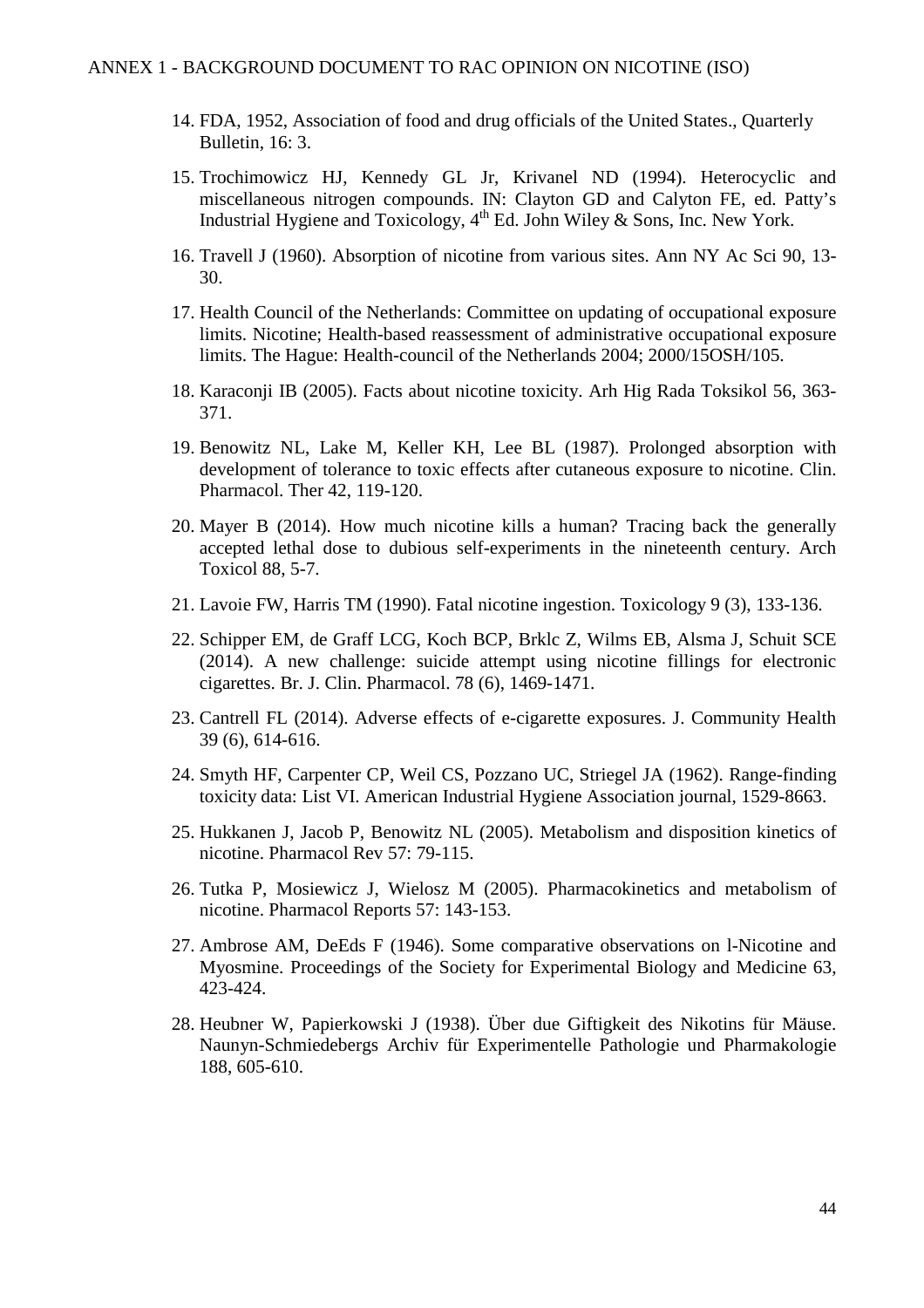14. FDA, 1952, Association of food and drug officials of the United States., Quarterly Bulletin, 16: 3.

15. Trochimowicz HJ, Kennedy GL Jr, Krivanel ND (1994). Heterocyclic and miscellaneous nitrogen compounds. IN: Clayton GD and Calyton FE, ed. Patty's Industrial Hygiene and Toxicology, 4th Ed. John Wiley & Sons, Inc. New York.

16. Travell J (1960). Absorption of nicotine from various sites. Ann NY Ac Sci 90, 13-30.

17. Health Council of the Netherlands: Committee on updating of occupational exposure limits. Nicotine; Health-based reassessment of administrative occupational exposure limits. The Hague: Health-council of the Netherlands 2004; 2000/15OSH/105.

18. Karaconji IB (2005). Facts about nicotine toxicity. Arh Hig Rada Toksikol 56, 363-371.

19. Benowitz NL, Lake M, Keller KH, Lee BL (1987). Prolonged absorption with development of tolerance to toxic effects after cutaneous exposure to nicotine. Clin. Pharmacol. Ther 42, 119-120.

20. Mayer B (2014). How much nicotine kills a human? Tracing back the generally accepted lethal dose to dubious self-experiments in the nineteenth century. Arch Toxicol 88, 5-7.

21. Lavoie FW, Harris TM (1990). Fatal nicotine ingestion. Toxicology 9 (3), 133-136.

22. Schipper EM, de Graff LCG, Koch BCP, Brklc Z, Wilms EB, Alsma J, Schuit SCE (2014). A new challenge: suicide attempt using nicotine fillings for electronic cigarettes. Br. J. Clin. Pharmacol. 78 (6), 1469-1471.

23. Cantrell FL (2014). Adverse effects of e-cigarette exposures. J. Community Health 39 (6), 614-616.

24. Smyth HF, Carpenter CP, Weil CS, Pozzano UC, Striegel JA (1962). Range-finding toxicity data: List VI. American Industrial Hygiene Association journal, 1529-8663.

25. Hukkanen J, Jacob P, Benowitz NL (2005). Metabolism and disposition kinetics of nicotine. Pharmacol Rev 57: 79-115.

26. Tutka P, Mosiewicz J, Wielosz M (2005). Pharmacokinetics and metabolism of nicotine. Pharmacol Reports 57: 143-153.

27. Ambrose AM, DeEds F (1946). Some comparative observations on l-Nicotine and Myosmine. Proceedings of the Society for Experimental Biology and Medicine 63, 423-424.

28. Heubner W, Papierkowski J (1938). Über due Giftigkeit des Nikotins für Mäuse. Naunyn-Schmiedebergs Archiv für Experimentelle Pathologie und Pharmakologie 188, 605-610.